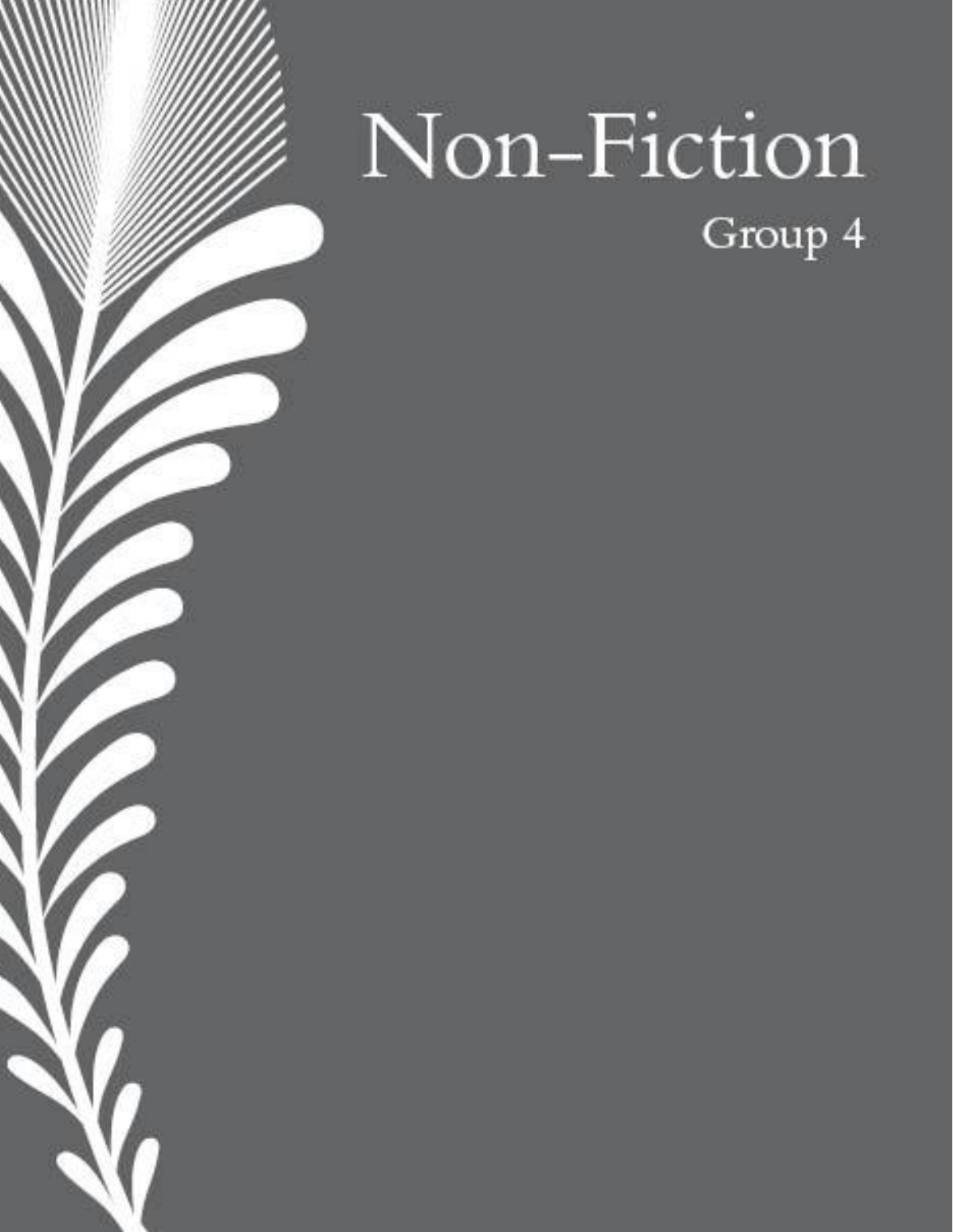# Non-Fiction

Group 4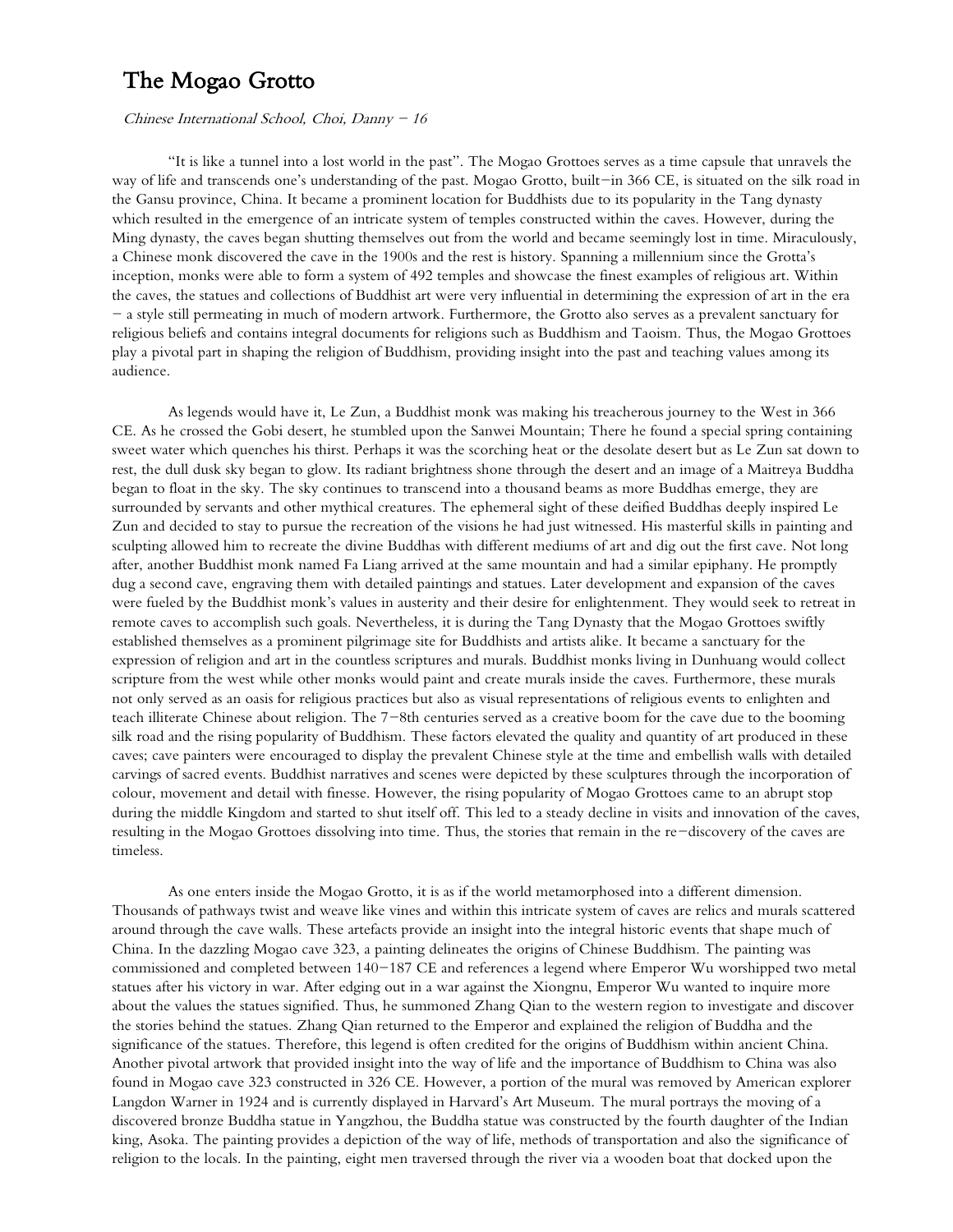# The Mogao Grotto

*Chinese International School, Choi, Danny – 16*

"It is like a tunnel into a lost world in the past". The Mogao Grottoes serves as a time capsule that unravels the way of life and transcends one's understanding of the past. Mogao Grotto, built–in 366 CE, is situated on the silk road in the Gansu province, China. It became a prominent location for Buddhists due to its popularity in the Tang dynasty which resulted in the emergence of an intricate system of temples constructed within the caves. However, during the Ming dynasty, the caves began shutting themselves out from the world and became seemingly lost in time. Miraculously, a Chinese monk discovered the cave in the 1900s and the rest is history. Spanning a millennium since the Grotta's inception, monks were able to form a system of 492 temples and showcase the finest examples of religious art. Within the caves, the statues and collections of Buddhist art were very influential in determining the expression of art in the era – a style still permeating in much of modern artwork. Furthermore, the Grotto also serves as a prevalent sanctuary for religious beliefs and contains integral documents for religions such as Buddhism and Taoism. Thus, the Mogao Grottoes play a pivotal part in shaping the religion of Buddhism, providing insight into the past and teaching values among its audience.

As legends would have it, Le Zun, a Buddhist monk was making his treacherous journey to the West in 366 CE. As he crossed the Gobi desert, he stumbled upon the Sanwei Mountain; There he found a special spring containing sweet water which quenches his thirst. Perhaps it was the scorching heat or the desolate desert but as Le Zun sat down to rest, the dull dusk sky began to glow. Its radiant brightness shone through the desert and an image of a Maitreya Buddha began to float in the sky. The sky continues to transcend into a thousand beams as more Buddhas emerge, they are surrounded by servants and other mythical creatures. The ephemeral sight of these deified Buddhas deeply inspired Le Zun and decided to stay to pursue the recreation of the visions he had just witnessed. His masterful skills in painting and sculpting allowed him to recreate the divine Buddhas with different mediums of art and dig out the first cave. Not long after, another Buddhist monk named Fa Liang arrived at the same mountain and had a similar epiphany. He promptly dug a second cave, engraving them with detailed paintings and statues. Later development and expansion of the caves were fueled by the Buddhist monk's values in austerity and their desire for enlightenment. They would seek to retreat in remote caves to accomplish such goals. Nevertheless, it is during the Tang Dynasty that the Mogao Grottoes swiftly established themselves as a prominent pilgrimage site for Buddhists and artists alike. It became a sanctuary for the expression of religion and art in the countless scriptures and murals. Buddhist monks living in Dunhuang would collect scripture from the west while other monks would paint and create murals inside the caves. Furthermore, these murals not only served as an oasis for religious practices but also as visual representations of religious events to enlighten and teach illiterate Chinese about religion. The 7–8th centuries served as a creative boom for the cave due to the booming silk road and the rising popularity of Buddhism. These factors elevated the quality and quantity of art produced in these caves; cave painters were encouraged to display the prevalent Chinese style at the time and embellish walls with detailed carvings of sacred events. Buddhist narratives and scenes were depicted by these sculptures through the incorporation of colour, movement and detail with finesse. However, the rising popularity of Mogao Grottoes came to an abrupt stop during the middle Kingdom and started to shut itself off. This led to a steady decline in visits and innovation of the caves, resulting in the Mogao Grottoes dissolving into time. Thus, the stories that remain in the re–discovery of the caves are timeless.

As one enters inside the Mogao Grotto, it is as if the world metamorphosed into a different dimension. Thousands of pathways twist and weave like vines and within this intricate system of caves are relics and murals scattered around through the cave walls. These artefacts provide an insight into the integral historic events that shape much of China. In the dazzling Mogao cave 323, a painting delineates the origins of Chinese Buddhism. The painting was commissioned and completed between 140–187 CE and references a legend where Emperor Wu worshipped two metal statues after his victory in war. After edging out in a war against the Xiongnu, Emperor Wu wanted to inquire more about the values the statues signified. Thus, he summoned Zhang Qian to the western region to investigate and discover the stories behind the statues. Zhang Qian returned to the Emperor and explained the religion of Buddha and the significance of the statues. Therefore, this legend is often credited for the origins of Buddhism within ancient China. Another pivotal artwork that provided insight into the way of life and the importance of Buddhism to China was also found in Mogao cave 323 constructed in 326 CE. However, a portion of the mural was removed by American explorer Langdon Warner in 1924 and is currently displayed in Harvard's Art Museum. The mural portrays the moving of a discovered bronze Buddha statue in Yangzhou, the Buddha statue was constructed by the fourth daughter of the Indian king, Asoka. The painting provides a depiction of the way of life, methods of transportation and also the significance of religion to the locals. In the painting, eight men traversed through the river via a wooden boat that docked upon the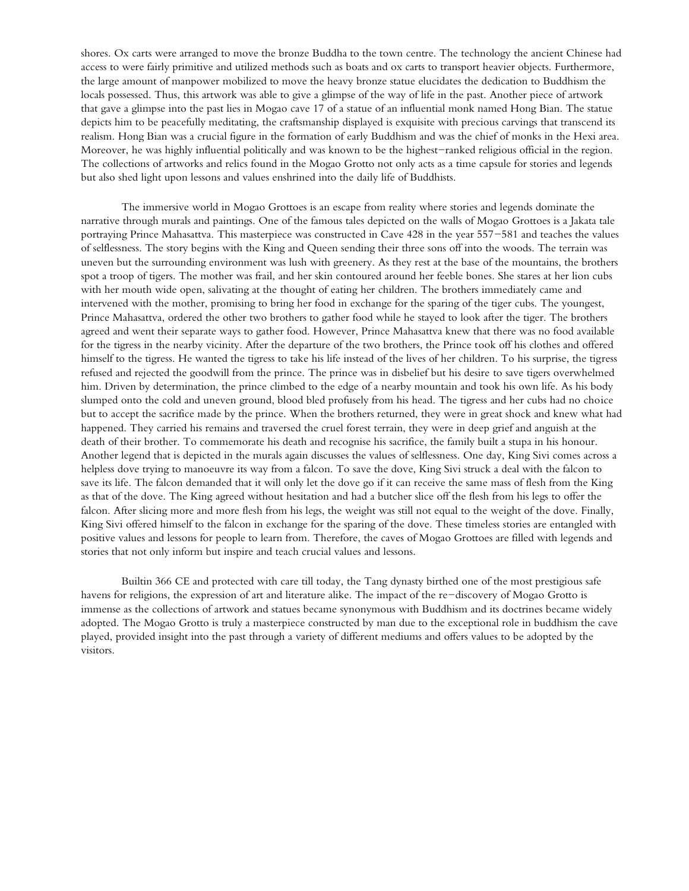shores. Ox carts were arranged to move the bronze Buddha to the town centre. The technology the ancient Chinese had access to were fairly primitive and utilized methods such as boats and ox carts to transport heavier objects. Furthermore, the large amount of manpower mobilized to move the heavy bronze statue elucidates the dedication to Buddhism the locals possessed. Thus, this artwork was able to give a glimpse of the way of life in the past. Another piece of artwork that gave a glimpse into the past lies in Mogao cave 17 of a statue of an influential monk named Hong Bian. The statue depicts him to be peacefully meditating, the craftsmanship displayed is exquisite with precious carvings that transcend its realism. Hong Bian was a crucial figure in the formation of early Buddhism and was the chief of monks in the Hexi area. Moreover, he was highly influential politically and was known to be the highest-ranked religious official in the region. The collections of artworks and relics found in the Mogao Grotto not only acts as a time capsule for stories and legends but also shed light upon lessons and values enshrined into the daily life of Buddhists.

The immersive world in Mogao Grottoes is an escape from reality where stories and legends dominate the narrative through murals and paintings. One of the famous tales depicted on the walls of Mogao Grottoes is a Jakata tale portraying Prince Mahasattva. This masterpiece was constructed in Cave 428 in the year 557-581 and teaches the values of selflessness. The story begins with the King and Queen sending their three sons off into the woods. The terrain was uneven but the surrounding environment was lush with greenery. As they rest at the base of the mountains, the brothers spot a troop of tigers. The mother was frail, and her skin contoured around her feeble bones. She stares at her lion cubs with her mouth wide open, salivating at the thought of eating her children. The brothers immediately came and intervened with the mother, promising to bring her food in exchange for the sparing of the tiger cubs. The youngest, Prince Mahasattva, ordered the other two brothers to gather food while he stayed to look after the tiger. The brothers agreed and went their separate ways to gather food. However, Prince Mahasattva knew that there was no food available for the tigress in the nearby vicinity. After the departure of the two brothers, the Prince took off his clothes and offered himself to the tigress. He wanted the tigress to take his life instead of the lives of her children. To his surprise, the tigress refused and rejected the goodwill from the prince. The prince was in disbelief but his desire to save tigers overwhelmed him. Driven by determination, the prince climbed to the edge of a nearby mountain and took his own life. As his body slumped onto the cold and uneven ground, blood bled profusely from his head. The tigress and her cubs had no choice but to accept the sacrifice made by the prince. When the brothers returned, they were in great shock and knew what had happened. They carried his remains and traversed the cruel forest terrain, they were in deep grief and anguish at the death of their brother. To commemorate his death and recognise his sacrifice, the family built a stupa in his honour. Another legend that is depicted in the murals again discusses the values of selflessness. One day, King Sivi comes across a helpless dove trying to manoeuvre its way from a falcon. To save the dove, King Sivi struck a deal with the falcon to save its life. The falcon demanded that it will only let the dove go if it can receive the same mass of flesh from the King as that of the dove. The King agreed without hesitation and had a butcher slice off the flesh from his legs to offer the falcon. After slicing more and more flesh from his legs, the weight was still not equal to the weight of the dove. Finally, King Sivi offered himself to the falcon in exchange for the sparing of the dove. These timeless stories are entangled with positive values and lessons for people to learn from. Therefore, the caves of Mogao Grottoes are filled with legends and stories that not only inform but inspire and teach crucial values and lessons.

Builtin 366 CE and protected with care till today, the Tang dynasty birthed one of the most prestigious safe havens for religions, the expression of art and literature alike. The impact of the re-discovery of Mogao Grotto is immense as the collections of artwork and statues became synonymous with Buddhism and its doctrines became widely adopted. The Mogao Grotto is truly a masterpiece constructed by man due to the exceptional role in buddhism the cave played, provided insight into the past through a variety of different mediums and offers values to be adopted by the visitors.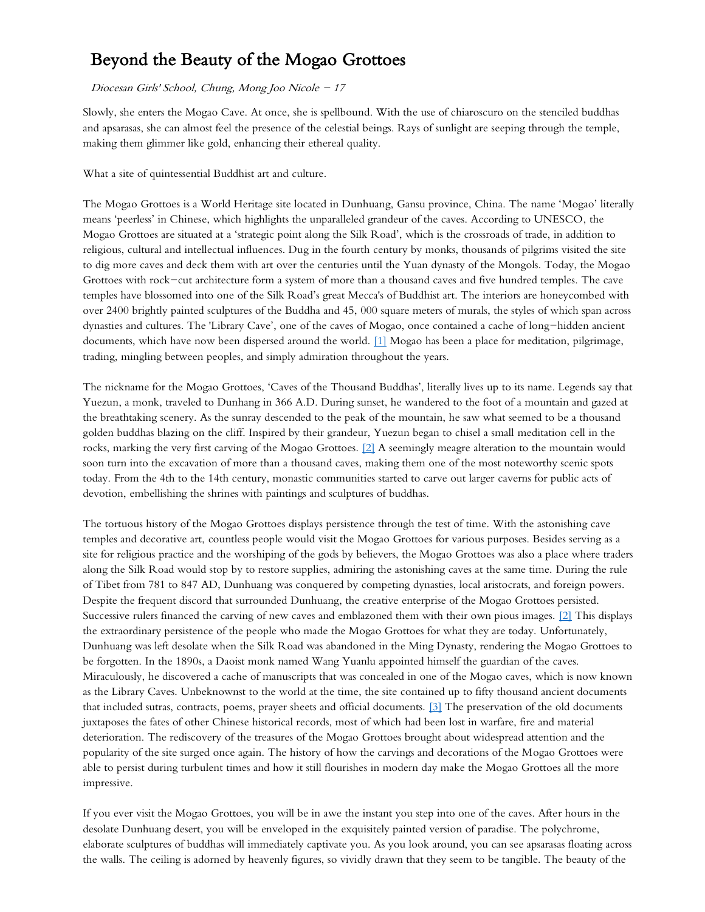# Beyond the Beauty of the Mogao Grottoes

*Diocesan Girls' School, Chung, Mong Joo Nicole – 17*

Slowly, she enters the Mogao Cave. At once, she is spellbound. With the use of chiaroscuro on the stenciled buddhas and apsarasas, she can almost feel the presence of the celestial beings. Rays of sunlight are seeping through the temple, making them glimmer like gold, enhancing their ethereal quality.

What a site of quintessential Buddhist art and culture.

The Mogao Grottoes is a World Heritage site located in Dunhuang, Gansu province, China. The name 'Mogao' literally means 'peerless' in Chinese, which highlights the unparalleled grandeur of the caves. According to UNESCO, the Mogao Grottoes are situated at a 'strategic point along the Silk Road', which is the crossroads of trade, in addition to religious, cultural and intellectual influences. Dug in the fourth century by monks, thousands of pilgrims visited the site to dig more caves and deck them with art over the centuries until the Yuan dynasty of the Mongols. Today, the Mogao Grottoes with rock-cut architecture form a system of more than a thousand caves and five hundred temples. The cave temples have blossomed into one of the Silk Road's great Mecca's of Buddhist art. The interiors are honeycombed with over 2400 brightly painted sculptures of the Buddha and 45, 000 square meters of murals, the styles of which span across dynasties and cultures. The 'Library Cave', one of the caves of Mogao, once contained a cache of long-hidden ancient documents, which have now been dispersed around the world. [1] Mogao has been a place for meditation, pilgrimage, trading, mingling between peoples, and simply admiration throughout the years.

The nickname for the Mogao Grottoes, 'Caves of the Thousand Buddhas', literally lives up to its name. Legends say that Yuezun, a monk, traveled to Dunhang in 366 A.D. During sunset, he wandered to the foot of a mountain and gazed at the breathtaking scenery. As the sunray descended to the peak of the mountain, he saw what seemed to be a thousand golden buddhas blazing on the cliff. Inspired by their grandeur, Yuezun began to chisel a small meditation cell in the rocks, marking the very first carving of the Mogao Grottoes. [2] A seemingly meagre alteration to the mountain would soon turn into the excavation of more than a thousand caves, making them one of the most noteworthy scenic spots today. From the 4th to the 14th century, monastic communities started to carve out larger caverns for public acts of devotion, embellishing the shrines with paintings and sculptures of buddhas.

The tortuous history of the Mogao Grottoes displays persistence through the test of time. With the astonishing cave temples and decorative art, countless people would visit the Mogao Grottoes for various purposes. Besides serving as a site for religious practice and the worshiping of the gods by believers, the Mogao Grottoes was also a place where traders along the Silk Road would stop by to restore supplies, admiring the astonishing caves at the same time. During the rule of Tibet from 781 to 847 AD, Dunhuang was conquered by competing dynasties, local aristocrats, and foreign powers. Despite the frequent discord that surrounded Dunhuang, the creative enterprise of the Mogao Grottoes persisted. Successive rulers financed the carving of new caves and emblazoned them with their own pious images. [2] This displays the extraordinary persistence of the people who made the Mogao Grottoes for what they are today. Unfortunately, Dunhuang was left desolate when the Silk Road was abandoned in the Ming Dynasty, rendering the Mogao Grottoes to be forgotten. In the 1890s, a Daoist monk named Wang Yuanlu appointed himself the guardian of the caves. Miraculously, he discovered a cache of manuscripts that was concealed in one of the Mogao caves, which is now known as the Library Caves. Unbeknownst to the world at the time, the site contained up to fifty thousand ancient documents that included sutras, contracts, poems, prayer sheets and official documents. [3] The preservation of the old documents juxtaposes the fates of other Chinese historical records, most of which had been lost in warfare, fire and material deterioration. The rediscovery of the treasures of the Mogao Grottoes brought about widespread attention and the popularity of the site surged once again. The history of how the carvings and decorations of the Mogao Grottoes were able to persist during turbulent times and how it still flourishes in modern day make the Mogao Grottoes all the more impressive.

If you ever visit the Mogao Grottoes, you will be in awe the instant you step into one of the caves. After hours in the desolate Dunhuang desert, you will be enveloped in the exquisitely painted version of paradise. The polychrome, elaborate sculptures of buddhas will immediately captivate you. As you look around, you can see apsarasas floating across the walls. The ceiling is adorned by heavenly figures, so vividly drawn that they seem to be tangible. The beauty of the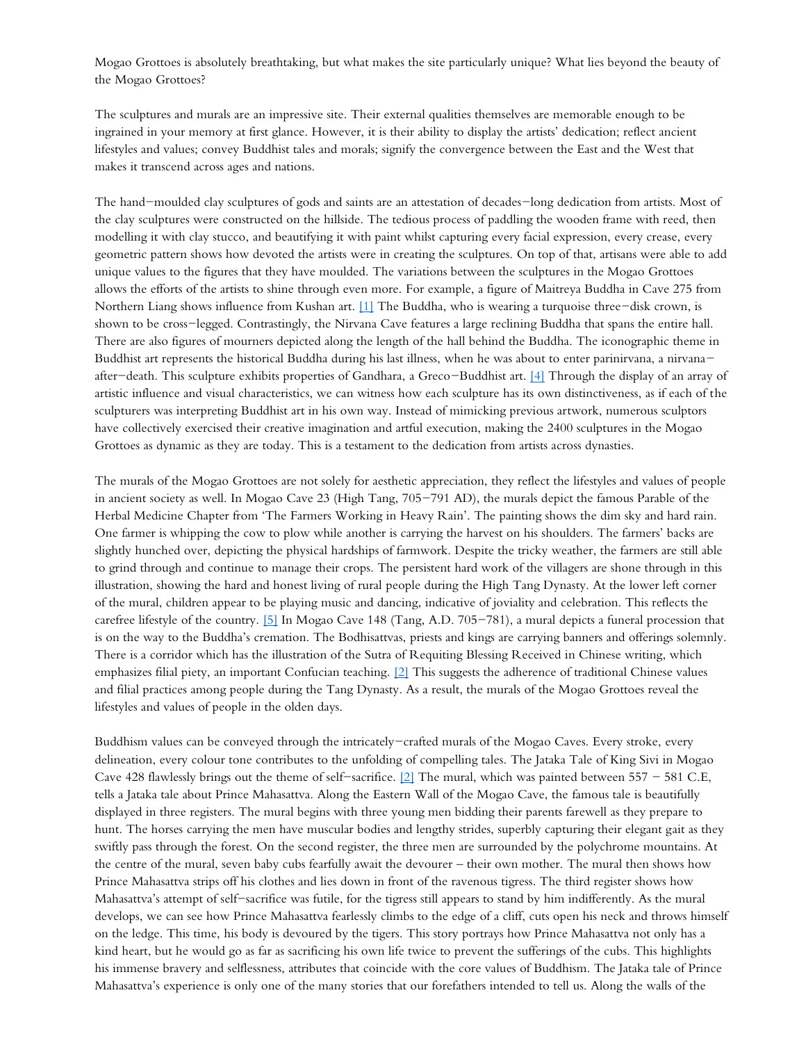Mogao Grottoes is absolutely breathtaking, but what makes the site particularly unique? What lies beyond the beauty of the Mogao Grottoes?

The sculptures and murals are an impressive site. Their external qualities themselves are memorable enough to be ingrained in your memory at first glance. However, it is their ability to display the artists' dedication; reflect ancient lifestyles and values; convey Buddhist tales and morals; signify the convergence between the East and the West that makes it transcend across ages and nations.

The hand-moulded clay sculptures of gods and saints are an attestation of decades-long dedication from artists. Most of the clay sculptures were constructed on the hillside. The tedious process of paddling the wooden frame with reed, then modelling it with clay stucco, and beautifying it with paint whilst capturing every facial expression, every crease, every geometric pattern shows how devoted the artists were in creating the sculptures. On top of that, artisans were able to add unique values to the figures that they have moulded. The variations between the sculptures in the Mogao Grottoes allows the efforts of the artists to shine through even more. For example, a figure of Maitreya Buddha in Cave 275 from Northern Liang shows influence from Kushan art. [1] The Buddha, who is wearing a turquoise three-disk crown, is shown to be cross-legged. Contrastingly, the Nirvana Cave features a large reclining Buddha that spans the entire hall. There are also figures of mourners depicted along the length of the hall behind the Buddha. The iconographic theme in Buddhist art represents the historical Buddha during his last illness, when he was about to enter parinirvana, a nirvana-after-death. This sculpture exhibits properties of Gandhara, a Greco-Buddhist art. [4] Through the display of an array of artistic influence and visual characteristics, we can witness how each sculpture has its own distinctiveness, as if each of the sculpturers was interpreting Buddhist art in his own way. Instead of mimicking previous artwork, numerous sculptors have collectively exercised their creative imagination and artful execution, making the 2400 sculptures in the Mogao Grottoes as dynamic as they are today. This is a testament to the dedication from artists across dynasties.

The murals of the Mogao Grottoes are not solely for aesthetic appreciation, they reflect the lifestyles and values of people in ancient society as well. In Mogao Cave 23 (High Tang, 705-791 AD), the murals depict the famous Parable of the Herbal Medicine Chapter from 'The Farmers Working in Heavy Rain'. The painting shows the dim sky and hard rain. One farmer is whipping the cow to plow while another is carrying the harvest on his shoulders. The farmers' backs are slightly hunched over, depicting the physical hardships of farmwork. Despite the tricky weather, the farmers are still able to grind through and continue to manage their crops. The persistent hard work of the villagers are shone through in this illustration, showing the hard and honest living of rural people during the High Tang Dynasty. At the lower left corner of the mural, children appear to be playing music and dancing, indicative of joviality and celebration. This reflects the carefree lifestyle of the country. [5] In Mogao Cave 148 (Tang, A.D. 705-781), a mural depicts a funeral procession that is on the way to the Buddha's cremation. The Bodhisattvas, priests and kings are carrying banners and offerings solemnly. There is a corridor which has the illustration of the Sutra of Requiting Blessing Received in Chinese writing, which emphasizes filial piety, an important Confucian teaching. [2] This suggests the adherence of traditional Chinese values and filial practices among people during the Tang Dynasty. As a result, the murals of the Mogao Grottoes reveal the lifestyles and values of people in the olden days.

Buddhism values can be conveyed through the intricately-crafted murals of the Mogao Caves. Every stroke, every delineation, every colour tone contributes to the unfolding of compelling tales. The Jataka Tale of King Sivi in Mogao Cave 428 flawlessly brings out the theme of self-sacrifice. [2] The mural, which was painted between 557 - 581 C.E, tells a Jataka tale about Prince Mahasattva. Along the Eastern Wall of the Mogao Cave, the famous tale is beautifully displayed in three registers. The mural begins with three young men bidding their parents farewell as they prepare to hunt. The horses carrying the men have muscular bodies and lengthy strides, superbly capturing their elegant gait as they swiftly pass through the forest. On the second register, the three men are surrounded by the polychrome mountains. At the centre of the mural, seven baby cubs fearfully await the devourer – their own mother. The mural then shows how Prince Mahasattva strips off his clothes and lies down in front of the ravenous tigress. The third register shows how Mahasattva's attempt of self-sacrifice was futile, for the tigress still appears to stand by him indifferently. As the mural develops, we can see how Prince Mahasattva fearlessly climbs to the edge of a cliff, cuts open his neck and throws himself on the ledge. This time, his body is devoured by the tigers. This story portrays how Prince Mahasattva not only has a kind heart, but he would go as far as sacrificing his own life twice to prevent the sufferings of the cubs. This highlights his immense bravery and selflessness, attributes that coincide with the core values of Buddhism. The Jataka tale of Prince Mahasattva's experience is only one of the many stories that our forefathers intended to tell us. Along the walls of the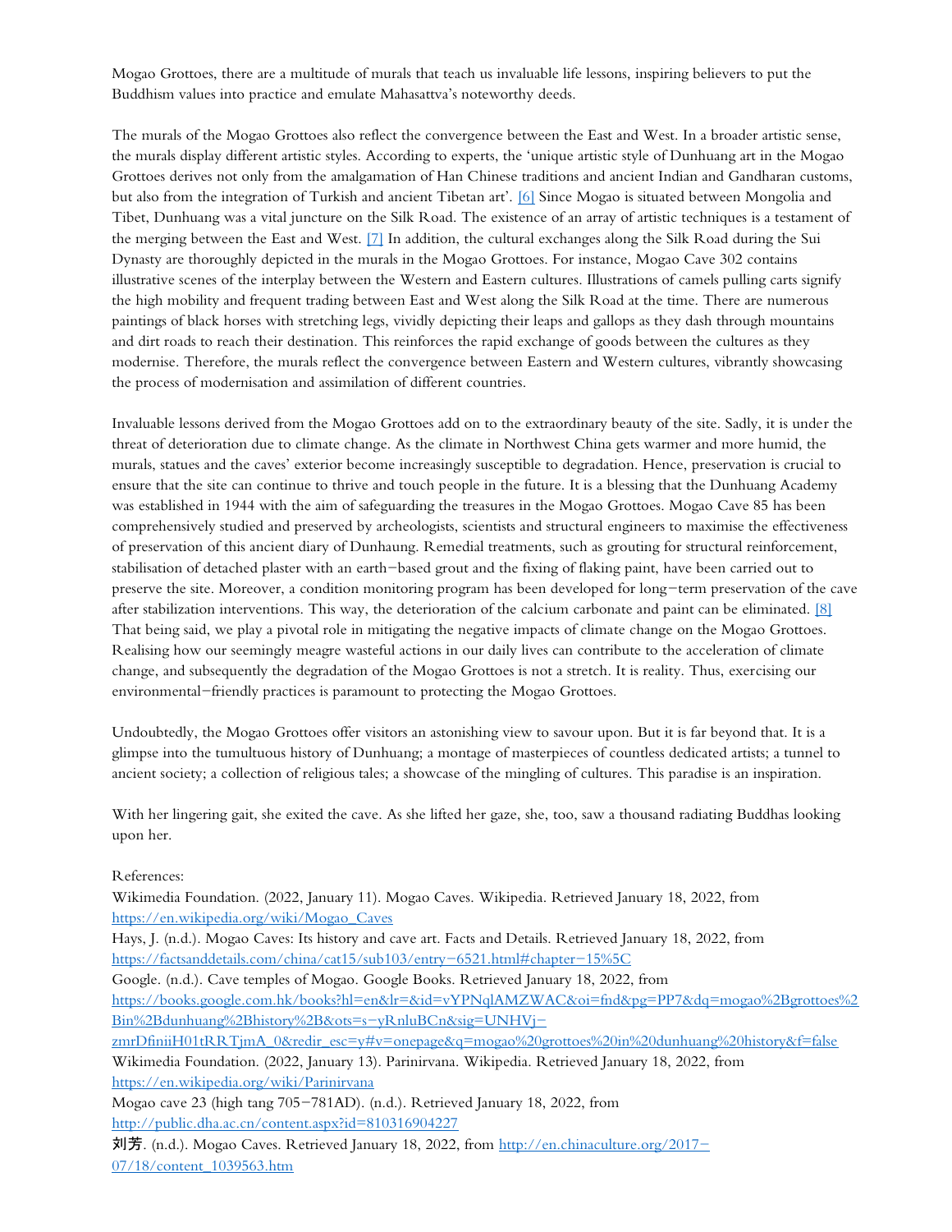Mogao Grottoes, there are a multitude of murals that teach us invaluable life lessons, inspiring believers to put the Buddhism values into practice and emulate Mahasattva's noteworthy deeds.

The murals of the Mogao Grottoes also reflect the convergence between the East and West. In a broader artistic sense, the murals display different artistic styles. According to experts, the 'unique artistic style of Dunhuang art in the Mogao Grottoes derives not only from the amalgamation of Han Chinese traditions and ancient Indian and Gandharan customs, but also from the integration of Turkish and ancient Tibetan art'. [6] Since Mogao is situated between Mongolia and Tibet, Dunhuang was a vital juncture on the Silk Road. The existence of an array of artistic techniques is a testament of the merging between the East and West. [7] In addition, the cultural exchanges along the Silk Road during the Sui Dynasty are thoroughly depicted in the murals in the Mogao Grottoes. For instance, Mogao Cave 302 contains illustrative scenes of the interplay between the Western and Eastern cultures. Illustrations of camels pulling carts signify the high mobility and frequent trading between East and West along the Silk Road at the time. There are numerous paintings of black horses with stretching legs, vividly depicting their leaps and gallops as they dash through mountains and dirt roads to reach their destination. This reinforces the rapid exchange of goods between the cultures as they modernise. Therefore, the murals reflect the convergence between Eastern and Western cultures, vibrantly showcasing the process of modernisation and assimilation of different countries.

Invaluable lessons derived from the Mogao Grottoes add on to the extraordinary beauty of the site. Sadly, it is under the threat of deterioration due to climate change. As the climate in Northwest China gets warmer and more humid, the murals, statues and the caves' exterior become increasingly susceptible to degradation. Hence, preservation is crucial to ensure that the site can continue to thrive and touch people in the future. It is a blessing that the Dunhuang Academy was established in 1944 with the aim of safeguarding the treasures in the Mogao Grottoes. Mogao Cave 85 has been comprehensively studied and preserved by archeologists, scientists and structural engineers to maximise the effectiveness of preservation of this ancient diary of Dunhaung. Remedial treatments, such as grouting for structural reinforcement, stabilisation of detached plaster with an earth-based grout and the fixing of flaking paint, have been carried out to preserve the site. Moreover, a condition monitoring program has been developed for long-term preservation of the cave after stabilization interventions. This way, the deterioration of the calcium carbonate and paint can be eliminated. [8] That being said, we play a pivotal role in mitigating the negative impacts of climate change on the Mogao Grottoes. Realising how our seemingly meagre wasteful actions in our daily lives can contribute to the acceleration of climate change, and subsequently the degradation of the Mogao Grottoes is not a stretch. It is reality. Thus, exercising our environmental-friendly practices is paramount to protecting the Mogao Grottoes.

Undoubtedly, the Mogao Grottoes offer visitors an astonishing view to savour upon. But it is far beyond that. It is a glimpse into the tumultuous history of Dunhuang; a montage of masterpieces of countless dedicated artists; a tunnel to ancient society; a collection of religious tales; a showcase of the mingling of cultures. This paradise is an inspiration.

With her lingering gait, she exited the cave. As she lifted her gaze, she, too, saw a thousand radiating Buddhas looking upon her.

References:

Wikimedia Foundation. (2022, January 11). Mogao Caves. Wikipedia. Retrieved January 18, 2022, from https://en.wikipedia.org/wiki/Mogao_Caves

Hays, J. (n.d.). Mogao Caves: Its history and cave art. Facts and Details. Retrieved January 18, 2022, from https://factsanddetails.com/china/cat15/sub103/entry-6521.html#chapter-15%5C

Google. (n.d.). Cave temples of Mogao. Google Books. Retrieved January 18, 2022, from https://books.google.com.hk/books?hl=en&lr=&id=vYPNqlAMZWAC&oi=fnd&pg=PP7&dq=mogao%2Bgrottoes%2Bin%2Bdunhuang%2Bhistory%2B&ots=s-yRnluBCn&sig=UNHVj-zmrDfiniiH01tRRTjmA_0&redir_esc=y#v=onepage&q=mogao%20grottoes%20in%20dunhuang%20history&f=false

Wikimedia Foundation. (2022, January 13). Parinirvana. Wikipedia. Retrieved January 18, 2022, from https://en.wikipedia.org/wiki/Parinirvana

Mogao cave 23 (high tang 705-781AD). (n.d.). Retrieved January 18, 2022, from http://public.dha.ac.cn/content.aspx?id=810316904227

刘芳. (n.d.). Mogao Caves. Retrieved January 18, 2022, from http://en.chinaculture.org/2017-07/18/content_1039563.htm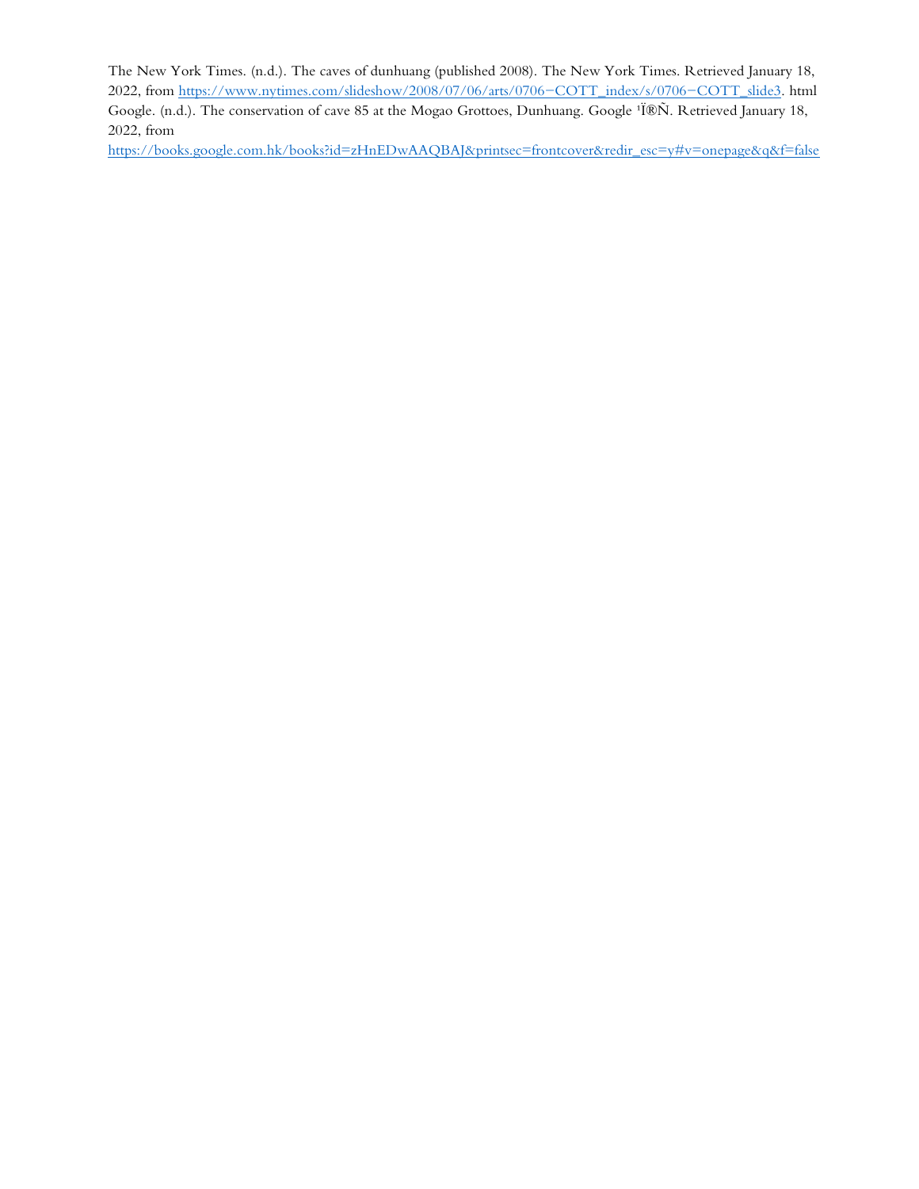The New York Times. (n.d.). The caves of dunhuang (published 2008). The New York Times. Retrieved January 18, 2022, from https://www.nytimes.com/slideshow/2008/07/06/arts/0706−COTT_index/s/0706−COTT_slide3. html

Google. (n.d.). The conservation of cave 85 at the Mogao Grottoes, Dunhuang. Google ¹Ï®Ñ. Retrieved January 18, 2022, from https://books.google.com.hk/books?id=zHnEDwAAQBAJ&printsec=frontcover&redir_esc=y#v=onepage&q&f=false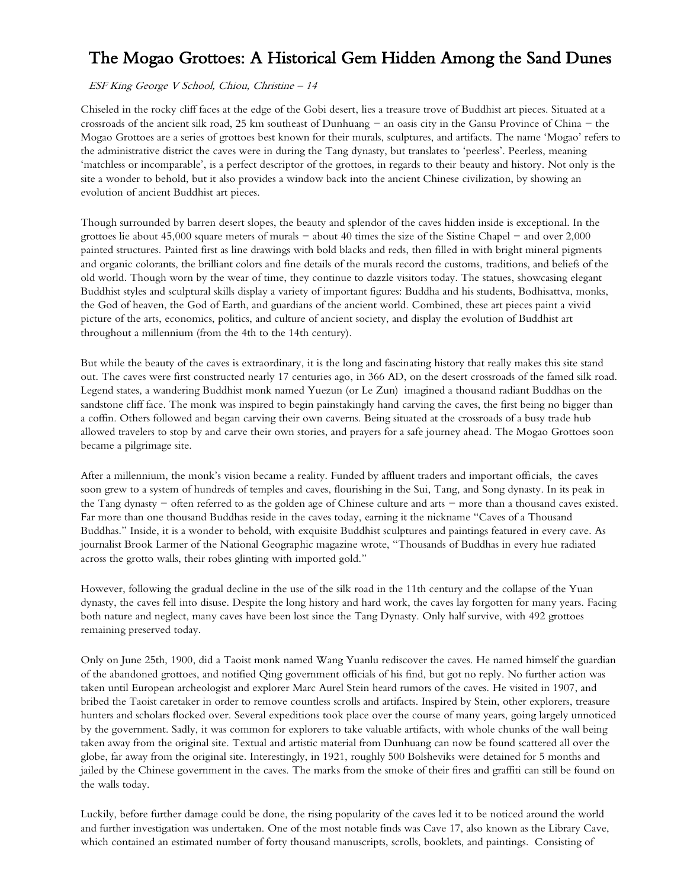# The Mogao Grottoes: A Historical Gem Hidden Among the Sand Dunes

*ESF King George V School, Chiou, Christine – 14*

Chiseled in the rocky cliff faces at the edge of the Gobi desert, lies a treasure trove of Buddhist art pieces. Situated at a crossroads of the ancient silk road, 25 km southeast of Dunhuang – an oasis city in the Gansu Province of China – the Mogao Grottoes are a series of grottoes best known for their murals, sculptures, and artifacts. The name 'Mogao' refers to the administrative district the caves were in during the Tang dynasty, but translates to 'peerless'. Peerless, meaning 'matchless or incomparable', is a perfect descriptor of the grottoes, in regards to their beauty and history. Not only is the site a wonder to behold, but it also provides a window back into the ancient Chinese civilization, by showing an evolution of ancient Buddhist art pieces.

Though surrounded by barren desert slopes, the beauty and splendor of the caves hidden inside is exceptional. In the grottoes lie about 45,000 square meters of murals – about 40 times the size of the Sistine Chapel – and over 2,000 painted structures. Painted first as line drawings with bold blacks and reds, then filled in with bright mineral pigments and organic colorants, the brilliant colors and fine details of the murals record the customs, traditions, and beliefs of the old world. Though worn by the wear of time, they continue to dazzle visitors today. The statues, showcasing elegant Buddhist styles and sculptural skills display a variety of important figures: Buddha and his students, Bodhisattva, monks, the God of heaven, the God of Earth, and guardians of the ancient world. Combined, these art pieces paint a vivid picture of the arts, economics, politics, and culture of ancient society, and display the evolution of Buddhist art throughout a millennium (from the 4th to the 14th century).

But while the beauty of the caves is extraordinary, it is the long and fascinating history that really makes this site stand out. The caves were first constructed nearly 17 centuries ago, in 366 AD, on the desert crossroads of the famed silk road. Legend states, a wandering Buddhist monk named Yuezun (or Le Zun) imagined a thousand radiant Buddhas on the sandstone cliff face. The monk was inspired to begin painstakingly hand carving the caves, the first being no bigger than a coffin. Others followed and began carving their own caverns. Being situated at the crossroads of a busy trade hub allowed travelers to stop by and carve their own stories, and prayers for a safe journey ahead. The Mogao Grottoes soon became a pilgrimage site.

After a millennium, the monk's vision became a reality. Funded by affluent traders and important officials, the caves soon grew to a system of hundreds of temples and caves, flourishing in the Sui, Tang, and Song dynasty. In its peak in the Tang dynasty – often referred to as the golden age of Chinese culture and arts – more than a thousand caves existed. Far more than one thousand Buddhas reside in the caves today, earning it the nickname "Caves of a Thousand Buddhas." Inside, it is a wonder to behold, with exquisite Buddhist sculptures and paintings featured in every cave. As journalist Brook Larmer of the National Geographic magazine wrote, "Thousands of Buddhas in every hue radiated across the grotto walls, their robes glinting with imported gold."

However, following the gradual decline in the use of the silk road in the 11th century and the collapse of the Yuan dynasty, the caves fell into disuse. Despite the long history and hard work, the caves lay forgotten for many years. Facing both nature and neglect, many caves have been lost since the Tang Dynasty. Only half survive, with 492 grottoes remaining preserved today.

Only on June 25th, 1900, did a Taoist monk named Wang Yuanlu rediscover the caves. He named himself the guardian of the abandoned grottoes, and notified Qing government officials of his find, but got no reply. No further action was taken until European archeologist and explorer Marc Aurel Stein heard rumors of the caves. He visited in 1907, and bribed the Taoist caretaker in order to remove countless scrolls and artifacts. Inspired by Stein, other explorers, treasure hunters and scholars flocked over. Several expeditions took place over the course of many years, going largely unnoticed by the government. Sadly, it was common for explorers to take valuable artifacts, with whole chunks of the wall being taken away from the original site. Textual and artistic material from Dunhuang can now be found scattered all over the globe, far away from the original site. Interestingly, in 1921, roughly 500 Bolsheviks were detained for 5 months and jailed by the Chinese government in the caves. The marks from the smoke of their fires and graffiti can still be found on the walls today.

Luckily, before further damage could be done, the rising popularity of the caves led it to be noticed around the world and further investigation was undertaken. One of the most notable finds was Cave 17, also known as the Library Cave, which contained an estimated number of forty thousand manuscripts, scrolls, booklets, and paintings. Consisting of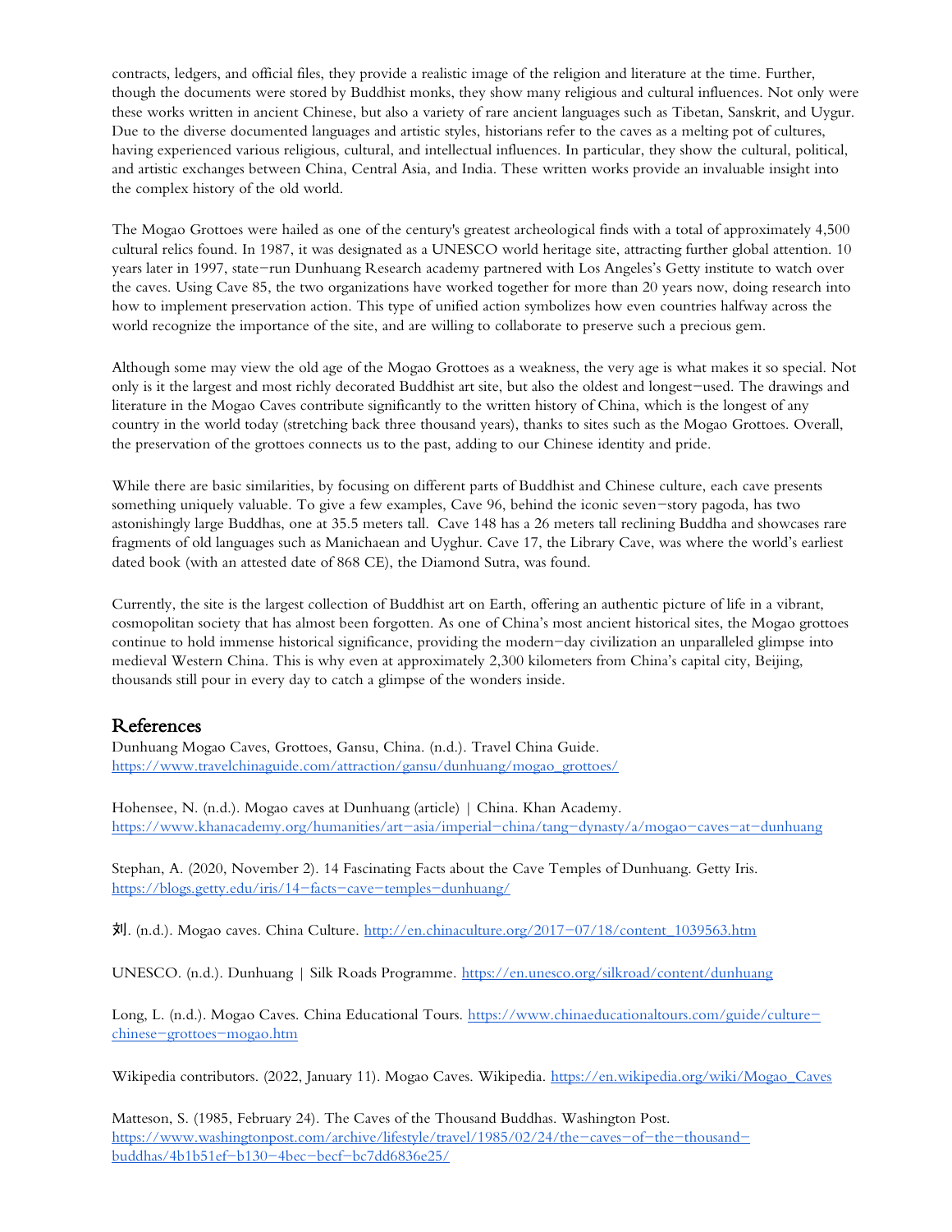contracts, ledgers, and official files, they provide a realistic image of the religion and literature at the time. Further, though the documents were stored by Buddhist monks, they show many religious and cultural influences. Not only were these works written in ancient Chinese, but also a variety of rare ancient languages such as Tibetan, Sanskrit, and Uygur. Due to the diverse documented languages and artistic styles, historians refer to the caves as a melting pot of cultures, having experienced various religious, cultural, and intellectual influences. In particular, they show the cultural, political, and artistic exchanges between China, Central Asia, and India. These written works provide an invaluable insight into the complex history of the old world.

The Mogao Grottoes were hailed as one of the century's greatest archeological finds with a total of approximately 4,500 cultural relics found. In 1987, it was designated as a UNESCO world heritage site, attracting further global attention. 10 years later in 1997, state-run Dunhuang Research academy partnered with Los Angeles's Getty institute to watch over the caves. Using Cave 85, the two organizations have worked together for more than 20 years now, doing research into how to implement preservation action. This type of unified action symbolizes how even countries halfway across the world recognize the importance of the site, and are willing to collaborate to preserve such a precious gem.

Although some may view the old age of the Mogao Grottoes as a weakness, the very age is what makes it so special. Not only is it the largest and most richly decorated Buddhist art site, but also the oldest and longest-used. The drawings and literature in the Mogao Caves contribute significantly to the written history of China, which is the longest of any country in the world today (stretching back three thousand years), thanks to sites such as the Mogao Grottoes. Overall, the preservation of the grottoes connects us to the past, adding to our Chinese identity and pride.

While there are basic similarities, by focusing on different parts of Buddhist and Chinese culture, each cave presents something uniquely valuable. To give a few examples, Cave 96, behind the iconic seven-story pagoda, has two astonishingly large Buddhas, one at 35.5 meters tall. Cave 148 has a 26 meters tall reclining Buddha and showcases rare fragments of old languages such as Manichaean and Uyghur. Cave 17, the Library Cave, was where the world's earliest dated book (with an attested date of 868 CE), the Diamond Sutra, was found.

Currently, the site is the largest collection of Buddhist art on Earth, offering an authentic picture of life in a vibrant, cosmopolitan society that has almost been forgotten. As one of China's most ancient historical sites, the Mogao grottoes continue to hold immense historical significance, providing the modern-day civilization an unparalleled glimpse into medieval Western China. This is why even at approximately 2,300 kilometers from China's capital city, Beijing, thousands still pour in every day to catch a glimpse of the wonders inside.

## References

Dunhuang Mogao Caves, Grottoes, Gansu, China. (n.d.). Travel China Guide. https://www.travelchinaguide.com/attraction/gansu/dunhuang/mogao_grottoes/

Hohensee, N. (n.d.). Mogao caves at Dunhuang (article) | China. Khan Academy. https://www.khanacademy.org/humanities/art-asia/imperial-china/tang-dynasty/a/mogao-caves-at-dunhuang

Stephan, A. (2020, November 2). 14 Fascinating Facts about the Cave Temples of Dunhuang. Getty Iris. https://blogs.getty.edu/iris/14-facts-cave-temples-dunhuang/

刘. (n.d.). Mogao caves. China Culture. http://en.chinaculture.org/2017-07/18/content_1039563.htm

UNESCO. (n.d.). Dunhuang | Silk Roads Programme. https://en.unesco.org/silkroad/content/dunhuang

Long, L. (n.d.). Mogao Caves. China Educational Tours. https://www.chinaeducationaltours.com/guide/culture-chinese-grottoes-mogao.htm

Wikipedia contributors. (2022, January 11). Mogao Caves. Wikipedia. https://en.wikipedia.org/wiki/Mogao_Caves

Matteson, S. (1985, February 24). The Caves of the Thousand Buddhas. Washington Post. https://www.washingtonpost.com/archive/lifestyle/travel/1985/02/24/the-caves-of-the-thousand-buddhas/4b1b51ef-b130-4bec-becf-bc7dd6836e25/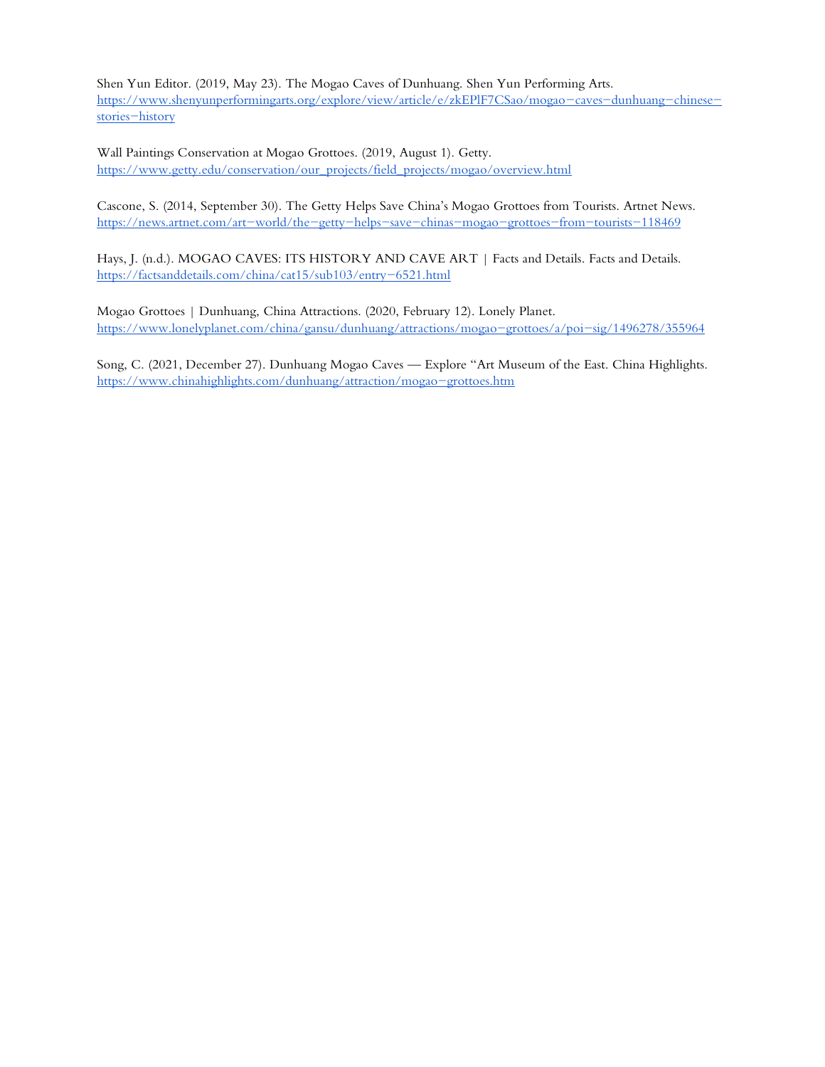Shen Yun Editor. (2019, May 23). The Mogao Caves of Dunhuang. Shen Yun Performing Arts. https://www.shenyunperformingarts.org/explore/view/article/e/zkEPlF7CSao/mogao-caves-dunhuang-chinese-stories-history

Wall Paintings Conservation at Mogao Grottoes. (2019, August 1). Getty. https://www.getty.edu/conservation/our_projects/field_projects/mogao/overview.html

Cascone, S. (2014, September 30). The Getty Helps Save China's Mogao Grottoes from Tourists. Artnet News. https://news.artnet.com/art-world/the-getty-helps-save-chinas-mogao-grottoes-from-tourists-118469

Hays, J. (n.d.). MOGAO CAVES: ITS HISTORY AND CAVE ART | Facts and Details. Facts and Details. https://factsanddetails.com/china/cat15/sub103/entry-6521.html

Mogao Grottoes | Dunhuang, China Attractions. (2020, February 12). Lonely Planet. https://www.lonelyplanet.com/china/gansu/dunhuang/attractions/mogao-grottoes/a/poi-sig/1496278/355964

Song, C. (2021, December 27). Dunhuang Mogao Caves — Explore "Art Museum of the East. China Highlights. https://www.chinahighlights.com/dunhuang/attraction/mogao-grottoes.htm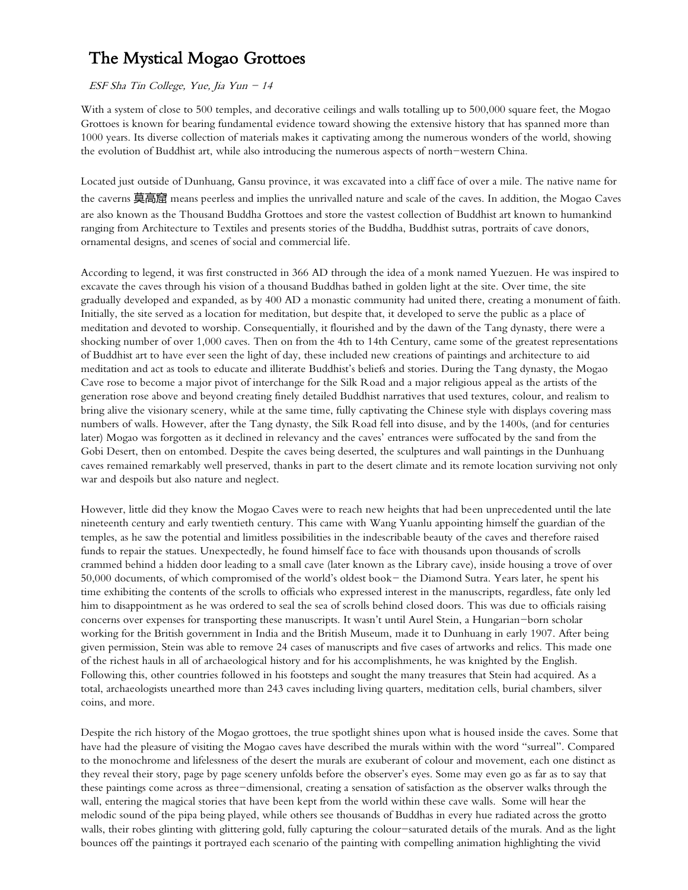# The Mystical Mogao Grottoes

*ESF Sha Tin College, Yue, Jia Yun – 14*

With a system of close to 500 temples, and decorative ceilings and walls totalling up to 500,000 square feet, the Mogao Grottoes is known for bearing fundamental evidence toward showing the extensive history that has spanned more than 1000 years. Its diverse collection of materials makes it captivating among the numerous wonders of the world, showing the evolution of Buddhist art, while also introducing the numerous aspects of north–western China.

Located just outside of Dunhuang, Gansu province, it was excavated into a cliff face of over a mile. The native name for the caverns **莫高窟** means peerless and implies the unrivalled nature and scale of the caves. In addition, the Mogao Caves are also known as the Thousand Buddha Grottoes and store the vastest collection of Buddhist art known to humankind ranging from Architecture to Textiles and presents stories of the Buddha, Buddhist sutras, portraits of cave donors, ornamental designs, and scenes of social and commercial life.

According to legend, it was first constructed in 366 AD through the idea of a monk named Yuezuen. He was inspired to excavate the caves through his vision of a thousand Buddhas bathed in golden light at the site. Over time, the site gradually developed and expanded, as by 400 AD a monastic community had united there, creating a monument of faith. Initially, the site served as a location for meditation, but despite that, it developed to serve the public as a place of meditation and devoted to worship. Consequentially, it flourished and by the dawn of the Tang dynasty, there were a shocking number of over 1,000 caves. Then on from the 4th to 14th Century, came some of the greatest representations of Buddhist art to have ever seen the light of day, these included new creations of paintings and architecture to aid meditation and act as tools to educate and illiterate Buddhist's beliefs and stories. During the Tang dynasty, the Mogao Cave rose to become a major pivot of interchange for the Silk Road and a major religious appeal as the artists of the generation rose above and beyond creating finely detailed Buddhist narratives that used textures, colour, and realism to bring alive the visionary scenery, while at the same time, fully captivating the Chinese style with displays covering mass numbers of walls. However, after the Tang dynasty, the Silk Road fell into disuse, and by the 1400s, (and for centuries later) Mogao was forgotten as it declined in relevancy and the caves' entrances were suffocated by the sand from the Gobi Desert, then on entombed. Despite the caves being deserted, the sculptures and wall paintings in the Dunhuang caves remained remarkably well preserved, thanks in part to the desert climate and its remote location surviving not only war and despoils but also nature and neglect.

However, little did they know the Mogao Caves were to reach new heights that had been unprecedented until the late nineteenth century and early twentieth century. This came with Wang Yuanlu appointing himself the guardian of the temples, as he saw the potential and limitless possibilities in the indescribable beauty of the caves and therefore raised funds to repair the statues. Unexpectedly, he found himself face to face with thousands upon thousands of scrolls crammed behind a hidden door leading to a small cave (later known as the Library cave), inside housing a trove of over 50,000 documents, of which compromised of the world's oldest book– the Diamond Sutra. Years later, he spent his time exhibiting the contents of the scrolls to officials who expressed interest in the manuscripts, regardless, fate only led him to disappointment as he was ordered to seal the sea of scrolls behind closed doors. This was due to officials raising concerns over expenses for transporting these manuscripts. It wasn't until Aurel Stein, a Hungarian–born scholar working for the British government in India and the British Museum, made it to Dunhuang in early 1907. After being given permission, Stein was able to remove 24 cases of manuscripts and five cases of artworks and relics. This made one of the richest hauls in all of archaeological history and for his accomplishments, he was knighted by the English. Following this, other countries followed in his footsteps and sought the many treasures that Stein had acquired. As a total, archaeologists unearthed more than 243 caves including living quarters, meditation cells, burial chambers, silver coins, and more.

Despite the rich history of the Mogao grottoes, the true spotlight shines upon what is housed inside the caves. Some that have had the pleasure of visiting the Mogao caves have described the murals within with the word "surreal". Compared to the monochrome and lifelessness of the desert the murals are exuberant of colour and movement, each one distinct as they reveal their story, page by page scenery unfolds before the observer's eyes. Some may even go as far as to say that these paintings come across as three–dimensional, creating a sensation of satisfaction as the observer walks through the wall, entering the magical stories that have been kept from the world within these cave walls. Some will hear the melodic sound of the pipa being played, while others see thousands of Buddhas in every hue radiated across the grotto walls, their robes glinting with glittering gold, fully capturing the colour–saturated details of the murals. And as the light bounces off the paintings it portrayed each scenario of the painting with compelling animation highlighting the vivid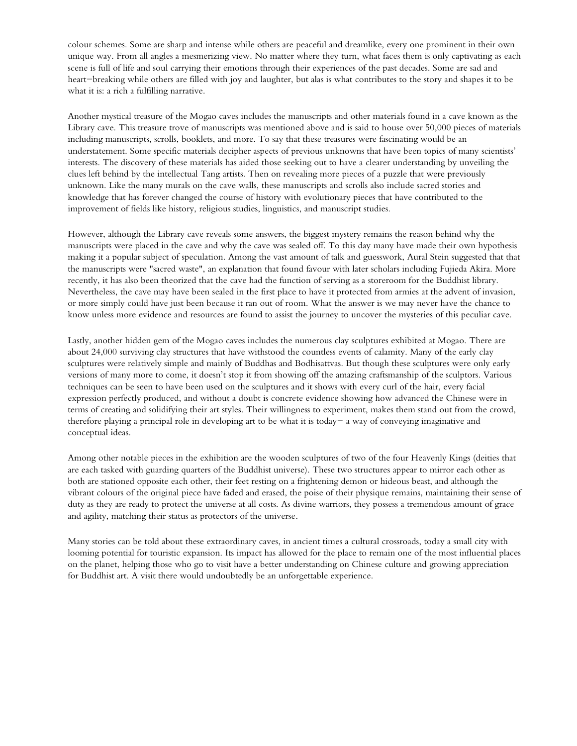colour schemes. Some are sharp and intense while others are peaceful and dreamlike, every one prominent in their own unique way. From all angles a mesmerizing view. No matter where they turn, what faces them is only captivating as each scene is full of life and soul carrying their emotions through their experiences of the past decades. Some are sad and heart–breaking while others are filled with joy and laughter, but alas is what contributes to the story and shapes it to be what it is: a rich a fulfilling narrative.

Another mystical treasure of the Mogao caves includes the manuscripts and other materials found in a cave known as the Library cave. This treasure trove of manuscripts was mentioned above and is said to house over 50,000 pieces of materials including manuscripts, scrolls, booklets, and more. To say that these treasures were fascinating would be an understatement. Some specific materials decipher aspects of previous unknowns that have been topics of many scientists' interests. The discovery of these materials has aided those seeking out to have a clearer understanding by unveiling the clues left behind by the intellectual Tang artists. Then on revealing more pieces of a puzzle that were previously unknown. Like the many murals on the cave walls, these manuscripts and scrolls also include sacred stories and knowledge that has forever changed the course of history with evolutionary pieces that have contributed to the improvement of fields like history, religious studies, linguistics, and manuscript studies.

However, although the Library cave reveals some answers, the biggest mystery remains the reason behind why the manuscripts were placed in the cave and why the cave was sealed off. To this day many have made their own hypothesis making it a popular subject of speculation. Among the vast amount of talk and guesswork, Aural Stein suggested that that the manuscripts were "sacred waste", an explanation that found favour with later scholars including Fujieda Akira. More recently, it has also been theorized that the cave had the function of serving as a storeroom for the Buddhist library. Nevertheless, the cave may have been sealed in the first place to have it protected from armies at the advent of invasion, or more simply could have just been because it ran out of room. What the answer is we may never have the chance to know unless more evidence and resources are found to assist the journey to uncover the mysteries of this peculiar cave.

Lastly, another hidden gem of the Mogao caves includes the numerous clay sculptures exhibited at Mogao. There are about 24,000 surviving clay structures that have withstood the countless events of calamity. Many of the early clay sculptures were relatively simple and mainly of Buddhas and Bodhisattvas. But though these sculptures were only early versions of many more to come, it doesn't stop it from showing off the amazing craftsmanship of the sculptors. Various techniques can be seen to have been used on the sculptures and it shows with every curl of the hair, every facial expression perfectly produced, and without a doubt is concrete evidence showing how advanced the Chinese were in terms of creating and solidifying their art styles. Their willingness to experiment, makes them stand out from the crowd, therefore playing a principal role in developing art to be what it is today– a way of conveying imaginative and conceptual ideas.

Among other notable pieces in the exhibition are the wooden sculptures of two of the four Heavenly Kings (deities that are each tasked with guarding quarters of the Buddhist universe). These two structures appear to mirror each other as both are stationed opposite each other, their feet resting on a frightening demon or hideous beast, and although the vibrant colours of the original piece have faded and erased, the poise of their physique remains, maintaining their sense of duty as they are ready to protect the universe at all costs. As divine warriors, they possess a tremendous amount of grace and agility, matching their status as protectors of the universe.

Many stories can be told about these extraordinary caves, in ancient times a cultural crossroads, today a small city with looming potential for touristic expansion. Its impact has allowed for the place to remain one of the most influential places on the planet, helping those who go to visit have a better understanding on Chinese culture and growing appreciation for Buddhist art. A visit there would undoubtedly be an unforgettable experience.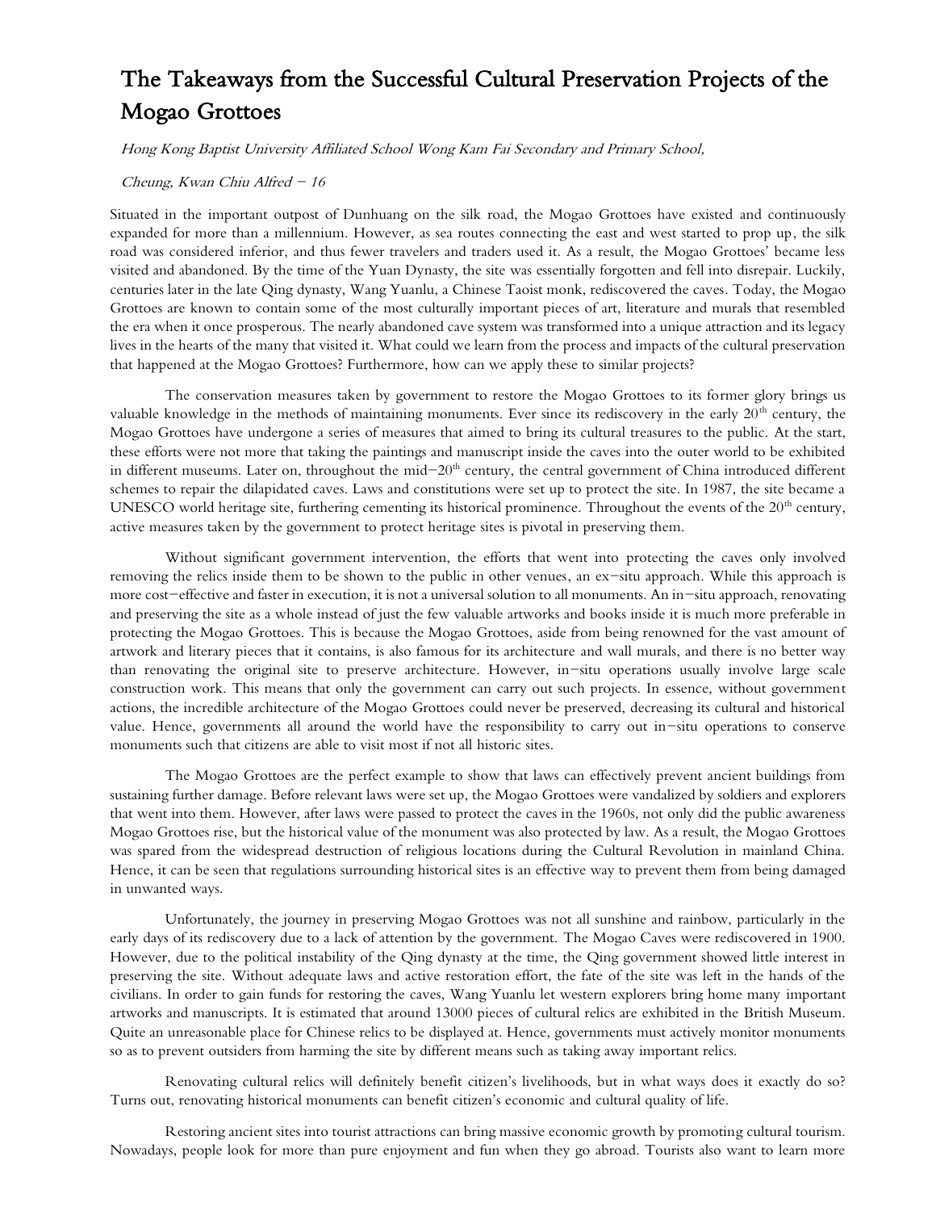# The Takeaways from the Successful Cultural Preservation Projects of the Mogao Grottoes

*Hong Kong Baptist University Affiliated School Wong Kam Fai Secondary and Primary School,*

*Cheung, Kwan Chiu Alfred – 16*

Situated in the important outpost of Dunhuang on the silk road, the Mogao Grottoes have existed and continuously expanded for more than a millennium. However, as sea routes connecting the east and west started to prop up, the silk road was considered inferior, and thus fewer travelers and traders used it. As a result, the Mogao Grottoes' became less visited and abandoned. By the time of the Yuan Dynasty, the site was essentially forgotten and fell into disrepair. Luckily, centuries later in the late Qing dynasty, Wang Yuanlu, a Chinese Taoist monk, rediscovered the caves. Today, the Mogao Grottoes are known to contain some of the most culturally important pieces of art, literature and murals that resembled the era when it once prosperous. The nearly abandoned cave system was transformed into a unique attraction and its legacy lives in the hearts of the many that visited it. What could we learn from the process and impacts of the cultural preservation that happened at the Mogao Grottoes? Furthermore, how can we apply these to similar projects?

The conservation measures taken by government to restore the Mogao Grottoes to its former glory brings us valuable knowledge in the methods of maintaining monuments. Ever since its rediscovery in the early 20th century, the Mogao Grottoes have undergone a series of measures that aimed to bring its cultural treasures to the public. At the start, these efforts were not more that taking the paintings and manuscript inside the caves into the outer world to be exhibited in different museums. Later on, throughout the mid–20th century, the central government of China introduced different schemes to repair the dilapidated caves. Laws and constitutions were set up to protect the site. In 1987, the site became a UNESCO world heritage site, furthering cementing its historical prominence. Throughout the events of the 20th century, active measures taken by the government to protect heritage sites is pivotal in preserving them.

Without significant government intervention, the efforts that went into protecting the caves only involved removing the relics inside them to be shown to the public in other venues, an ex–situ approach. While this approach is more cost–effective and faster in execution, it is not a universal solution to all monuments. An in–situ approach, renovating and preserving the site as a whole instead of just the few valuable artworks and books inside it is much more preferable in protecting the Mogao Grottoes. This is because the Mogao Grottoes, aside from being renowned for the vast amount of artwork and literary pieces that it contains, is also famous for its architecture and wall murals, and there is no better way than renovating the original site to preserve architecture. However, in–situ operations usually involve large scale construction work. This means that only the government can carry out such projects. In essence, without government actions, the incredible architecture of the Mogao Grottoes could never be preserved, decreasing its cultural and historical value. Hence, governments all around the world have the responsibility to carry out in–situ operations to conserve monuments such that citizens are able to visit most if not all historic sites.

The Mogao Grottoes are the perfect example to show that laws can effectively prevent ancient buildings from sustaining further damage. Before relevant laws were set up, the Mogao Grottoes were vandalized by soldiers and explorers that went into them. However, after laws were passed to protect the caves in the 1960s, not only did the public awareness Mogao Grottoes rise, but the historical value of the monument was also protected by law. As a result, the Mogao Grottoes was spared from the widespread destruction of religious locations during the Cultural Revolution in mainland China. Hence, it can be seen that regulations surrounding historical sites is an effective way to prevent them from being damaged in unwanted ways.

Unfortunately, the journey in preserving Mogao Grottoes was not all sunshine and rainbow, particularly in the early days of its rediscovery due to a lack of attention by the government. The Mogao Caves were rediscovered in 1900. However, due to the political instability of the Qing dynasty at the time, the Qing government showed little interest in preserving the site. Without adequate laws and active restoration effort, the fate of the site was left in the hands of the civilians. In order to gain funds for restoring the caves, Wang Yuanlu let western explorers bring home many important artworks and manuscripts. It is estimated that around 13000 pieces of cultural relics are exhibited in the British Museum. Quite an unreasonable place for Chinese relics to be displayed at. Hence, governments must actively monitor monuments so as to prevent outsiders from harming the site by different means such as taking away important relics.

Renovating cultural relics will definitely benefit citizen's livelihoods, but in what ways does it exactly do so? Turns out, renovating historical monuments can benefit citizen's economic and cultural quality of life.

Restoring ancient sites into tourist attractions can bring massive economic growth by promoting cultural tourism. Nowadays, people look for more than pure enjoyment and fun when they go abroad. Tourists also want to learn more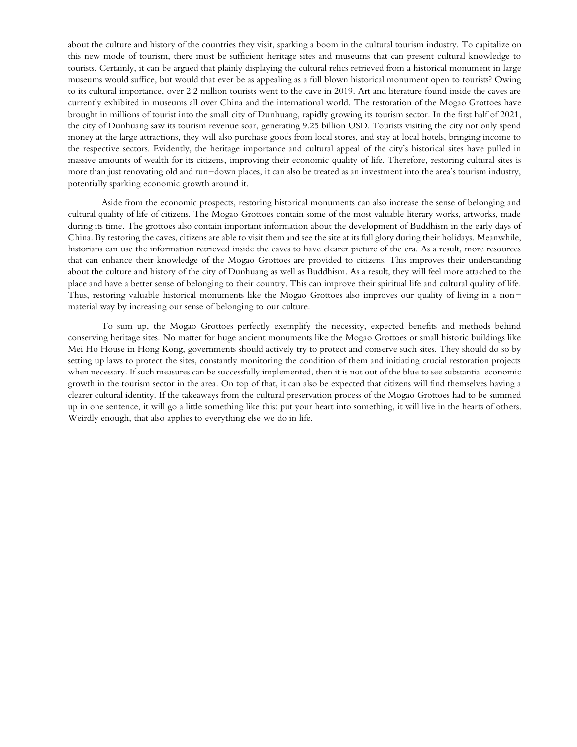about the culture and history of the countries they visit, sparking a boom in the cultural tourism industry. To capitalize on this new mode of tourism, there must be sufficient heritage sites and museums that can present cultural knowledge to tourists. Certainly, it can be argued that plainly displaying the cultural relics retrieved from a historical monument in large museums would suffice, but would that ever be as appealing as a full blown historical monument open to tourists? Owing to its cultural importance, over 2.2 million tourists went to the cave in 2019. Art and literature found inside the caves are currently exhibited in museums all over China and the international world. The restoration of the Mogao Grottoes have brought in millions of tourist into the small city of Dunhuang, rapidly growing its tourism sector. In the first half of 2021, the city of Dunhuang saw its tourism revenue soar, generating 9.25 billion USD. Tourists visiting the city not only spend money at the large attractions, they will also purchase goods from local stores, and stay at local hotels, bringing income to the respective sectors. Evidently, the heritage importance and cultural appeal of the city's historical sites have pulled in massive amounts of wealth for its citizens, improving their economic quality of life. Therefore, restoring cultural sites is more than just renovating old and run-down places, it can also be treated as an investment into the area's tourism industry, potentially sparking economic growth around it.

Aside from the economic prospects, restoring historical monuments can also increase the sense of belonging and cultural quality of life of citizens. The Mogao Grottoes contain some of the most valuable literary works, artworks, made during its time. The grottoes also contain important information about the development of Buddhism in the early days of China. By restoring the caves, citizens are able to visit them and see the site at its full glory during their holidays. Meanwhile, historians can use the information retrieved inside the caves to have clearer picture of the era. As a result, more resources that can enhance their knowledge of the Mogao Grottoes are provided to citizens. This improves their understanding about the culture and history of the city of Dunhuang as well as Buddhism. As a result, they will feel more attached to the place and have a better sense of belonging to their country. This can improve their spiritual life and cultural quality of life. Thus, restoring valuable historical monuments like the Mogao Grottoes also improves our quality of living in a non-material way by increasing our sense of belonging to our culture.

To sum up, the Mogao Grottoes perfectly exemplify the necessity, expected benefits and methods behind conserving heritage sites. No matter for huge ancient monuments like the Mogao Grottoes or small historic buildings like Mei Ho House in Hong Kong, governments should actively try to protect and conserve such sites. They should do so by setting up laws to protect the sites, constantly monitoring the condition of them and initiating crucial restoration projects when necessary. If such measures can be successfully implemented, then it is not out of the blue to see substantial economic growth in the tourism sector in the area. On top of that, it can also be expected that citizens will find themselves having a clearer cultural identity. If the takeaways from the cultural preservation process of the Mogao Grottoes had to be summed up in one sentence, it will go a little something like this: put your heart into something, it will live in the hearts of others. Weirdly enough, that also applies to everything else we do in life.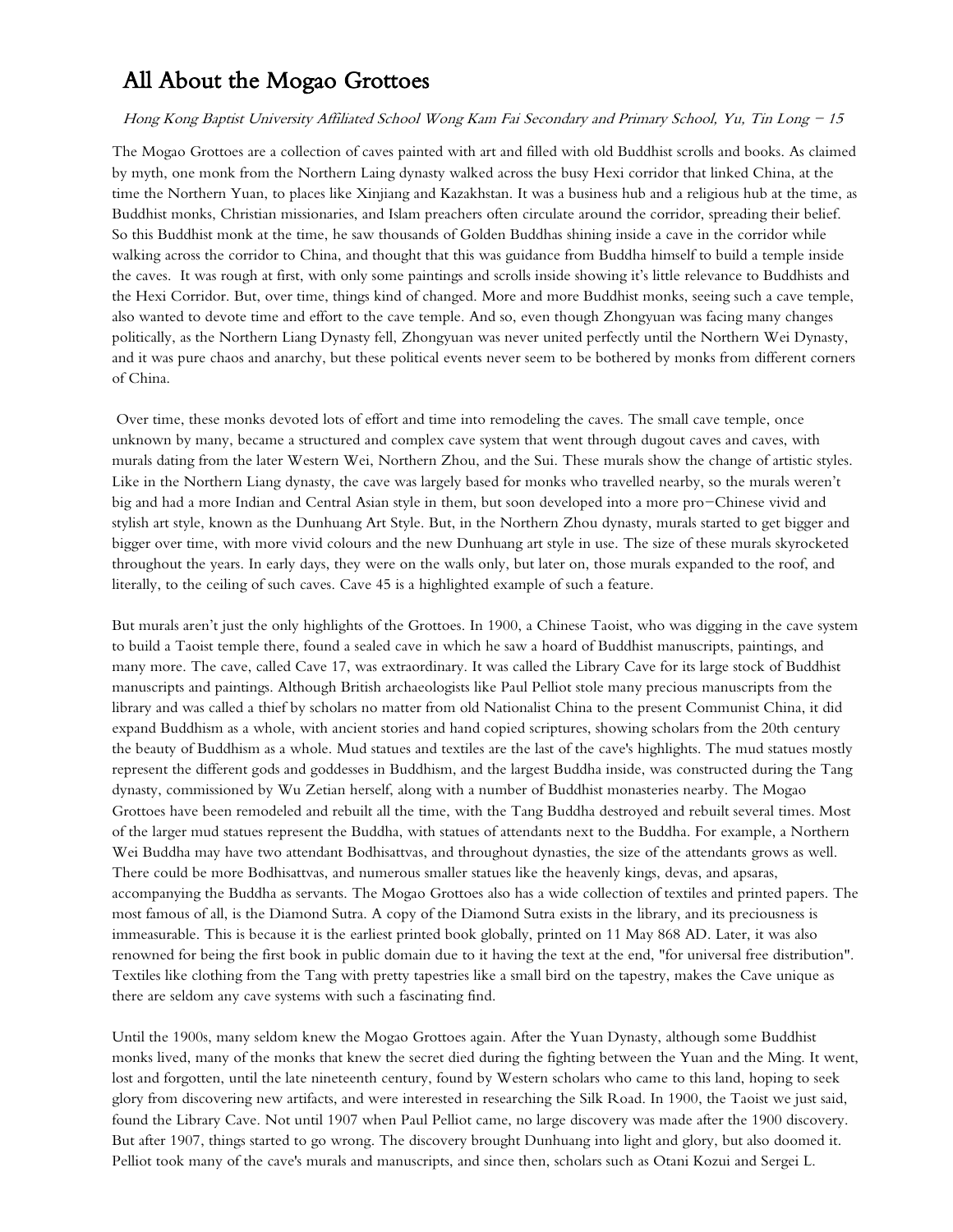# All About the Mogao Grottoes

*Hong Kong Baptist University Affiliated School Wong Kam Fai Secondary and Primary School, Yu, Tin Long – 15*

The Mogao Grottoes are a collection of caves painted with art and filled with old Buddhist scrolls and books. As claimed by myth, one monk from the Northern Laing dynasty walked across the busy Hexi corridor that linked China, at the time the Northern Yuan, to places like Xinjiang and Kazakhstan. It was a business hub and a religious hub at the time, as Buddhist monks, Christian missionaries, and Islam preachers often circulate around the corridor, spreading their belief. So this Buddhist monk at the time, he saw thousands of Golden Buddhas shining inside a cave in the corridor while walking across the corridor to China, and thought that this was guidance from Buddha himself to build a temple inside the caves. It was rough at first, with only some paintings and scrolls inside showing it's little relevance to Buddhists and the Hexi Corridor. But, over time, things kind of changed. More and more Buddhist monks, seeing such a cave temple, also wanted to devote time and effort to the cave temple. And so, even though Zhongyuan was facing many changes politically, as the Northern Liang Dynasty fell, Zhongyuan was never united perfectly until the Northern Wei Dynasty, and it was pure chaos and anarchy, but these political events never seem to be bothered by monks from different corners of China.

Over time, these monks devoted lots of effort and time into remodeling the caves. The small cave temple, once unknown by many, became a structured and complex cave system that went through dugout caves and caves, with murals dating from the later Western Wei, Northern Zhou, and the Sui. These murals show the change of artistic styles. Like in the Northern Liang dynasty, the cave was largely based for monks who travelled nearby, so the murals weren't big and had a more Indian and Central Asian style in them, but soon developed into a more pro-Chinese vivid and stylish art style, known as the Dunhuang Art Style. But, in the Northern Zhou dynasty, murals started to get bigger and bigger over time, with more vivid colours and the new Dunhuang art style in use. The size of these murals skyrocketed throughout the years. In early days, they were on the walls only, but later on, those murals expanded to the roof, and literally, to the ceiling of such caves. Cave 45 is a highlighted example of such a feature.

But murals aren't just the only highlights of the Grottoes. In 1900, a Chinese Taoist, who was digging in the cave system to build a Taoist temple there, found a sealed cave in which he saw a hoard of Buddhist manuscripts, paintings, and many more. The cave, called Cave 17, was extraordinary. It was called the Library Cave for its large stock of Buddhist manuscripts and paintings. Although British archaeologists like Paul Pelliot stole many precious manuscripts from the library and was called a thief by scholars no matter from old Nationalist China to the present Communist China, it did expand Buddhism as a whole, with ancient stories and hand copied scriptures, showing scholars from the 20th century the beauty of Buddhism as a whole. Mud statues and textiles are the last of the cave's highlights. The mud statues mostly represent the different gods and goddesses in Buddhism, and the largest Buddha inside, was constructed during the Tang dynasty, commissioned by Wu Zetian herself, along with a number of Buddhist monasteries nearby. The Mogao Grottoes have been remodeled and rebuilt all the time, with the Tang Buddha destroyed and rebuilt several times. Most of the larger mud statues represent the Buddha, with statues of attendants next to the Buddha. For example, a Northern Wei Buddha may have two attendant Bodhisattvas, and throughout dynasties, the size of the attendants grows as well. There could be more Bodhisattvas, and numerous smaller statues like the heavenly kings, devas, and apsaras, accompanying the Buddha as servants. The Mogao Grottoes also has a wide collection of textiles and printed papers. The most famous of all, is the Diamond Sutra. A copy of the Diamond Sutra exists in the library, and its preciousness is immeasurable. This is because it is the earliest printed book globally, printed on 11 May 868 AD. Later, it was also renowned for being the first book in public domain due to it having the text at the end, "for universal free distribution". Textiles like clothing from the Tang with pretty tapestries like a small bird on the tapestry, makes the Cave unique as there are seldom any cave systems with such a fascinating find.

Until the 1900s, many seldom knew the Mogao Grottoes again. After the Yuan Dynasty, although some Buddhist monks lived, many of the monks that knew the secret died during the fighting between the Yuan and the Ming. It went, lost and forgotten, until the late nineteenth century, found by Western scholars who came to this land, hoping to seek glory from discovering new artifacts, and were interested in researching the Silk Road. In 1900, the Taoist we just said, found the Library Cave. Not until 1907 when Paul Pelliot came, no large discovery was made after the 1900 discovery. But after 1907, things started to go wrong. The discovery brought Dunhuang into light and glory, but also doomed it. Pelliot took many of the cave's murals and manuscripts, and since then, scholars such as Otani Kozui and Sergei L.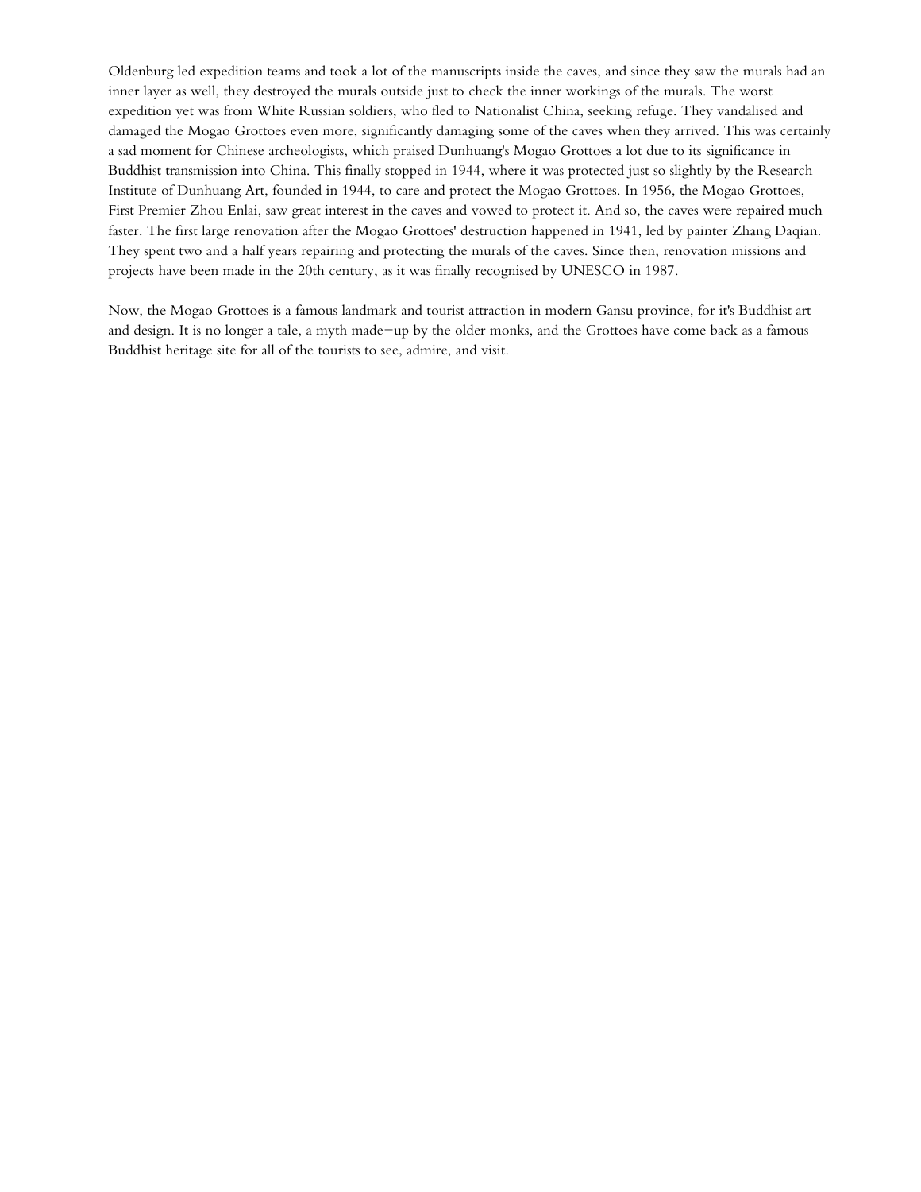Oldenburg led expedition teams and took a lot of the manuscripts inside the caves, and since they saw the murals had an inner layer as well, they destroyed the murals outside just to check the inner workings of the murals. The worst expedition yet was from White Russian soldiers, who fled to Nationalist China, seeking refuge. They vandalised and damaged the Mogao Grottoes even more, significantly damaging some of the caves when they arrived. This was certainly a sad moment for Chinese archeologists, which praised Dunhuang's Mogao Grottoes a lot due to its significance in Buddhist transmission into China. This finally stopped in 1944, where it was protected just so slightly by the Research Institute of Dunhuang Art, founded in 1944, to care and protect the Mogao Grottoes. In 1956, the Mogao Grottoes, First Premier Zhou Enlai, saw great interest in the caves and vowed to protect it. And so, the caves were repaired much faster. The first large renovation after the Mogao Grottoes' destruction happened in 1941, led by painter Zhang Daqian. They spent two and a half years repairing and protecting the murals of the caves. Since then, renovation missions and projects have been made in the 20th century, as it was finally recognised by UNESCO in 1987.

Now, the Mogao Grottoes is a famous landmark and tourist attraction in modern Gansu province, for it's Buddhist art and design. It is no longer a tale, a myth made-up by the older monks, and the Grottoes have come back as a famous Buddhist heritage site for all of the tourists to see, admire, and visit.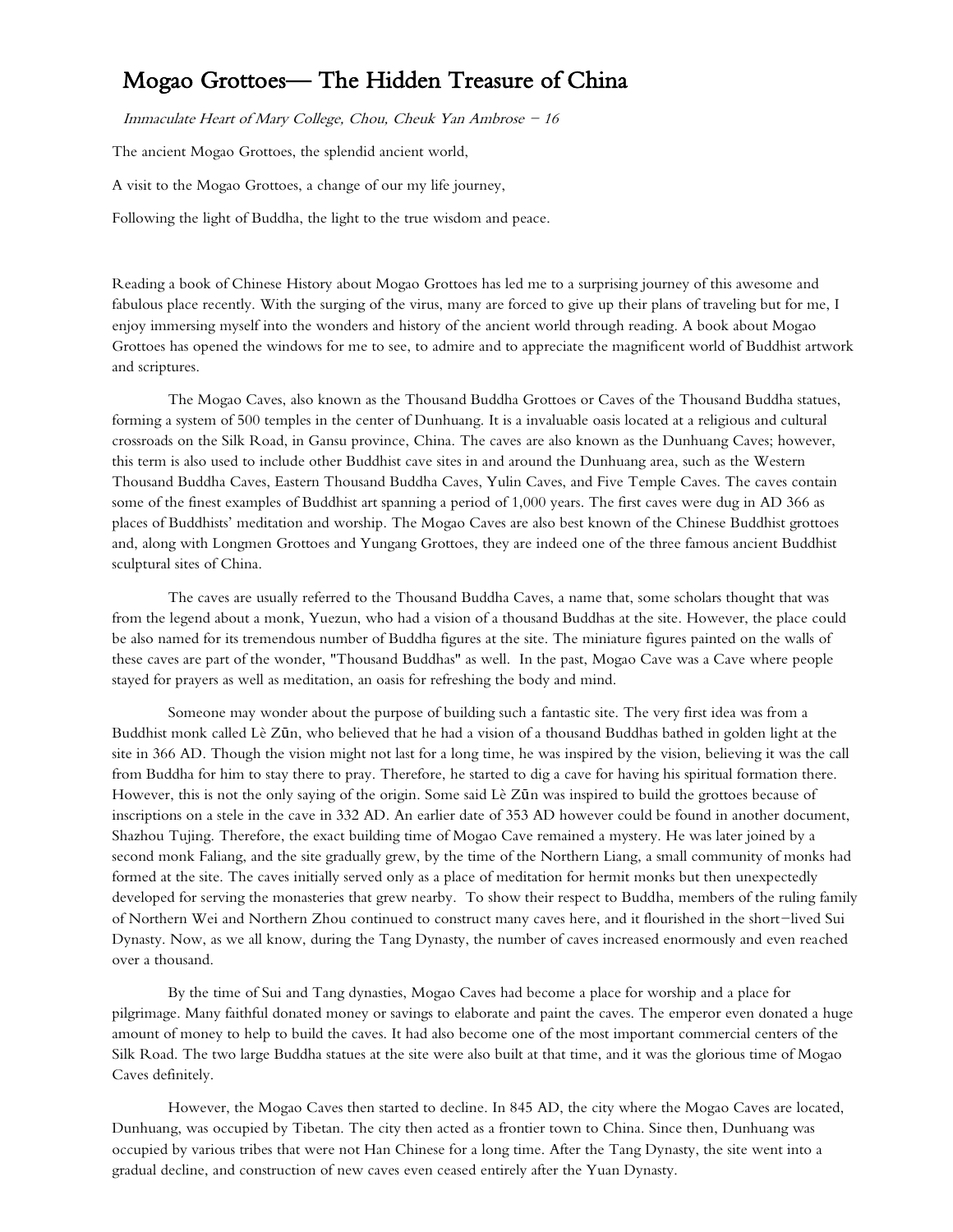# Mogao Grottoes— The Hidden Treasure of China

*Immaculate Heart of Mary College, Chou, Cheuk Yan Ambrose – 16*

The ancient Mogao Grottoes, the splendid ancient world,

A visit to the Mogao Grottoes, a change of our my life journey,

Following the light of Buddha, the light to the true wisdom and peace.

Reading a book of Chinese History about Mogao Grottoes has led me to a surprising journey of this awesome and fabulous place recently. With the surging of the virus, many are forced to give up their plans of traveling but for me, I enjoy immersing myself into the wonders and history of the ancient world through reading. A book about Mogao Grottoes has opened the windows for me to see, to admire and to appreciate the magnificent world of Buddhist artwork and scriptures.

The Mogao Caves, also known as the Thousand Buddha Grottoes or Caves of the Thousand Buddha statues, forming a system of 500 temples in the center of Dunhuang. It is a invaluable oasis located at a religious and cultural crossroads on the Silk Road, in Gansu province, China. The caves are also known as the Dunhuang Caves; however, this term is also used to include other Buddhist cave sites in and around the Dunhuang area, such as the Western Thousand Buddha Caves, Eastern Thousand Buddha Caves, Yulin Caves, and Five Temple Caves. The caves contain some of the finest examples of Buddhist art spanning a period of 1,000 years. The first caves were dug in AD 366 as places of Buddhists' meditation and worship. The Mogao Caves are also best known of the Chinese Buddhist grottoes and, along with Longmen Grottoes and Yungang Grottoes, they are indeed one of the three famous ancient Buddhist sculptural sites of China.

The caves are usually referred to the Thousand Buddha Caves, a name that, some scholars thought that was from the legend about a monk, Yuezun, who had a vision of a thousand Buddhas at the site. However, the place could be also named for its tremendous number of Buddha figures at the site. The miniature figures painted on the walls of these caves are part of the wonder, "Thousand Buddhas" as well. In the past, Mogao Cave was a Cave where people stayed for prayers as well as meditation, an oasis for refreshing the body and mind.

Someone may wonder about the purpose of building such a fantastic site. The very first idea was from a Buddhist monk called Lè Zūn, who believed that he had a vision of a thousand Buddhas bathed in golden light at the site in 366 AD. Though the vision might not last for a long time, he was inspired by the vision, believing it was the call from Buddha for him to stay there to pray. Therefore, he started to dig a cave for having his spiritual formation there. However, this is not the only saying of the origin. Some said Lè Zūn was inspired to build the grottoes because of inscriptions on a stele in the cave in 332 AD. An earlier date of 353 AD however could be found in another document, Shazhou Tujing. Therefore, the exact building time of Mogao Cave remained a mystery. He was later joined by a second monk Faliang, and the site gradually grew, by the time of the Northern Liang, a small community of monks had formed at the site. The caves initially served only as a place of meditation for hermit monks but then unexpectedly developed for serving the monasteries that grew nearby. To show their respect to Buddha, members of the ruling family of Northern Wei and Northern Zhou continued to construct many caves here, and it flourished in the short–lived Sui Dynasty. Now, as we all know, during the Tang Dynasty, the number of caves increased enormously and even reached over a thousand.

By the time of Sui and Tang dynasties, Mogao Caves had become a place for worship and a place for pilgrimage. Many faithful donated money or savings to elaborate and paint the caves. The emperor even donated a huge amount of money to help to build the caves. It had also become one of the most important commercial centers of the Silk Road. The two large Buddha statues at the site were also built at that time, and it was the glorious time of Mogao Caves definitely.

However, the Mogao Caves then started to decline. In 845 AD, the city where the Mogao Caves are located, Dunhuang, was occupied by Tibetan. The city then acted as a frontier town to China. Since then, Dunhuang was occupied by various tribes that were not Han Chinese for a long time. After the Tang Dynasty, the site went into a gradual decline, and construction of new caves even ceased entirely after the Yuan Dynasty.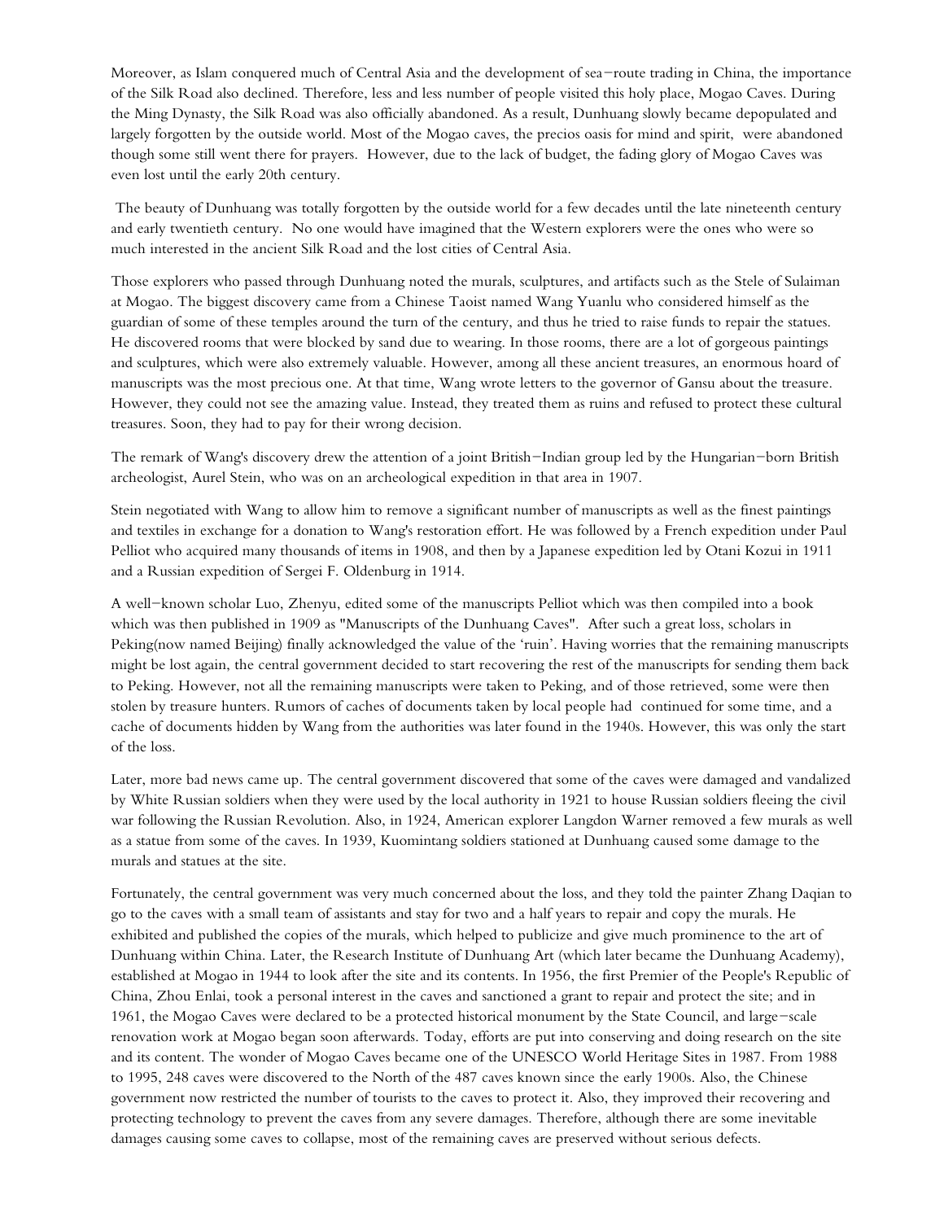Moreover, as Islam conquered much of Central Asia and the development of sea−route trading in China, the importance of the Silk Road also declined. Therefore, less and less number of people visited this holy place, Mogao Caves. During the Ming Dynasty, the Silk Road was also officially abandoned. As a result, Dunhuang slowly became depopulated and largely forgotten by the outside world. Most of the Mogao caves, the precios oasis for mind and spirit, were abandoned though some still went there for prayers. However, due to the lack of budget, the fading glory of Mogao Caves was even lost until the early 20th century.

The beauty of Dunhuang was totally forgotten by the outside world for a few decades until the late nineteenth century and early twentieth century. No one would have imagined that the Western explorers were the ones who were so much interested in the ancient Silk Road and the lost cities of Central Asia.

Those explorers who passed through Dunhuang noted the murals, sculptures, and artifacts such as the Stele of Sulaiman at Mogao. The biggest discovery came from a Chinese Taoist named Wang Yuanlu who considered himself as the guardian of some of these temples around the turn of the century, and thus he tried to raise funds to repair the statues. He discovered rooms that were blocked by sand due to wearing. In those rooms, there are a lot of gorgeous paintings and sculptures, which were also extremely valuable. However, among all these ancient treasures, an enormous hoard of manuscripts was the most precious one. At that time, Wang wrote letters to the governor of Gansu about the treasure. However, they could not see the amazing value. Instead, they treated them as ruins and refused to protect these cultural treasures. Soon, they had to pay for their wrong decision.

The remark of Wang's discovery drew the attention of a joint British−Indian group led by the Hungarian−born British archeologist, Aurel Stein, who was on an archeological expedition in that area in 1907.

Stein negotiated with Wang to allow him to remove a significant number of manuscripts as well as the finest paintings and textiles in exchange for a donation to Wang's restoration effort. He was followed by a French expedition under Paul Pelliot who acquired many thousands of items in 1908, and then by a Japanese expedition led by Otani Kozui in 1911 and a Russian expedition of Sergei F. Oldenburg in 1914.

A well−known scholar Luo, Zhenyu, edited some of the manuscripts Pelliot which was then compiled into a book which was then published in 1909 as "Manuscripts of the Dunhuang Caves". After such a great loss, scholars in Peking(now named Beijing) finally acknowledged the value of the 'ruin'. Having worries that the remaining manuscripts might be lost again, the central government decided to start recovering the rest of the manuscripts for sending them back to Peking. However, not all the remaining manuscripts were taken to Peking, and of those retrieved, some were then stolen by treasure hunters. Rumors of caches of documents taken by local people had continued for some time, and a cache of documents hidden by Wang from the authorities was later found in the 1940s. However, this was only the start of the loss.

Later, more bad news came up. The central government discovered that some of the caves were damaged and vandalized by White Russian soldiers when they were used by the local authority in 1921 to house Russian soldiers fleeing the civil war following the Russian Revolution. Also, in 1924, American explorer Langdon Warner removed a few murals as well as a statue from some of the caves. In 1939, Kuomintang soldiers stationed at Dunhuang caused some damage to the murals and statues at the site.

Fortunately, the central government was very much concerned about the loss, and they told the painter Zhang Daqian to go to the caves with a small team of assistants and stay for two and a half years to repair and copy the murals. He exhibited and published the copies of the murals, which helped to publicize and give much prominence to the art of Dunhuang within China. Later, the Research Institute of Dunhuang Art (which later became the Dunhuang Academy), established at Mogao in 1944 to look after the site and its contents. In 1956, the first Premier of the People's Republic of China, Zhou Enlai, took a personal interest in the caves and sanctioned a grant to repair and protect the site; and in 1961, the Mogao Caves were declared to be a protected historical monument by the State Council, and large−scale renovation work at Mogao began soon afterwards. Today, efforts are put into conserving and doing research on the site and its content. The wonder of Mogao Caves became one of the UNESCO World Heritage Sites in 1987. From 1988 to 1995, 248 caves were discovered to the North of the 487 caves known since the early 1900s. Also, the Chinese government now restricted the number of tourists to the caves to protect it. Also, they improved their recovering and protecting technology to prevent the caves from any severe damages. Therefore, although there are some inevitable damages causing some caves to collapse, most of the remaining caves are preserved without serious defects.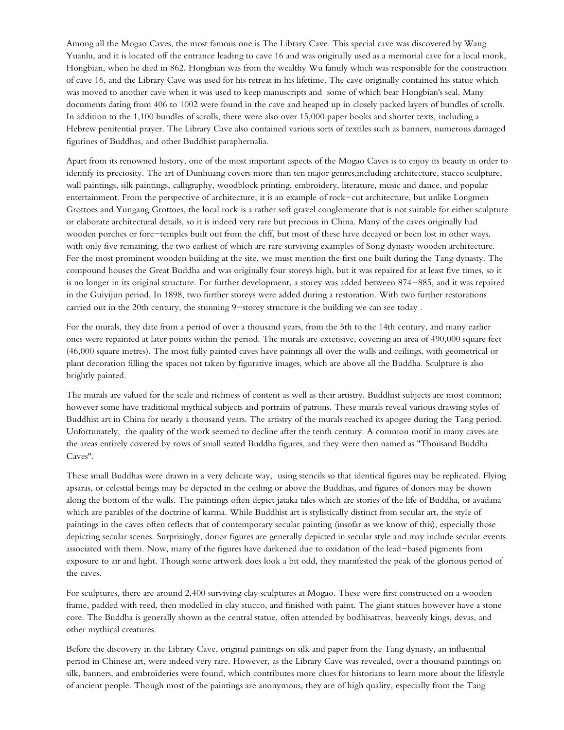Among all the Mogao Caves, the most famous one is The Library Cave. This special cave was discovered by Wang Yuanlu, and it is located off the entrance leading to cave 16 and was originally used as a memorial cave for a local monk, Hongbian, when he died in 862. Hongbian was from the wealthy Wu family which was responsible for the construction of cave 16, and the Library Cave was used for his retreat in his lifetime. The cave originally contained his statue which was moved to another cave when it was used to keep manuscripts and some of which bear Hongbian's seal. Many documents dating from 406 to 1002 were found in the cave and heaped up in closely packed layers of bundles of scrolls. In addition to the 1,100 bundles of scrolls, there were also over 15,000 paper books and shorter texts, including a Hebrew penitential prayer. The Library Cave also contained various sorts of textiles such as banners, numerous damaged figurines of Buddhas, and other Buddhist paraphernalia.

Apart from its renowned history, one of the most important aspects of the Mogao Caves is to enjoy its beauty in order to identify its preciosity. The art of Dunhuang covers more than ten major genres,including architecture, stucco sculpture, wall paintings, silk paintings, calligraphy, woodblock printing, embroidery, literature, music and dance, and popular entertainment. From the perspective of architecture, it is an example of rock–cut architecture, but unlike Longmen Grottoes and Yungang Grottoes, the local rock is a rather soft gravel conglomerate that is not suitable for either sculpture or elaborate architectural details, so it is indeed very rare but precious in China. Many of the caves originally had wooden porches or fore–temples built out from the cliff, but most of these have decayed or been lost in other ways, with only five remaining, the two earliest of which are rare surviving examples of Song dynasty wooden architecture. For the most prominent wooden building at the site, we must mention the first one built during the Tang dynasty. The compound houses the Great Buddha and was originally four storeys high, but it was repaired for at least five times, so it is no longer in its original structure. For further development, a storey was added between 874–885, and it was repaired in the Guiyijun period. In 1898, two further storeys were added during a restoration. With two further restorations carried out in the 20th century, the stunning 9–storey structure is the building we can see today .

For the murals, they date from a period of over a thousand years, from the 5th to the 14th century, and many earlier ones were repainted at later points within the period. The murals are extensive, covering an area of 490,000 square feet (46,000 square metres). The most fully painted caves have paintings all over the walls and ceilings, with geometrical or plant decoration filling the spaces not taken by figurative images, which are above all the Buddha. Sculpture is also brightly painted.

The murals are valued for the scale and richness of content as well as their artistry. Buddhist subjects are most common; however some have traditional mythical subjects and portraits of patrons. These murals reveal various drawing styles of Buddhist art in China for nearly a thousand years. The artistry of the murals reached its apogee during the Tang period. Unfortunately, the quality of the work seemed to decline after the tenth century. A common motif in many caves are the areas entirely covered by rows of small seated Buddha figures, and they were then named as "Thousand Buddha Caves".

These small Buddhas were drawn in a very delicate way, using stencils so that identical figures may be replicated. Flying apsaras, or celestial beings may be depicted in the ceiling or above the Buddhas, and figures of donors may be shown along the bottom of the walls. The paintings often depict jataka tales which are stories of the life of Buddha, or avadana which are parables of the doctrine of karma. While Buddhist art is stylistically distinct from secular art, the style of paintings in the caves often reflects that of contemporary secular painting (insofar as we know of this), especially those depicting secular scenes. Surprisingly, donor figures are generally depicted in secular style and may include secular events associated with them. Now, many of the figures have darkened due to oxidation of the lead–based pigments from exposure to air and light. Though some artwork does look a bit odd, they manifested the peak of the glorious period of the caves.

For sculptures, there are around 2,400 surviving clay sculptures at Mogao. These were first constructed on a wooden frame, padded with reed, then modelled in clay stucco, and finished with paint. The giant statues however have a stone core. The Buddha is generally shown as the central statue, often attended by bodhisattvas, heavenly kings, devas, and other mythical creatures.

Before the discovery in the Library Cave, original paintings on silk and paper from the Tang dynasty, an influential period in Chinese art, were indeed very rare. However, as the Library Cave was revealed, over a thousand paintings on silk, banners, and embroideries were found, which contributes more clues for historians to learn more about the lifestyle of ancient people. Though most of the paintings are anonymous, they are of high quality, especially from the Tang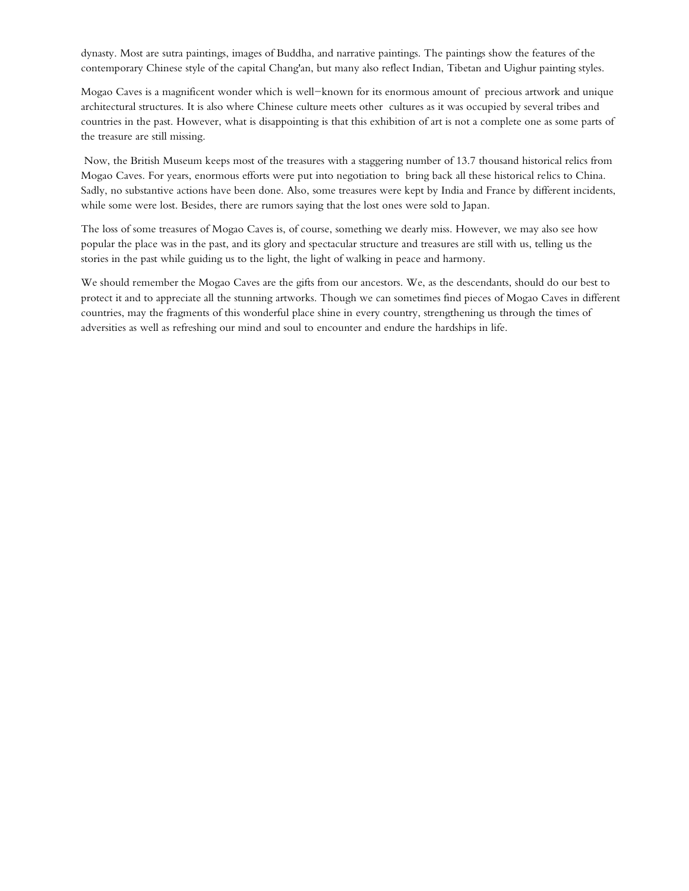dynasty. Most are sutra paintings, images of Buddha, and narrative paintings. The paintings show the features of the contemporary Chinese style of the capital Chang'an, but many also reflect Indian, Tibetan and Uighur painting styles.

Mogao Caves is a magnificent wonder which is well–known for its enormous amount of precious artwork and unique architectural structures. It is also where Chinese culture meets other cultures as it was occupied by several tribes and countries in the past. However, what is disappointing is that this exhibition of art is not a complete one as some parts of the treasure are still missing.

Now, the British Museum keeps most of the treasures with a staggering number of 13.7 thousand historical relics from Mogao Caves. For years, enormous efforts were put into negotiation to bring back all these historical relics to China. Sadly, no substantive actions have been done. Also, some treasures were kept by India and France by different incidents, while some were lost. Besides, there are rumors saying that the lost ones were sold to Japan.

The loss of some treasures of Mogao Caves is, of course, something we dearly miss. However, we may also see how popular the place was in the past, and its glory and spectacular structure and treasures are still with us, telling us the stories in the past while guiding us to the light, the light of walking in peace and harmony.

We should remember the Mogao Caves are the gifts from our ancestors. We, as the descendants, should do our best to protect it and to appreciate all the stunning artworks. Though we can sometimes find pieces of Mogao Caves in different countries, may the fragments of this wonderful place shine in every country, strengthening us through the times of adversities as well as refreshing our mind and soul to encounter and endure the hardships in life.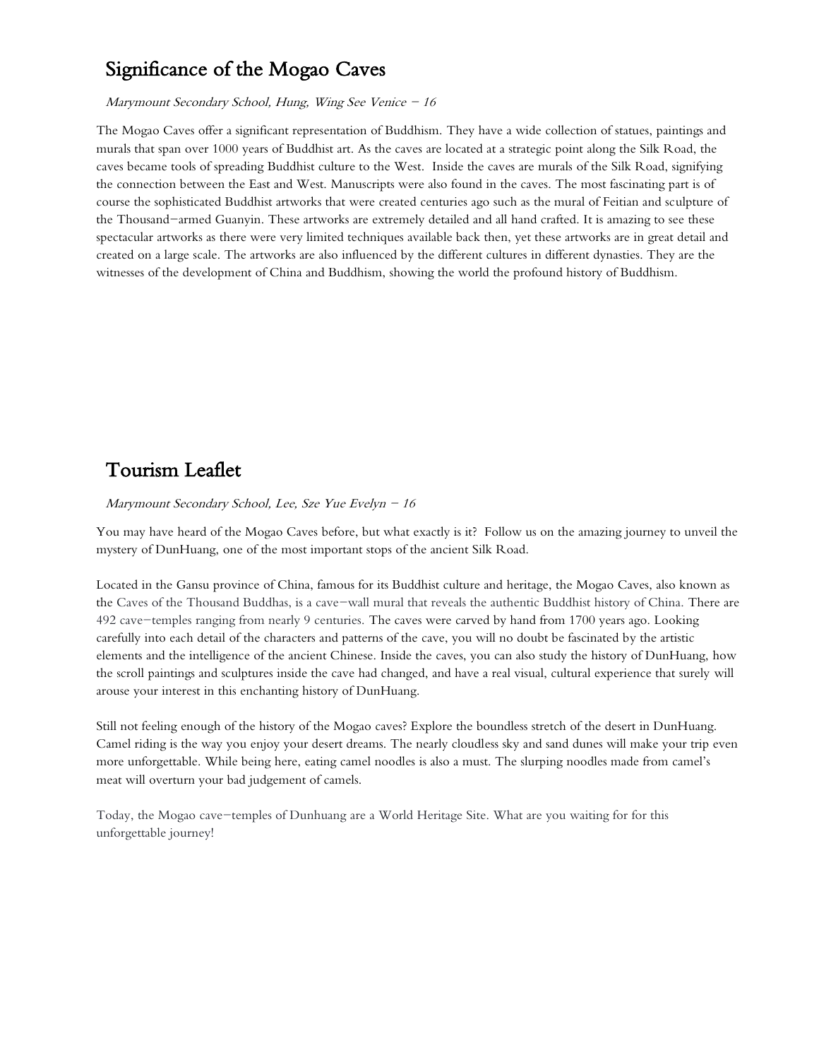## Significance of the Mogao Caves

*Marymount Secondary School, Hung, Wing See Venice – 16*

The Mogao Caves offer a significant representation of Buddhism. They have a wide collection of statues, paintings and murals that span over 1000 years of Buddhist art. As the caves are located at a strategic point along the Silk Road, the caves became tools of spreading Buddhist culture to the West. Inside the caves are murals of the Silk Road, signifying the connection between the East and West. Manuscripts were also found in the caves. The most fascinating part is of course the sophisticated Buddhist artworks that were created centuries ago such as the mural of Feitian and sculpture of the Thousand-armed Guanyin. These artworks are extremely detailed and all hand crafted. It is amazing to see these spectacular artworks as there were very limited techniques available back then, yet these artworks are in great detail and created on a large scale. The artworks are also influenced by the different cultures in different dynasties. They are the witnesses of the development of China and Buddhism, showing the world the profound history of Buddhism.

## Tourism Leaflet

*Marymount Secondary School, Lee, Sze Yue Evelyn – 16*

You may have heard of the Mogao Caves before, but what exactly is it? Follow us on the amazing journey to unveil the mystery of DunHuang, one of the most important stops of the ancient Silk Road.

Located in the Gansu province of China, famous for its Buddhist culture and heritage, the Mogao Caves, also known as the Caves of the Thousand Buddhas, is a cave-wall mural that reveals the authentic Buddhist history of China. There are 492 cave-temples ranging from nearly 9 centuries. The caves were carved by hand from 1700 years ago. Looking carefully into each detail of the characters and patterns of the cave, you will no doubt be fascinated by the artistic elements and the intelligence of the ancient Chinese. Inside the caves, you can also study the history of DunHuang, how the scroll paintings and sculptures inside the cave had changed, and have a real visual, cultural experience that surely will arouse your interest in this enchanting history of DunHuang.

Still not feeling enough of the history of the Mogao caves? Explore the boundless stretch of the desert in DunHuang. Camel riding is the way you enjoy your desert dreams. The nearly cloudless sky and sand dunes will make your trip even more unforgettable. While being here, eating camel noodles is also a must. The slurping noodles made from camel's meat will overturn your bad judgement of camels.

Today, the Mogao cave-temples of Dunhuang are a World Heritage Site. What are you waiting for for this unforgettable journey!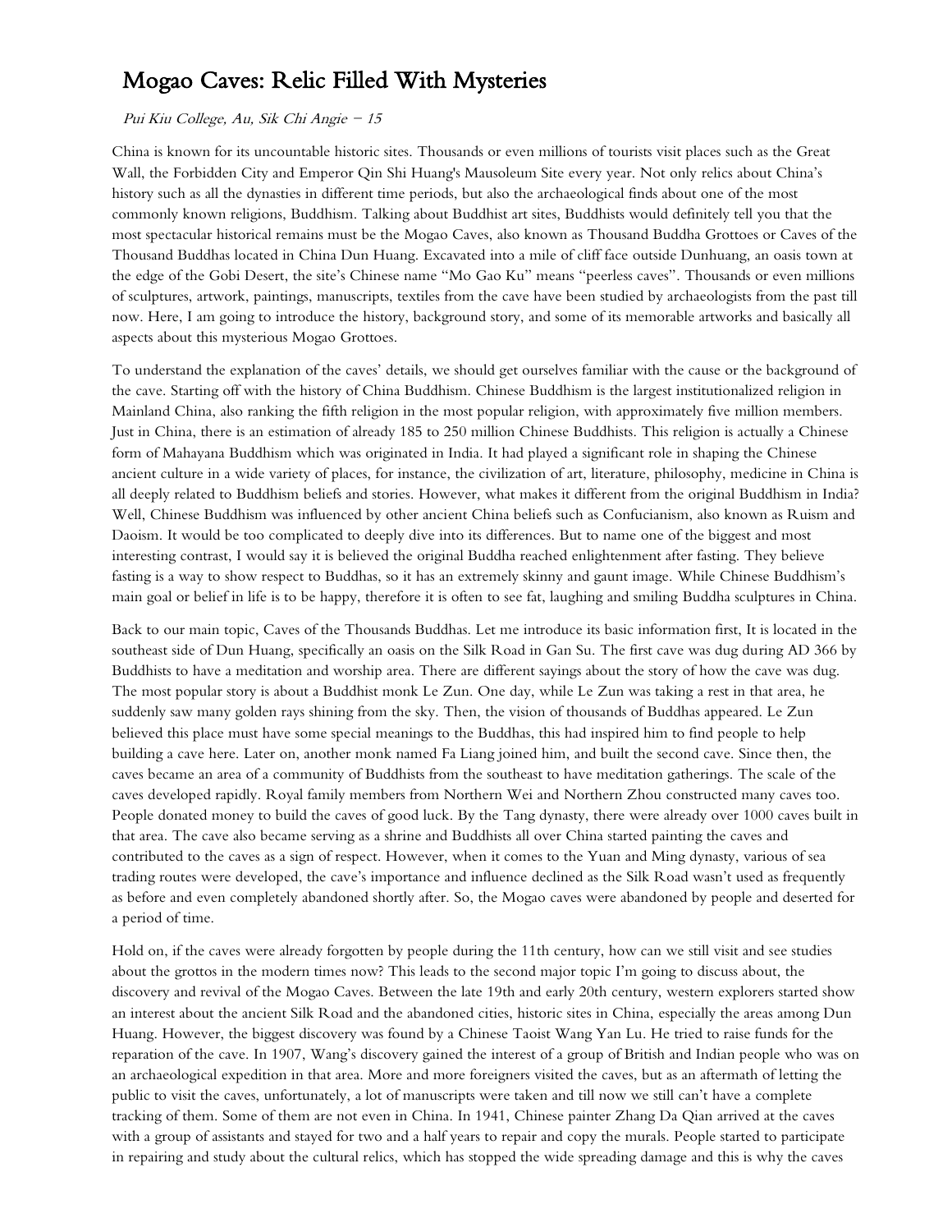# Mogao Caves: Relic Filled With Mysteries

*Pui Kiu College, Au, Sik Chi Angie – 15*

China is known for its uncountable historic sites. Thousands or even millions of tourists visit places such as the Great Wall, the Forbidden City and Emperor Qin Shi Huang's Mausoleum Site every year. Not only relics about China's history such as all the dynasties in different time periods, but also the archaeological finds about one of the most commonly known religions, Buddhism. Talking about Buddhist art sites, Buddhists would definitely tell you that the most spectacular historical remains must be the Mogao Caves, also known as Thousand Buddha Grottoes or Caves of the Thousand Buddhas located in China Dun Huang. Excavated into a mile of cliff face outside Dunhuang, an oasis town at the edge of the Gobi Desert, the site's Chinese name "Mo Gao Ku" means "peerless caves". Thousands or even millions of sculptures, artwork, paintings, manuscripts, textiles from the cave have been studied by archaeologists from the past till now. Here, I am going to introduce the history, background story, and some of its memorable artworks and basically all aspects about this mysterious Mogao Grottoes.

To understand the explanation of the caves' details, we should get ourselves familiar with the cause or the background of the cave. Starting off with the history of China Buddhism. Chinese Buddhism is the largest institutionalized religion in Mainland China, also ranking the fifth religion in the most popular religion, with approximately five million members. Just in China, there is an estimation of already 185 to 250 million Chinese Buddhists. This religion is actually a Chinese form of Mahayana Buddhism which was originated in India. It had played a significant role in shaping the Chinese ancient culture in a wide variety of places, for instance, the civilization of art, literature, philosophy, medicine in China is all deeply related to Buddhism beliefs and stories. However, what makes it different from the original Buddhism in India? Well, Chinese Buddhism was influenced by other ancient China beliefs such as Confucianism, also known as Ruism and Daoism. It would be too complicated to deeply dive into its differences. But to name one of the biggest and most interesting contrast, I would say it is believed the original Buddha reached enlightenment after fasting. They believe fasting is a way to show respect to Buddhas, so it has an extremely skinny and gaunt image. While Chinese Buddhism's main goal or belief in life is to be happy, therefore it is often to see fat, laughing and smiling Buddha sculptures in China.

Back to our main topic, Caves of the Thousands Buddhas. Let me introduce its basic information first, It is located in the southeast side of Dun Huang, specifically an oasis on the Silk Road in Gan Su. The first cave was dug during AD 366 by Buddhists to have a meditation and worship area. There are different sayings about the story of how the cave was dug. The most popular story is about a Buddhist monk Le Zun. One day, while Le Zun was taking a rest in that area, he suddenly saw many golden rays shining from the sky. Then, the vision of thousands of Buddhas appeared. Le Zun believed this place must have some special meanings to the Buddhas, this had inspired him to find people to help building a cave here. Later on, another monk named Fa Liang joined him, and built the second cave. Since then, the caves became an area of a community of Buddhists from the southeast to have meditation gatherings. The scale of the caves developed rapidly. Royal family members from Northern Wei and Northern Zhou constructed many caves too. People donated money to build the caves of good luck. By the Tang dynasty, there were already over 1000 caves built in that area. The cave also became serving as a shrine and Buddhists all over China started painting the caves and contributed to the caves as a sign of respect. However, when it comes to the Yuan and Ming dynasty, various of sea trading routes were developed, the cave's importance and influence declined as the Silk Road wasn't used as frequently as before and even completely abandoned shortly after. So, the Mogao caves were abandoned by people and deserted for a period of time.

Hold on, if the caves were already forgotten by people during the 11th century, how can we still visit and see studies about the grottos in the modern times now? This leads to the second major topic I'm going to discuss about, the discovery and revival of the Mogao Caves. Between the late 19th and early 20th century, western explorers started show an interest about the ancient Silk Road and the abandoned cities, historic sites in China, especially the areas among Dun Huang. However, the biggest discovery was found by a Chinese Taoist Wang Yan Lu. He tried to raise funds for the reparation of the cave. In 1907, Wang's discovery gained the interest of a group of British and Indian people who was on an archaeological expedition in that area. More and more foreigners visited the caves, but as an aftermath of letting the public to visit the caves, unfortunately, a lot of manuscripts were taken and till now we still can't have a complete tracking of them. Some of them are not even in China. In 1941, Chinese painter Zhang Da Qian arrived at the caves with a group of assistants and stayed for two and a half years to repair and copy the murals. People started to participate in repairing and study about the cultural relics, which has stopped the wide spreading damage and this is why the caves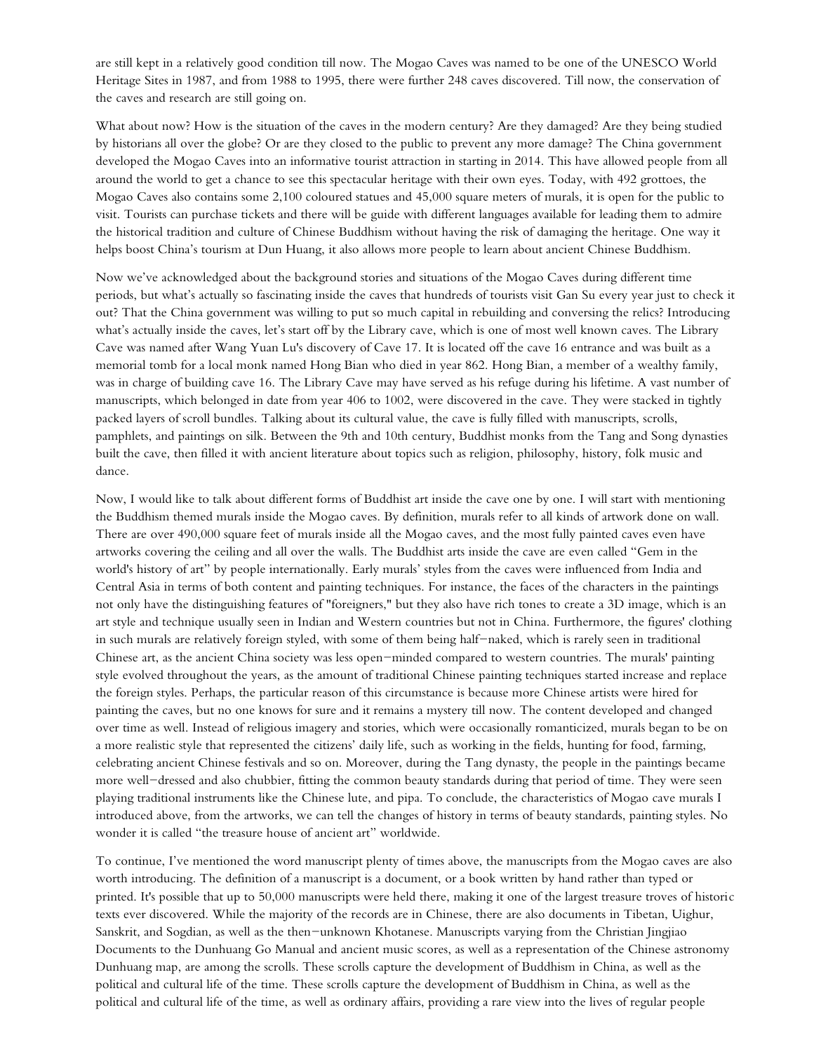are still kept in a relatively good condition till now. The Mogao Caves was named to be one of the UNESCO World Heritage Sites in 1987, and from 1988 to 1995, there were further 248 caves discovered. Till now, the conservation of the caves and research are still going on.

What about now? How is the situation of the caves in the modern century? Are they damaged? Are they being studied by historians all over the globe? Or are they closed to the public to prevent any more damage? The China government developed the Mogao Caves into an informative tourist attraction in starting in 2014. This have allowed people from all around the world to get a chance to see this spectacular heritage with their own eyes. Today, with 492 grottoes, the Mogao Caves also contains some 2,100 coloured statues and 45,000 square meters of murals, it is open for the public to visit. Tourists can purchase tickets and there will be guide with different languages available for leading them to admire the historical tradition and culture of Chinese Buddhism without having the risk of damaging the heritage. One way it helps boost China's tourism at Dun Huang, it also allows more people to learn about ancient Chinese Buddhism.

Now we've acknowledged about the background stories and situations of the Mogao Caves during different time periods, but what's actually so fascinating inside the caves that hundreds of tourists visit Gan Su every year just to check it out? That the China government was willing to put so much capital in rebuilding and conversing the relics? Introducing what's actually inside the caves, let's start off by the Library cave, which is one of most well known caves. The Library Cave was named after Wang Yuan Lu's discovery of Cave 17. It is located off the cave 16 entrance and was built as a memorial tomb for a local monk named Hong Bian who died in year 862. Hong Bian, a member of a wealthy family, was in charge of building cave 16. The Library Cave may have served as his refuge during his lifetime. A vast number of manuscripts, which belonged in date from year 406 to 1002, were discovered in the cave. They were stacked in tightly packed layers of scroll bundles. Talking about its cultural value, the cave is fully filled with manuscripts, scrolls, pamphlets, and paintings on silk. Between the 9th and 10th century, Buddhist monks from the Tang and Song dynasties built the cave, then filled it with ancient literature about topics such as religion, philosophy, history, folk music and dance.

Now, I would like to talk about different forms of Buddhist art inside the cave one by one. I will start with mentioning the Buddhism themed murals inside the Mogao caves. By definition, murals refer to all kinds of artwork done on wall. There are over 490,000 square feet of murals inside all the Mogao caves, and the most fully painted caves even have artworks covering the ceiling and all over the walls. The Buddhist arts inside the cave are even called "Gem in the world's history of art" by people internationally. Early murals' styles from the caves were influenced from India and Central Asia in terms of both content and painting techniques. For instance, the faces of the characters in the paintings not only have the distinguishing features of "foreigners," but they also have rich tones to create a 3D image, which is an art style and technique usually seen in Indian and Western countries but not in China. Furthermore, the figures' clothing in such murals are relatively foreign styled, with some of them being half-naked, which is rarely seen in traditional Chinese art, as the ancient China society was less open-minded compared to western countries. The murals' painting style evolved throughout the years, as the amount of traditional Chinese painting techniques started increase and replace the foreign styles. Perhaps, the particular reason of this circumstance is because more Chinese artists were hired for painting the caves, but no one knows for sure and it remains a mystery till now. The content developed and changed over time as well. Instead of religious imagery and stories, which were occasionally romanticized, murals began to be on a more realistic style that represented the citizens' daily life, such as working in the fields, hunting for food, farming, celebrating ancient Chinese festivals and so on. Moreover, during the Tang dynasty, the people in the paintings became more well-dressed and also chubbier, fitting the common beauty standards during that period of time. They were seen playing traditional instruments like the Chinese lute, and pipa. To conclude, the characteristics of Mogao cave murals I introduced above, from the artworks, we can tell the changes of history in terms of beauty standards, painting styles. No wonder it is called "the treasure house of ancient art" worldwide.

To continue, I've mentioned the word manuscript plenty of times above, the manuscripts from the Mogao caves are also worth introducing. The definition of a manuscript is a document, or a book written by hand rather than typed or printed. It's possible that up to 50,000 manuscripts were held there, making it one of the largest treasure troves of historic texts ever discovered. While the majority of the records are in Chinese, there are also documents in Tibetan, Uighur, Sanskrit, and Sogdian, as well as the then-unknown Khotanese. Manuscripts varying from the Christian Jingjiao Documents to the Dunhuang Go Manual and ancient music scores, as well as a representation of the Chinese astronomy Dunhuang map, are among the scrolls. These scrolls capture the development of Buddhism in China, as well as the political and cultural life of the time. These scrolls capture the development of Buddhism in China, as well as the political and cultural life of the time, as well as ordinary affairs, providing a rare view into the lives of regular people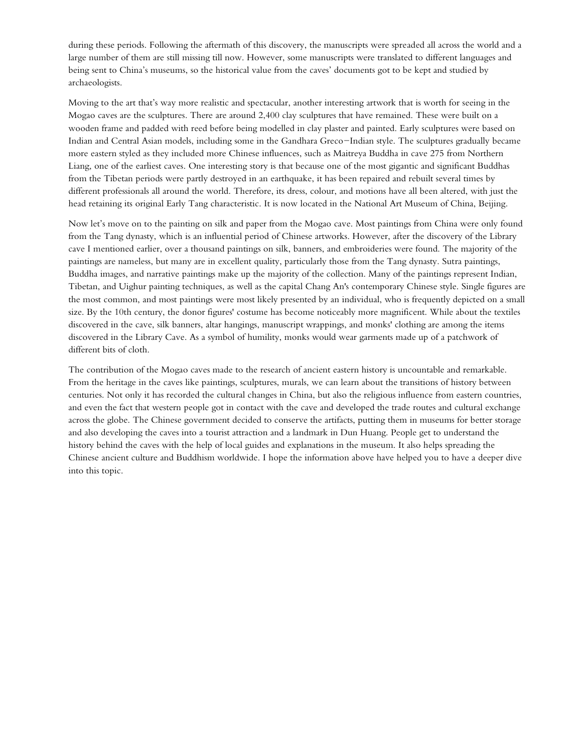during these periods. Following the aftermath of this discovery, the manuscripts were spreaded all across the world and a large number of them are still missing till now. However, some manuscripts were translated to different languages and being sent to China's museums, so the historical value from the caves' documents got to be kept and studied by archaeologists.

Moving to the art that's way more realistic and spectacular, another interesting artwork that is worth for seeing in the Mogao caves are the sculptures. There are around 2,400 clay sculptures that have remained. These were built on a wooden frame and padded with reed before being modelled in clay plaster and painted. Early sculptures were based on Indian and Central Asian models, including some in the Gandhara Greco−Indian style. The sculptures gradually became more eastern styled as they included more Chinese influences, such as Maitreya Buddha in cave 275 from Northern Liang, one of the earliest caves. One interesting story is that because one of the most gigantic and significant Buddhas from the Tibetan periods were partly destroyed in an earthquake, it has been repaired and rebuilt several times by different professionals all around the world. Therefore, its dress, colour, and motions have all been altered, with just the head retaining its original Early Tang characteristic. It is now located in the National Art Museum of China, Beijing.

Now let's move on to the painting on silk and paper from the Mogao cave. Most paintings from China were only found from the Tang dynasty, which is an influential period of Chinese artworks. However, after the discovery of the Library cave I mentioned earlier, over a thousand paintings on silk, banners, and embroideries were found. The majority of the paintings are nameless, but many are in excellent quality, particularly those from the Tang dynasty. Sutra paintings, Buddha images, and narrative paintings make up the majority of the collection. Many of the paintings represent Indian, Tibetan, and Uighur painting techniques, as well as the capital Chang An's contemporary Chinese style. Single figures are the most common, and most paintings were most likely presented by an individual, who is frequently depicted on a small size. By the 10th century, the donor figures' costume has become noticeably more magnificent. While about the textiles discovered in the cave, silk banners, altar hangings, manuscript wrappings, and monks' clothing are among the items discovered in the Library Cave. As a symbol of humility, monks would wear garments made up of a patchwork of different bits of cloth.

The contribution of the Mogao caves made to the research of ancient eastern history is uncountable and remarkable. From the heritage in the caves like paintings, sculptures, murals, we can learn about the transitions of history between centuries. Not only it has recorded the cultural changes in China, but also the religious influence from eastern countries, and even the fact that western people got in contact with the cave and developed the trade routes and cultural exchange across the globe. The Chinese government decided to conserve the artifacts, putting them in museums for better storage and also developing the caves into a tourist attraction and a landmark in Dun Huang. People get to understand the history behind the caves with the help of local guides and explanations in the museum. It also helps spreading the Chinese ancient culture and Buddhism worldwide. I hope the information above have helped you to have a deeper dive into this topic.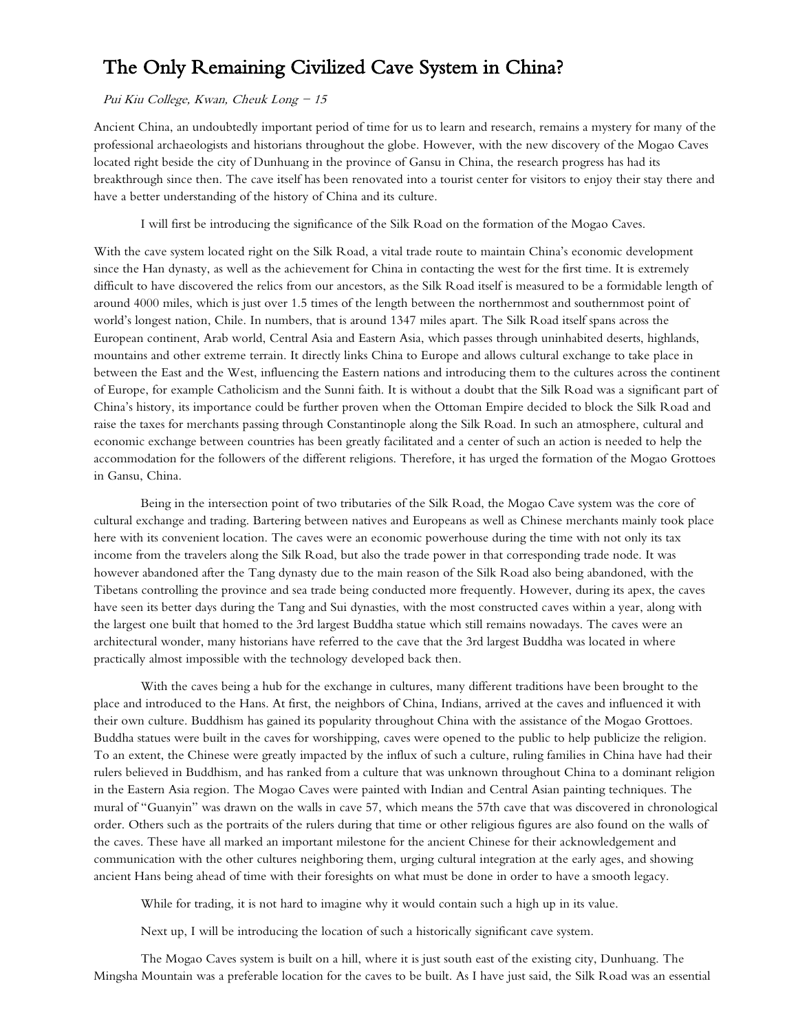# The Only Remaining Civilized Cave System in China?

*Pui Kiu College, Kwan, Cheuk Long – 15*

Ancient China, an undoubtedly important period of time for us to learn and research, remains a mystery for many of the professional archaeologists and historians throughout the globe. However, with the new discovery of the Mogao Caves located right beside the city of Dunhuang in the province of Gansu in China, the research progress has had its breakthrough since then. The cave itself has been renovated into a tourist center for visitors to enjoy their stay there and have a better understanding of the history of China and its culture.

I will first be introducing the significance of the Silk Road on the formation of the Mogao Caves.

With the cave system located right on the Silk Road, a vital trade route to maintain China's economic development since the Han dynasty, as well as the achievement for China in contacting the west for the first time. It is extremely difficult to have discovered the relics from our ancestors, as the Silk Road itself is measured to be a formidable length of around 4000 miles, which is just over 1.5 times of the length between the northernmost and southernmost point of world's longest nation, Chile. In numbers, that is around 1347 miles apart. The Silk Road itself spans across the European continent, Arab world, Central Asia and Eastern Asia, which passes through uninhabited deserts, highlands, mountains and other extreme terrain. It directly links China to Europe and allows cultural exchange to take place in between the East and the West, influencing the Eastern nations and introducing them to the cultures across the continent of Europe, for example Catholicism and the Sunni faith. It is without a doubt that the Silk Road was a significant part of China's history, its importance could be further proven when the Ottoman Empire decided to block the Silk Road and raise the taxes for merchants passing through Constantinople along the Silk Road. In such an atmosphere, cultural and economic exchange between countries has been greatly facilitated and a center of such an action is needed to help the accommodation for the followers of the different religions. Therefore, it has urged the formation of the Mogao Grottoes in Gansu, China.

Being in the intersection point of two tributaries of the Silk Road, the Mogao Cave system was the core of cultural exchange and trading. Bartering between natives and Europeans as well as Chinese merchants mainly took place here with its convenient location. The caves were an economic powerhouse during the time with not only its tax income from the travelers along the Silk Road, but also the trade power in that corresponding trade node. It was however abandoned after the Tang dynasty due to the main reason of the Silk Road also being abandoned, with the Tibetans controlling the province and sea trade being conducted more frequently. However, during its apex, the caves have seen its better days during the Tang and Sui dynasties, with the most constructed caves within a year, along with the largest one built that homed to the 3rd largest Buddha statue which still remains nowadays. The caves were an architectural wonder, many historians have referred to the cave that the 3rd largest Buddha was located in where practically almost impossible with the technology developed back then.

With the caves being a hub for the exchange in cultures, many different traditions have been brought to the place and introduced to the Hans. At first, the neighbors of China, Indians, arrived at the caves and influenced it with their own culture. Buddhism has gained its popularity throughout China with the assistance of the Mogao Grottoes. Buddha statues were built in the caves for worshipping, caves were opened to the public to help publicize the religion. To an extent, the Chinese were greatly impacted by the influx of such a culture, ruling families in China have had their rulers believed in Buddhism, and has ranked from a culture that was unknown throughout China to a dominant religion in the Eastern Asia region. The Mogao Caves were painted with Indian and Central Asian painting techniques. The mural of "Guanyin" was drawn on the walls in cave 57, which means the 57th cave that was discovered in chronological order. Others such as the portraits of the rulers during that time or other religious figures are also found on the walls of the caves. These have all marked an important milestone for the ancient Chinese for their acknowledgement and communication with the other cultures neighboring them, urging cultural integration at the early ages, and showing ancient Hans being ahead of time with their foresights on what must be done in order to have a smooth legacy.

While for trading, it is not hard to imagine why it would contain such a high up in its value.

Next up, I will be introducing the location of such a historically significant cave system.

The Mogao Caves system is built on a hill, where it is just south east of the existing city, Dunhuang. The Mingsha Mountain was a preferable location for the caves to be built. As I have just said, the Silk Road was an essential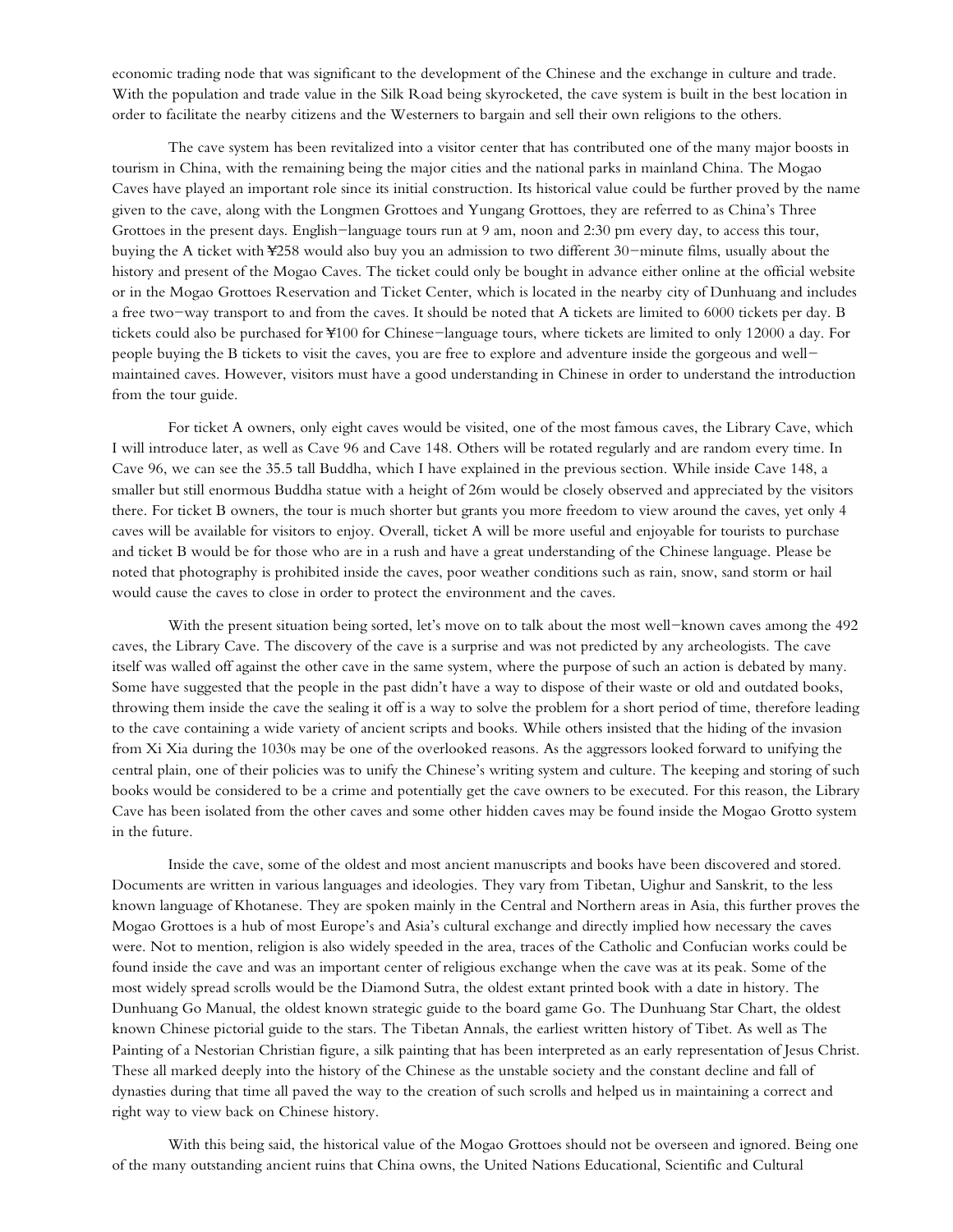economic trading node that was significant to the development of the Chinese and the exchange in culture and trade. With the population and trade value in the Silk Road being skyrocketed, the cave system is built in the best location in order to facilitate the nearby citizens and the Westerners to bargain and sell their own religions to the others.

The cave system has been revitalized into a visitor center that has contributed one of the many major boosts in tourism in China, with the remaining being the major cities and the national parks in mainland China. The Mogao Caves have played an important role since its initial construction. Its historical value could be further proved by the name given to the cave, along with the Longmen Grottoes and Yungang Grottoes, they are referred to as China's Three Grottoes in the present days. English−language tours run at 9 am, noon and 2:30 pm every day, to access this tour, buying the A ticket with ¥258 would also buy you an admission to two different 30−minute films, usually about the history and present of the Mogao Caves. The ticket could only be bought in advance either online at the official website or in the Mogao Grottoes Reservation and Ticket Center, which is located in the nearby city of Dunhuang and includes a free two−way transport to and from the caves. It should be noted that A tickets are limited to 6000 tickets per day. B tickets could also be purchased for ¥100 for Chinese−language tours, where tickets are limited to only 12000 a day. For people buying the B tickets to visit the caves, you are free to explore and adventure inside the gorgeous and well−maintained caves. However, visitors must have a good understanding in Chinese in order to understand the introduction from the tour guide.

For ticket A owners, only eight caves would be visited, one of the most famous caves, the Library Cave, which I will introduce later, as well as Cave 96 and Cave 148. Others will be rotated regularly and are random every time. In Cave 96, we can see the 35.5 tall Buddha, which I have explained in the previous section. While inside Cave 148, a smaller but still enormous Buddha statue with a height of 26m would be closely observed and appreciated by the visitors there. For ticket B owners, the tour is much shorter but grants you more freedom to view around the caves, yet only 4 caves will be available for visitors to enjoy. Overall, ticket A will be more useful and enjoyable for tourists to purchase and ticket B would be for those who are in a rush and have a great understanding of the Chinese language. Please be noted that photography is prohibited inside the caves, poor weather conditions such as rain, snow, sand storm or hail would cause the caves to close in order to protect the environment and the caves.

With the present situation being sorted, let's move on to talk about the most well−known caves among the 492 caves, the Library Cave. The discovery of the cave is a surprise and was not predicted by any archeologists. The cave itself was walled off against the other cave in the same system, where the purpose of such an action is debated by many. Some have suggested that the people in the past didn't have a way to dispose of their waste or old and outdated books, throwing them inside the cave the sealing it off is a way to solve the problem for a short period of time, therefore leading to the cave containing a wide variety of ancient scripts and books. While others insisted that the hiding of the invasion from Xi Xia during the 1030s may be one of the overlooked reasons. As the aggressors looked forward to unifying the central plain, one of their policies was to unify the Chinese's writing system and culture. The keeping and storing of such books would be considered to be a crime and potentially get the cave owners to be executed. For this reason, the Library Cave has been isolated from the other caves and some other hidden caves may be found inside the Mogao Grotto system in the future.

Inside the cave, some of the oldest and most ancient manuscripts and books have been discovered and stored. Documents are written in various languages and ideologies. They vary from Tibetan, Uighur and Sanskrit, to the less known language of Khotanese. They are spoken mainly in the Central and Northern areas in Asia, this further proves the Mogao Grottoes is a hub of most Europe's and Asia's cultural exchange and directly implied how necessary the caves were. Not to mention, religion is also widely speeded in the area, traces of the Catholic and Confucian works could be found inside the cave and was an important center of religious exchange when the cave was at its peak. Some of the most widely spread scrolls would be the Diamond Sutra, the oldest extant printed book with a date in history. The Dunhuang Go Manual, the oldest known strategic guide to the board game Go. The Dunhuang Star Chart, the oldest known Chinese pictorial guide to the stars. The Tibetan Annals, the earliest written history of Tibet. As well as The Painting of a Nestorian Christian figure, a silk painting that has been interpreted as an early representation of Jesus Christ. These all marked deeply into the history of the Chinese as the unstable society and the constant decline and fall of dynasties during that time all paved the way to the creation of such scrolls and helped us in maintaining a correct and right way to view back on Chinese history.

With this being said, the historical value of the Mogao Grottoes should not be overseen and ignored. Being one of the many outstanding ancient ruins that China owns, the United Nations Educational, Scientific and Cultural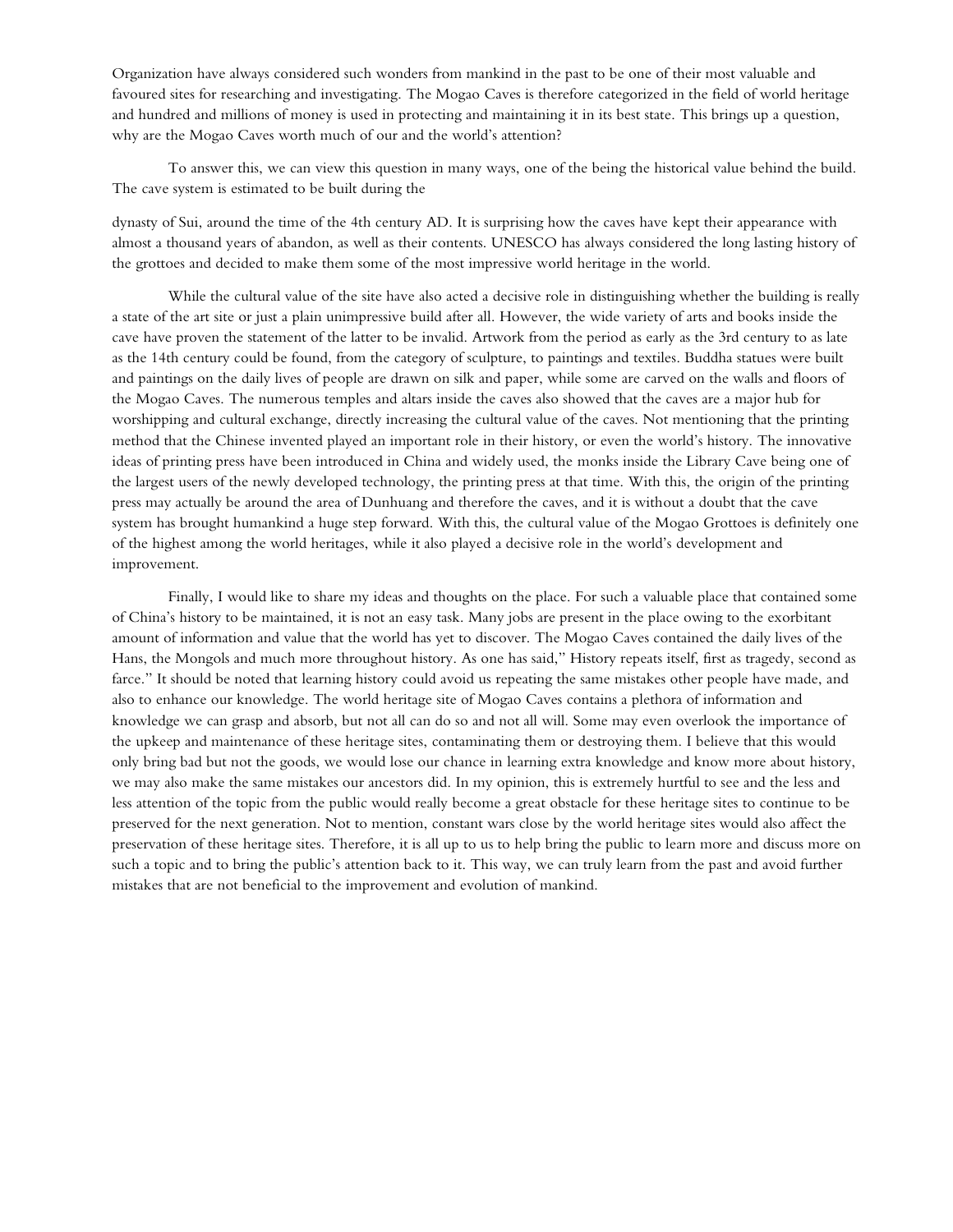Organization have always considered such wonders from mankind in the past to be one of their most valuable and favoured sites for researching and investigating. The Mogao Caves is therefore categorized in the field of world heritage and hundred and millions of money is used in protecting and maintaining it in its best state. This brings up a question, why are the Mogao Caves worth much of our and the world's attention?

To answer this, we can view this question in many ways, one of the being the historical value behind the build. The cave system is estimated to be built during the

dynasty of Sui, around the time of the 4th century AD. It is surprising how the caves have kept their appearance with almost a thousand years of abandon, as well as their contents. UNESCO has always considered the long lasting history of the grottoes and decided to make them some of the most impressive world heritage in the world.

While the cultural value of the site have also acted a decisive role in distinguishing whether the building is really a state of the art site or just a plain unimpressive build after all. However, the wide variety of arts and books inside the cave have proven the statement of the latter to be invalid. Artwork from the period as early as the 3rd century to as late as the 14th century could be found, from the category of sculpture, to paintings and textiles. Buddha statues were built and paintings on the daily lives of people are drawn on silk and paper, while some are carved on the walls and floors of the Mogao Caves. The numerous temples and altars inside the caves also showed that the caves are a major hub for worshipping and cultural exchange, directly increasing the cultural value of the caves. Not mentioning that the printing method that the Chinese invented played an important role in their history, or even the world's history. The innovative ideas of printing press have been introduced in China and widely used, the monks inside the Library Cave being one of the largest users of the newly developed technology, the printing press at that time. With this, the origin of the printing press may actually be around the area of Dunhuang and therefore the caves, and it is without a doubt that the cave system has brought humankind a huge step forward. With this, the cultural value of the Mogao Grottoes is definitely one of the highest among the world heritages, while it also played a decisive role in the world's development and improvement.

Finally, I would like to share my ideas and thoughts on the place. For such a valuable place that contained some of China's history to be maintained, it is not an easy task. Many jobs are present in the place owing to the exorbitant amount of information and value that the world has yet to discover. The Mogao Caves contained the daily lives of the Hans, the Mongols and much more throughout history. As one has said," History repeats itself, first as tragedy, second as farce." It should be noted that learning history could avoid us repeating the same mistakes other people have made, and also to enhance our knowledge. The world heritage site of Mogao Caves contains a plethora of information and knowledge we can grasp and absorb, but not all can do so and not all will. Some may even overlook the importance of the upkeep and maintenance of these heritage sites, contaminating them or destroying them. I believe that this would only bring bad but not the goods, we would lose our chance in learning extra knowledge and know more about history, we may also make the same mistakes our ancestors did. In my opinion, this is extremely hurtful to see and the less and less attention of the topic from the public would really become a great obstacle for these heritage sites to continue to be preserved for the next generation. Not to mention, constant wars close by the world heritage sites would also affect the preservation of these heritage sites. Therefore, it is all up to us to help bring the public to learn more and discuss more on such a topic and to bring the public's attention back to it. This way, we can truly learn from the past and avoid further mistakes that are not beneficial to the improvement and evolution of mankind.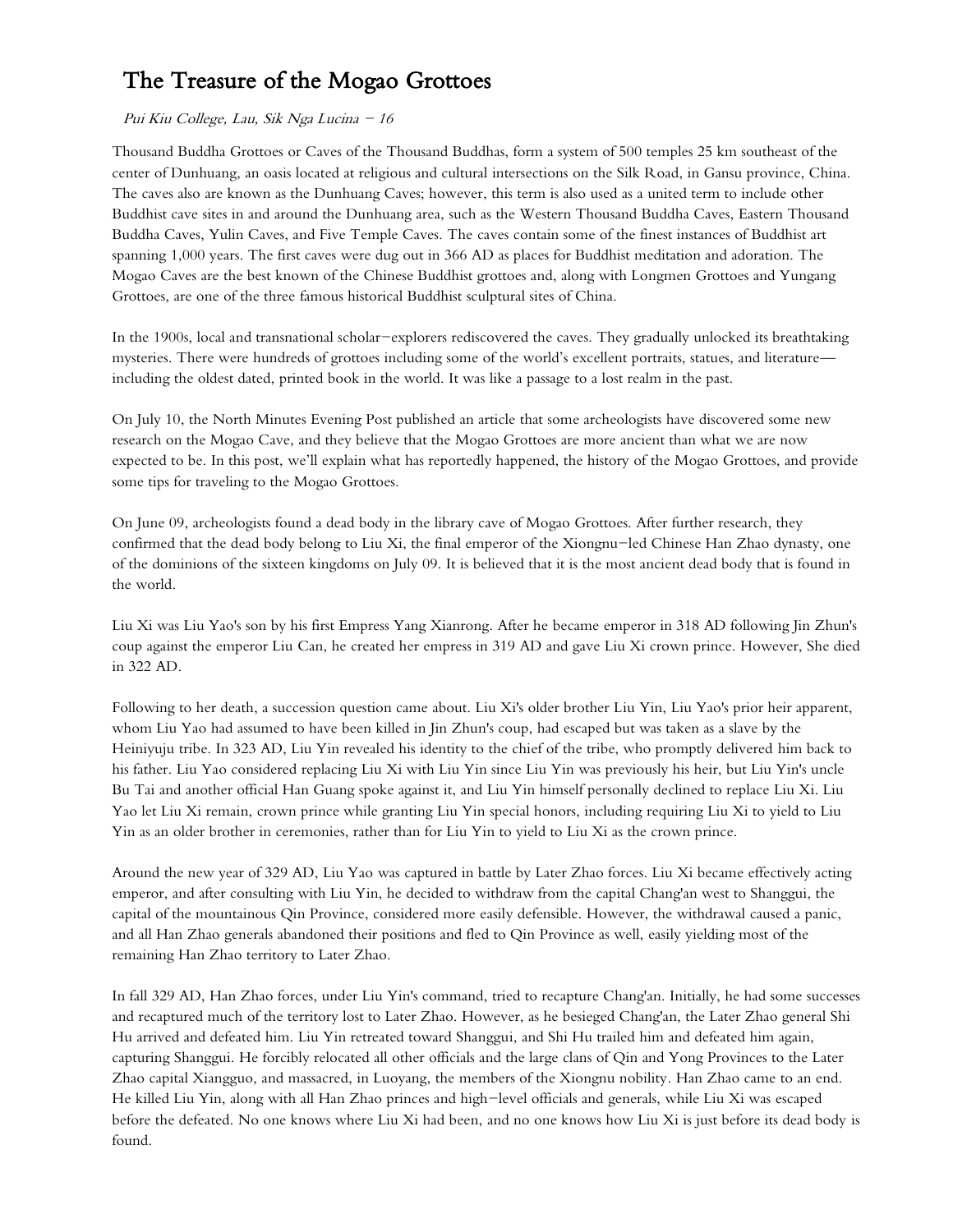# The Treasure of the Mogao Grottoes

*Pui Kiu College, Lau, Sik Nga Lucina – 16*

Thousand Buddha Grottoes or Caves of the Thousand Buddhas, form a system of 500 temples 25 km southeast of the center of Dunhuang, an oasis located at religious and cultural intersections on the Silk Road, in Gansu province, China. The caves also are known as the Dunhuang Caves; however, this term is also used as a united term to include other Buddhist cave sites in and around the Dunhuang area, such as the Western Thousand Buddha Caves, Eastern Thousand Buddha Caves, Yulin Caves, and Five Temple Caves. The caves contain some of the finest instances of Buddhist art spanning 1,000 years. The first caves were dug out in 366 AD as places for Buddhist meditation and adoration. The Mogao Caves are the best known of the Chinese Buddhist grottoes and, along with Longmen Grottoes and Yungang Grottoes, are one of the three famous historical Buddhist sculptural sites of China.

In the 1900s, local and transnational scholar-explorers rediscovered the caves. They gradually unlocked its breathtaking mysteries. There were hundreds of grottoes including some of the world's excellent portraits, statues, and literature—including the oldest dated, printed book in the world. It was like a passage to a lost realm in the past.

On July 10, the North Minutes Evening Post published an article that some archeologists have discovered some new research on the Mogao Cave, and they believe that the Mogao Grottoes are more ancient than what we are now expected to be. In this post, we'll explain what has reportedly happened, the history of the Mogao Grottoes, and provide some tips for traveling to the Mogao Grottoes.

On June 09, archeologists found a dead body in the library cave of Mogao Grottoes. After further research, they confirmed that the dead body belong to Liu Xi, the final emperor of the Xiongnu-led Chinese Han Zhao dynasty, one of the dominions of the sixteen kingdoms on July 09. It is believed that it is the most ancient dead body that is found in the world.

Liu Xi was Liu Yao's son by his first Empress Yang Xianrong. After he became emperor in 318 AD following Jin Zhun's coup against the emperor Liu Can, he created her empress in 319 AD and gave Liu Xi crown prince. However, She died in 322 AD.

Following to her death, a succession question came about. Liu Xi's older brother Liu Yin, Liu Yao's prior heir apparent, whom Liu Yao had assumed to have been killed in Jin Zhun's coup, had escaped but was taken as a slave by the Heiniyuju tribe. In 323 AD, Liu Yin revealed his identity to the chief of the tribe, who promptly delivered him back to his father. Liu Yao considered replacing Liu Xi with Liu Yin since Liu Yin was previously his heir, but Liu Yin's uncle Bu Tai and another official Han Guang spoke against it, and Liu Yin himself personally declined to replace Liu Xi. Liu Yao let Liu Xi remain, crown prince while granting Liu Yin special honors, including requiring Liu Xi to yield to Liu Yin as an older brother in ceremonies, rather than for Liu Yin to yield to Liu Xi as the crown prince.

Around the new year of 329 AD, Liu Yao was captured in battle by Later Zhao forces. Liu Xi became effectively acting emperor, and after consulting with Liu Yin, he decided to withdraw from the capital Chang'an west to Shanggui, the capital of the mountainous Qin Province, considered more easily defensible. However, the withdrawal caused a panic, and all Han Zhao generals abandoned their positions and fled to Qin Province as well, easily yielding most of the remaining Han Zhao territory to Later Zhao.

In fall 329 AD, Han Zhao forces, under Liu Yin's command, tried to recapture Chang'an. Initially, he had some successes and recaptured much of the territory lost to Later Zhao. However, as he besieged Chang'an, the Later Zhao general Shi Hu arrived and defeated him. Liu Yin retreated toward Shanggui, and Shi Hu trailed him and defeated him again, capturing Shanggui. He forcibly relocated all other officials and the large clans of Qin and Yong Provinces to the Later Zhao capital Xiangguo, and massacred, in Luoyang, the members of the Xiongnu nobility. Han Zhao came to an end. He killed Liu Yin, along with all Han Zhao princes and high-level officials and generals, while Liu Xi was escaped before the defeated. No one knows where Liu Xi had been, and no one knows how Liu Xi is just before its dead body is found.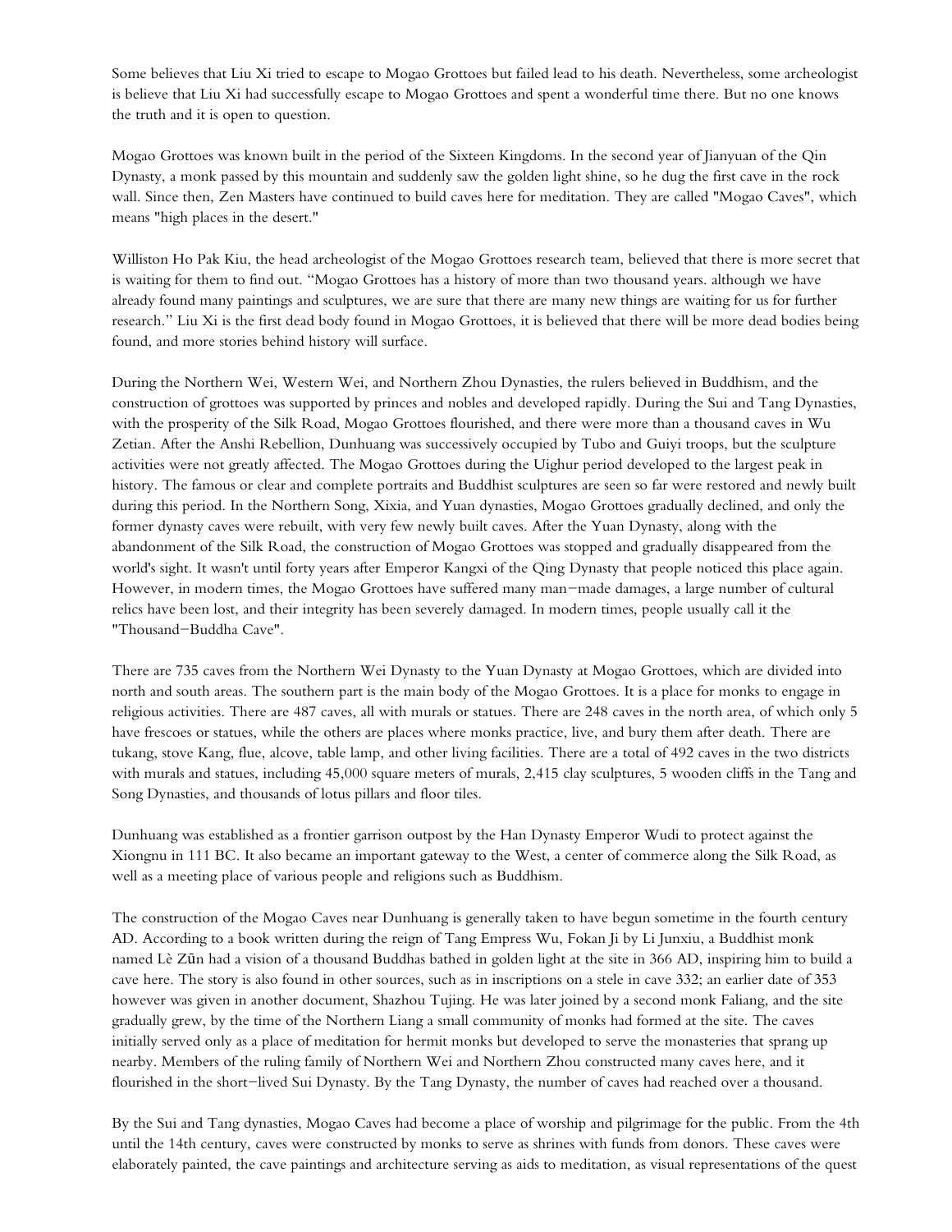Some believes that Liu Xi tried to escape to Mogao Grottoes but failed lead to his death. Nevertheless, some archeologist is believe that Liu Xi had successfully escape to Mogao Grottoes and spent a wonderful time there. But no one knows the truth and it is open to question.

Mogao Grottoes was known built in the period of the Sixteen Kingdoms. In the second year of Jianyuan of the Qin Dynasty, a monk passed by this mountain and suddenly saw the golden light shine, so he dug the first cave in the rock wall. Since then, Zen Masters have continued to build caves here for meditation. They are called "Mogao Caves", which means "high places in the desert."

Williston Ho Pak Kiu, the head archeologist of the Mogao Grottoes research team, believed that there is more secret that is waiting for them to find out. "Mogao Grottoes has a history of more than two thousand years. although we have already found many paintings and sculptures, we are sure that there are many new things are waiting for us for further research." Liu Xi is the first dead body found in Mogao Grottoes, it is believed that there will be more dead bodies being found, and more stories behind history will surface.

During the Northern Wei, Western Wei, and Northern Zhou Dynasties, the rulers believed in Buddhism, and the construction of grottoes was supported by princes and nobles and developed rapidly. During the Sui and Tang Dynasties, with the prosperity of the Silk Road, Mogao Grottoes flourished, and there were more than a thousand caves in Wu Zetian. After the Anshi Rebellion, Dunhuang was successively occupied by Tubo and Guiyi troops, but the sculpture activities were not greatly affected. The Mogao Grottoes during the Uighur period developed to the largest peak in history. The famous or clear and complete portraits and Buddhist sculptures are seen so far were restored and newly built during this period. In the Northern Song, Xixia, and Yuan dynasties, Mogao Grottoes gradually declined, and only the former dynasty caves were rebuilt, with very few newly built caves. After the Yuan Dynasty, along with the abandonment of the Silk Road, the construction of Mogao Grottoes was stopped and gradually disappeared from the world's sight. It wasn't until forty years after Emperor Kangxi of the Qing Dynasty that people noticed this place again. However, in modern times, the Mogao Grottoes have suffered many man-made damages, a large number of cultural relics have been lost, and their integrity has been severely damaged. In modern times, people usually call it the "Thousand-Buddha Cave".

There are 735 caves from the Northern Wei Dynasty to the Yuan Dynasty at Mogao Grottoes, which are divided into north and south areas. The southern part is the main body of the Mogao Grottoes. It is a place for monks to engage in religious activities. There are 487 caves, all with murals or statues. There are 248 caves in the north area, of which only 5 have frescoes or statues, while the others are places where monks practice, live, and bury them after death. There are tukang, stove Kang, flue, alcove, table lamp, and other living facilities. There are a total of 492 caves in the two districts with murals and statues, including 45,000 square meters of murals, 2,415 clay sculptures, 5 wooden cliffs in the Tang and Song Dynasties, and thousands of lotus pillars and floor tiles.

Dunhuang was established as a frontier garrison outpost by the Han Dynasty Emperor Wudi to protect against the Xiongnu in 111 BC. It also became an important gateway to the West, a center of commerce along the Silk Road, as well as a meeting place of various people and religions such as Buddhism.

The construction of the Mogao Caves near Dunhuang is generally taken to have begun sometime in the fourth century AD. According to a book written during the reign of Tang Empress Wu, Fokan Ji by Li Junxiu, a Buddhist monk named Lè Zūn had a vision of a thousand Buddhas bathed in golden light at the site in 366 AD, inspiring him to build a cave here. The story is also found in other sources, such as in inscriptions on a stele in cave 332; an earlier date of 353 however was given in another document, Shazhou Tujing. He was later joined by a second monk Faliang, and the site gradually grew, by the time of the Northern Liang a small community of monks had formed at the site. The caves initially served only as a place of meditation for hermit monks but developed to serve the monasteries that sprang up nearby. Members of the ruling family of Northern Wei and Northern Zhou constructed many caves here, and it flourished in the short-lived Sui Dynasty. By the Tang Dynasty, the number of caves had reached over a thousand.

By the Sui and Tang dynasties, Mogao Caves had become a place of worship and pilgrimage for the public. From the 4th until the 14th century, caves were constructed by monks to serve as shrines with funds from donors. These caves were elaborately painted, the cave paintings and architecture serving as aids to meditation, as visual representations of the quest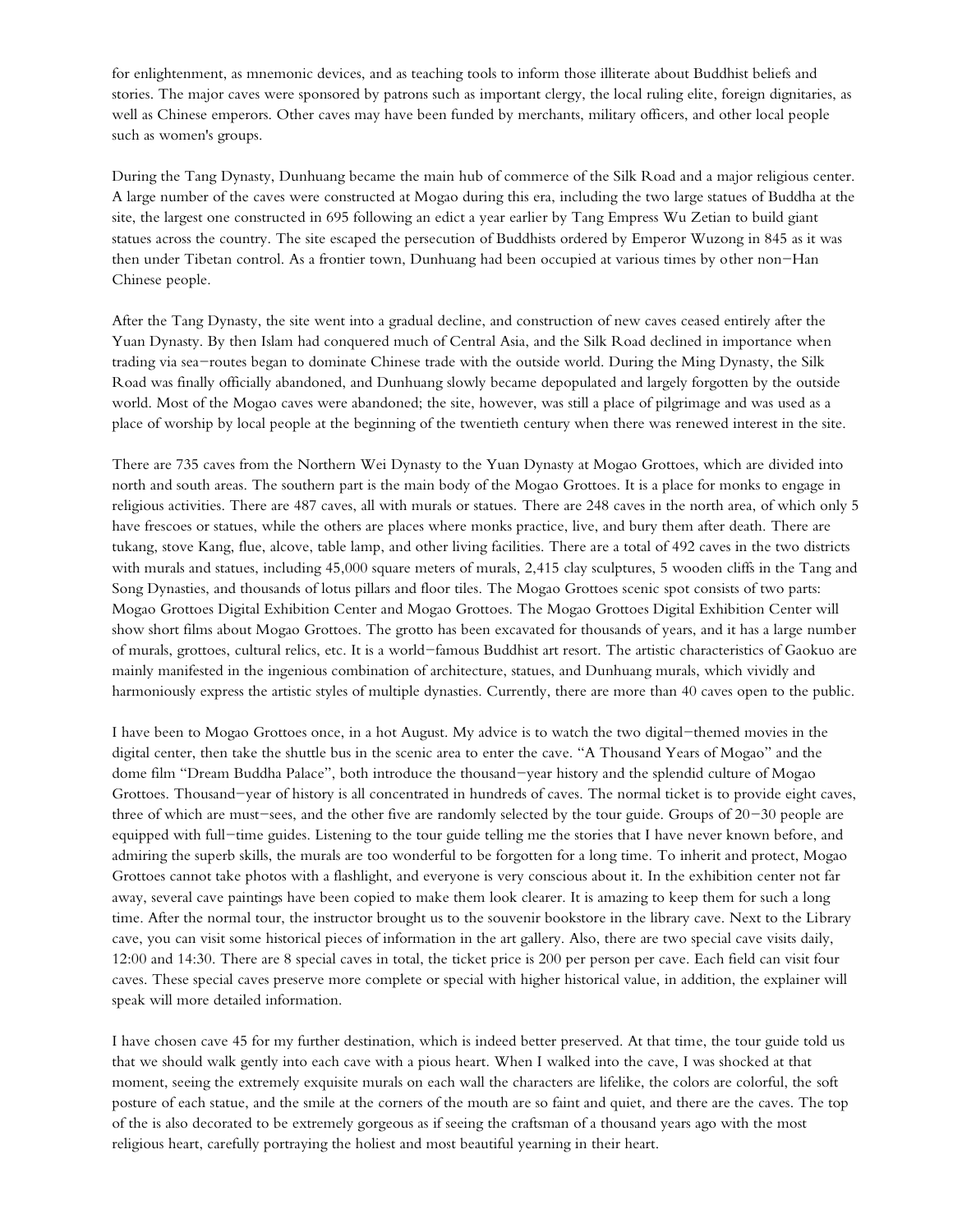for enlightenment, as mnemonic devices, and as teaching tools to inform those illiterate about Buddhist beliefs and stories. The major caves were sponsored by patrons such as important clergy, the local ruling elite, foreign dignitaries, as well as Chinese emperors. Other caves may have been funded by merchants, military officers, and other local people such as women's groups.

During the Tang Dynasty, Dunhuang became the main hub of commerce of the Silk Road and a major religious center. A large number of the caves were constructed at Mogao during this era, including the two large statues of Buddha at the site, the largest one constructed in 695 following an edict a year earlier by Tang Empress Wu Zetian to build giant statues across the country. The site escaped the persecution of Buddhists ordered by Emperor Wuzong in 845 as it was then under Tibetan control. As a frontier town, Dunhuang had been occupied at various times by other non-Han Chinese people.

After the Tang Dynasty, the site went into a gradual decline, and construction of new caves ceased entirely after the Yuan Dynasty. By then Islam had conquered much of Central Asia, and the Silk Road declined in importance when trading via sea-routes began to dominate Chinese trade with the outside world. During the Ming Dynasty, the Silk Road was finally officially abandoned, and Dunhuang slowly became depopulated and largely forgotten by the outside world. Most of the Mogao caves were abandoned; the site, however, was still a place of pilgrimage and was used as a place of worship by local people at the beginning of the twentieth century when there was renewed interest in the site.

There are 735 caves from the Northern Wei Dynasty to the Yuan Dynasty at Mogao Grottoes, which are divided into north and south areas. The southern part is the main body of the Mogao Grottoes. It is a place for monks to engage in religious activities. There are 487 caves, all with murals or statues. There are 248 caves in the north area, of which only 5 have frescoes or statues, while the others are places where monks practice, live, and bury them after death. There are tukang, stove Kang, flue, alcove, table lamp, and other living facilities. There are a total of 492 caves in the two districts with murals and statues, including 45,000 square meters of murals, 2,415 clay sculptures, 5 wooden cliffs in the Tang and Song Dynasties, and thousands of lotus pillars and floor tiles. The Mogao Grottoes scenic spot consists of two parts: Mogao Grottoes Digital Exhibition Center and Mogao Grottoes. The Mogao Grottoes Digital Exhibition Center will show short films about Mogao Grottoes. The grotto has been excavated for thousands of years, and it has a large number of murals, grottoes, cultural relics, etc. It is a world-famous Buddhist art resort. The artistic characteristics of Gaokuo are mainly manifested in the ingenious combination of architecture, statues, and Dunhuang murals, which vividly and harmoniously express the artistic styles of multiple dynasties. Currently, there are more than 40 caves open to the public.

I have been to Mogao Grottoes once, in a hot August. My advice is to watch the two digital-themed movies in the digital center, then take the shuttle bus in the scenic area to enter the cave. "A Thousand Years of Mogao" and the dome film "Dream Buddha Palace", both introduce the thousand-year history and the splendid culture of Mogao Grottoes. Thousand-year of history is all concentrated in hundreds of caves. The normal ticket is to provide eight caves, three of which are must-sees, and the other five are randomly selected by the tour guide. Groups of 20-30 people are equipped with full-time guides. Listening to the tour guide telling me the stories that I have never known before, and admiring the superb skills, the murals are too wonderful to be forgotten for a long time. To inherit and protect, Mogao Grottoes cannot take photos with a flashlight, and everyone is very conscious about it. In the exhibition center not far away, several cave paintings have been copied to make them look clearer. It is amazing to keep them for such a long time. After the normal tour, the instructor brought us to the souvenir bookstore in the library cave. Next to the Library cave, you can visit some historical pieces of information in the art gallery. Also, there are two special cave visits daily, 12:00 and 14:30. There are 8 special caves in total, the ticket price is 200 per person per cave. Each field can visit four caves. These special caves preserve more complete or special with higher historical value, in addition, the explainer will speak will more detailed information.

I have chosen cave 45 for my further destination, which is indeed better preserved. At that time, the tour guide told us that we should walk gently into each cave with a pious heart. When I walked into the cave, I was shocked at that moment, seeing the extremely exquisite murals on each wall the characters are lifelike, the colors are colorful, the soft posture of each statue, and the smile at the corners of the mouth are so faint and quiet, and there are the caves. The top of the is also decorated to be extremely gorgeous as if seeing the craftsman of a thousand years ago with the most religious heart, carefully portraying the holiest and most beautiful yearning in their heart.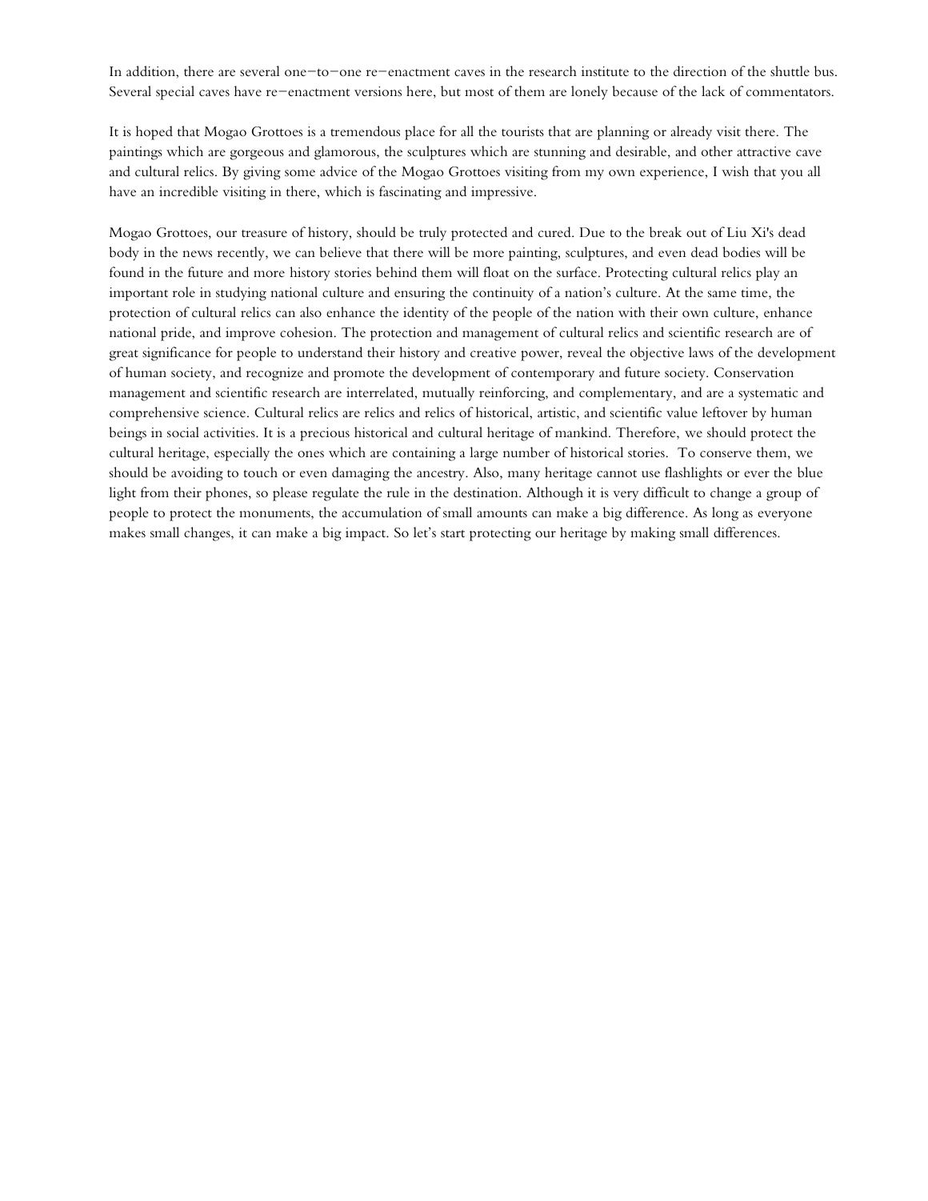In addition, there are several one–to–one re–enactment caves in the research institute to the direction of the shuttle bus. Several special caves have re–enactment versions here, but most of them are lonely because of the lack of commentators.

It is hoped that Mogao Grottoes is a tremendous place for all the tourists that are planning or already visit there. The paintings which are gorgeous and glamorous, the sculptures which are stunning and desirable, and other attractive cave and cultural relics. By giving some advice of the Mogao Grottoes visiting from my own experience, I wish that you all have an incredible visiting in there, which is fascinating and impressive.

Mogao Grottoes, our treasure of history, should be truly protected and cured. Due to the break out of Liu Xi's dead body in the news recently, we can believe that there will be more painting, sculptures, and even dead bodies will be found in the future and more history stories behind them will float on the surface. Protecting cultural relics play an important role in studying national culture and ensuring the continuity of a nation's culture. At the same time, the protection of cultural relics can also enhance the identity of the people of the nation with their own culture, enhance national pride, and improve cohesion. The protection and management of cultural relics and scientific research are of great significance for people to understand their history and creative power, reveal the objective laws of the development of human society, and recognize and promote the development of contemporary and future society. Conservation management and scientific research are interrelated, mutually reinforcing, and complementary, and are a systematic and comprehensive science. Cultural relics are relics and relics of historical, artistic, and scientific value leftover by human beings in social activities. It is a precious historical and cultural heritage of mankind. Therefore, we should protect the cultural heritage, especially the ones which are containing a large number of historical stories. To conserve them, we should be avoiding to touch or even damaging the ancestry. Also, many heritage cannot use flashlights or ever the blue light from their phones, so please regulate the rule in the destination. Although it is very difficult to change a group of people to protect the monuments, the accumulation of small amounts can make a big difference. As long as everyone makes small changes, it can make a big impact. So let's start protecting our heritage by making small differences.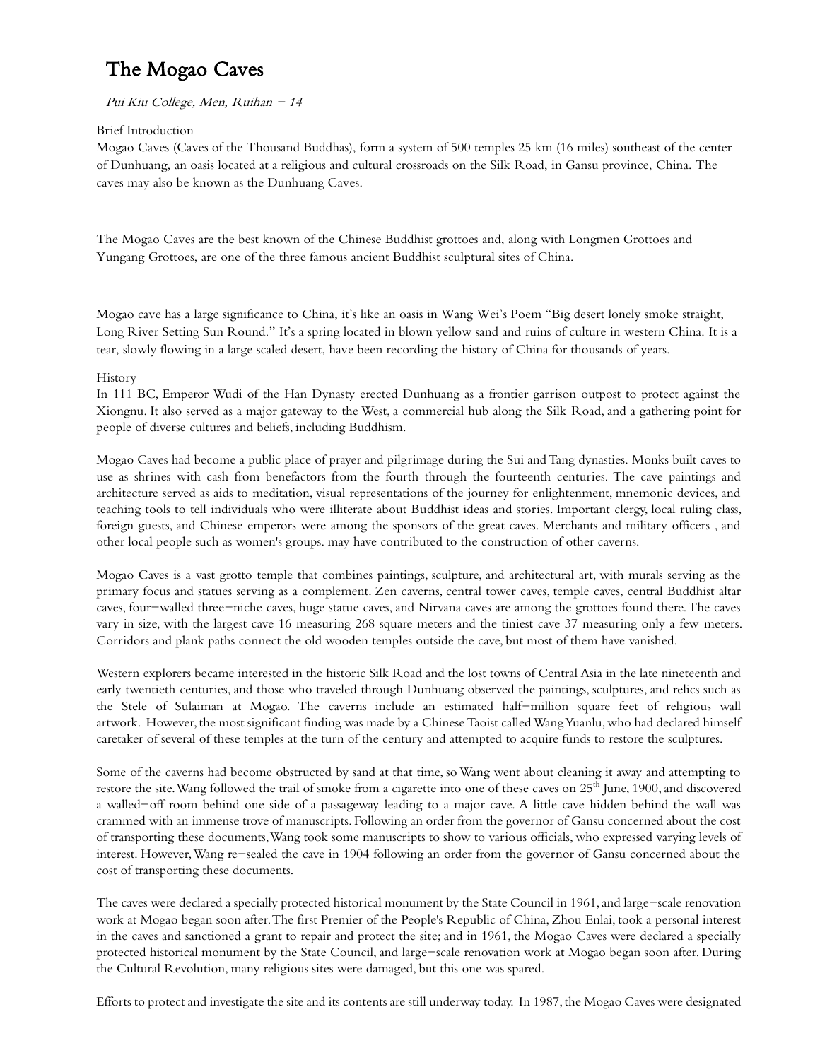# The Mogao Caves

*Pui Kiu College, Men, Ruihan – 14*

Brief Introduction

Mogao Caves (Caves of the Thousand Buddhas), form a system of 500 temples 25 km (16 miles) southeast of the center of Dunhuang, an oasis located at a religious and cultural crossroads on the Silk Road, in Gansu province, China. The caves may also be known as the Dunhuang Caves.

The Mogao Caves are the best known of the Chinese Buddhist grottoes and, along with Longmen Grottoes and Yungang Grottoes, are one of the three famous ancient Buddhist sculptural sites of China.

Mogao cave has a large significance to China, it's like an oasis in Wang Wei's Poem "Big desert lonely smoke straight, Long River Setting Sun Round." It's a spring located in blown yellow sand and ruins of culture in western China. It is a tear, slowly flowing in a large scaled desert, have been recording the history of China for thousands of years.

History

In 111 BC, Emperor Wudi of the Han Dynasty erected Dunhuang as a frontier garrison outpost to protect against the Xiongnu. It also served as a major gateway to the West, a commercial hub along the Silk Road, and a gathering point for people of diverse cultures and beliefs, including Buddhism.

Mogao Caves had become a public place of prayer and pilgrimage during the Sui and Tang dynasties. Monks built caves to use as shrines with cash from benefactors from the fourth through the fourteenth centuries. The cave paintings and architecture served as aids to meditation, visual representations of the journey for enlightenment, mnemonic devices, and teaching tools to tell individuals who were illiterate about Buddhist ideas and stories. Important clergy, local ruling class, foreign guests, and Chinese emperors were among the sponsors of the great caves. Merchants and military officers , and other local people such as women's groups. may have contributed to the construction of other caverns.

Mogao Caves is a vast grotto temple that combines paintings, sculpture, and architectural art, with murals serving as the primary focus and statues serving as a complement. Zen caverns, central tower caves, temple caves, central Buddhist altar caves, four–walled three–niche caves, huge statue caves, and Nirvana caves are among the grottoes found there. The caves vary in size, with the largest cave 16 measuring 268 square meters and the tiniest cave 37 measuring only a few meters. Corridors and plank paths connect the old wooden temples outside the cave, but most of them have vanished.

Western explorers became interested in the historic Silk Road and the lost towns of Central Asia in the late nineteenth and early twentieth centuries, and those who traveled through Dunhuang observed the paintings, sculptures, and relics such as the Stele of Sulaiman at Mogao. The caverns include an estimated half–million square feet of religious wall artwork. However, the most significant finding was made by a Chinese Taoist called Wang Yuanlu, who had declared himself caretaker of several of these temples at the turn of the century and attempted to acquire funds to restore the sculptures.

Some of the caverns had become obstructed by sand at that time, so Wang went about cleaning it away and attempting to restore the site. Wang followed the trail of smoke from a cigarette into one of these caves on 25th June, 1900, and discovered a walled–off room behind one side of a passageway leading to a major cave. A little cave hidden behind the wall was crammed with an immense trove of manuscripts. Following an order from the governor of Gansu concerned about the cost of transporting these documents, Wang took some manuscripts to show to various officials, who expressed varying levels of interest. However, Wang re–sealed the cave in 1904 following an order from the governor of Gansu concerned about the cost of transporting these documents.

The caves were declared a specially protected historical monument by the State Council in 1961, and large–scale renovation work at Mogao began soon after. The first Premier of the People's Republic of China, Zhou Enlai, took a personal interest in the caves and sanctioned a grant to repair and protect the site; and in 1961, the Mogao Caves were declared a specially protected historical monument by the State Council, and large–scale renovation work at Mogao began soon after. During the Cultural Revolution, many religious sites were damaged, but this one was spared.

Efforts to protect and investigate the site and its contents are still underway today. In 1987, the Mogao Caves were designated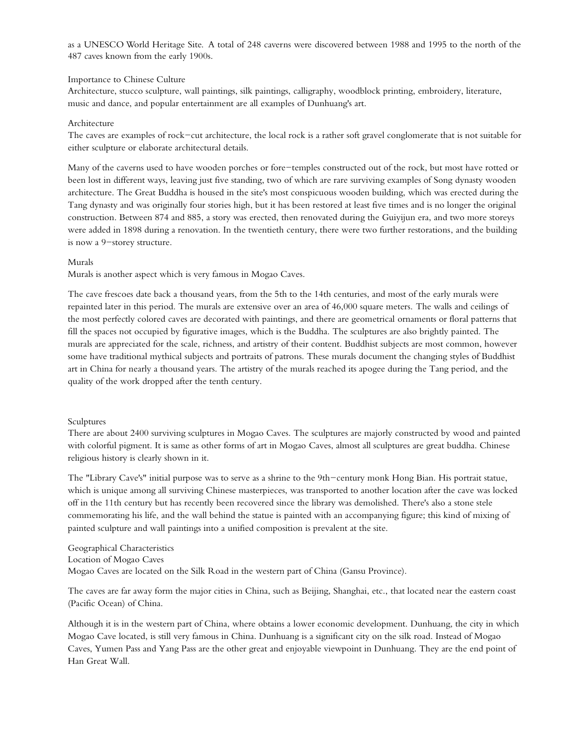as a UNESCO World Heritage Site. A total of 248 caverns were discovered between 1988 and 1995 to the north of the 487 caves known from the early 1900s.

## Importance to Chinese Culture

Architecture, stucco sculpture, wall paintings, silk paintings, calligraphy, woodblock printing, embroidery, literature, music and dance, and popular entertainment are all examples of Dunhuang's art.

### Architecture

The caves are examples of rock–cut architecture, the local rock is a rather soft gravel conglomerate that is not suitable for either sculpture or elaborate architectural details.

Many of the caverns used to have wooden porches or fore–temples constructed out of the rock, but most have rotted or been lost in different ways, leaving just five standing, two of which are rare surviving examples of Song dynasty wooden architecture. The Great Buddha is housed in the site's most conspicuous wooden building, which was erected during the Tang dynasty and was originally four stories high, but it has been restored at least five times and is no longer the original construction. Between 874 and 885, a story was erected, then renovated during the Guiyijun era, and two more storeys were added in 1898 during a renovation. In the twentieth century, there were two further restorations, and the building is now a 9–storey structure.

### Murals

Murals is another aspect which is very famous in Mogao Caves.

The cave frescoes date back a thousand years, from the 5th to the 14th centuries, and most of the early murals were repainted later in this period. The murals are extensive over an area of 46,000 square meters. The walls and ceilings of the most perfectly colored caves are decorated with paintings, and there are geometrical ornaments or floral patterns that fill the spaces not occupied by figurative images, which is the Buddha. The sculptures are also brightly painted. The murals are appreciated for the scale, richness, and artistry of their content. Buddhist subjects are most common, however some have traditional mythical subjects and portraits of patrons. These murals document the changing styles of Buddhist art in China for nearly a thousand years. The artistry of the murals reached its apogee during the Tang period, and the quality of the work dropped after the tenth century.

### Sculptures

There are about 2400 surviving sculptures in Mogao Caves. The sculptures are majorly constructed by wood and painted with colorful pigment. It is same as other forms of art in Mogao Caves, almost all sculptures are great buddha. Chinese religious history is clearly shown in it.

The "Library Cave's" initial purpose was to serve as a shrine to the 9th–century monk Hong Bian. His portrait statue, which is unique among all surviving Chinese masterpieces, was transported to another location after the cave was locked off in the 11th century but has recently been recovered since the library was demolished. There's also a stone stele commemorating his life, and the wall behind the statue is painted with an accompanying figure; this kind of mixing of painted sculpture and wall paintings into a unified composition is prevalent at the site.

## Geographical Characteristics

### Location of Mogao Caves

Mogao Caves are located on the Silk Road in the western part of China (Gansu Province).

The caves are far away form the major cities in China, such as Beijing, Shanghai, etc., that located near the eastern coast (Pacific Ocean) of China.

Although it is in the western part of China, where obtains a lower economic development. Dunhuang, the city in which Mogao Cave located, is still very famous in China. Dunhuang is a significant city on the silk road. Instead of Mogao Caves, Yumen Pass and Yang Pass are the other great and enjoyable viewpoint in Dunhuang. They are the end point of Han Great Wall.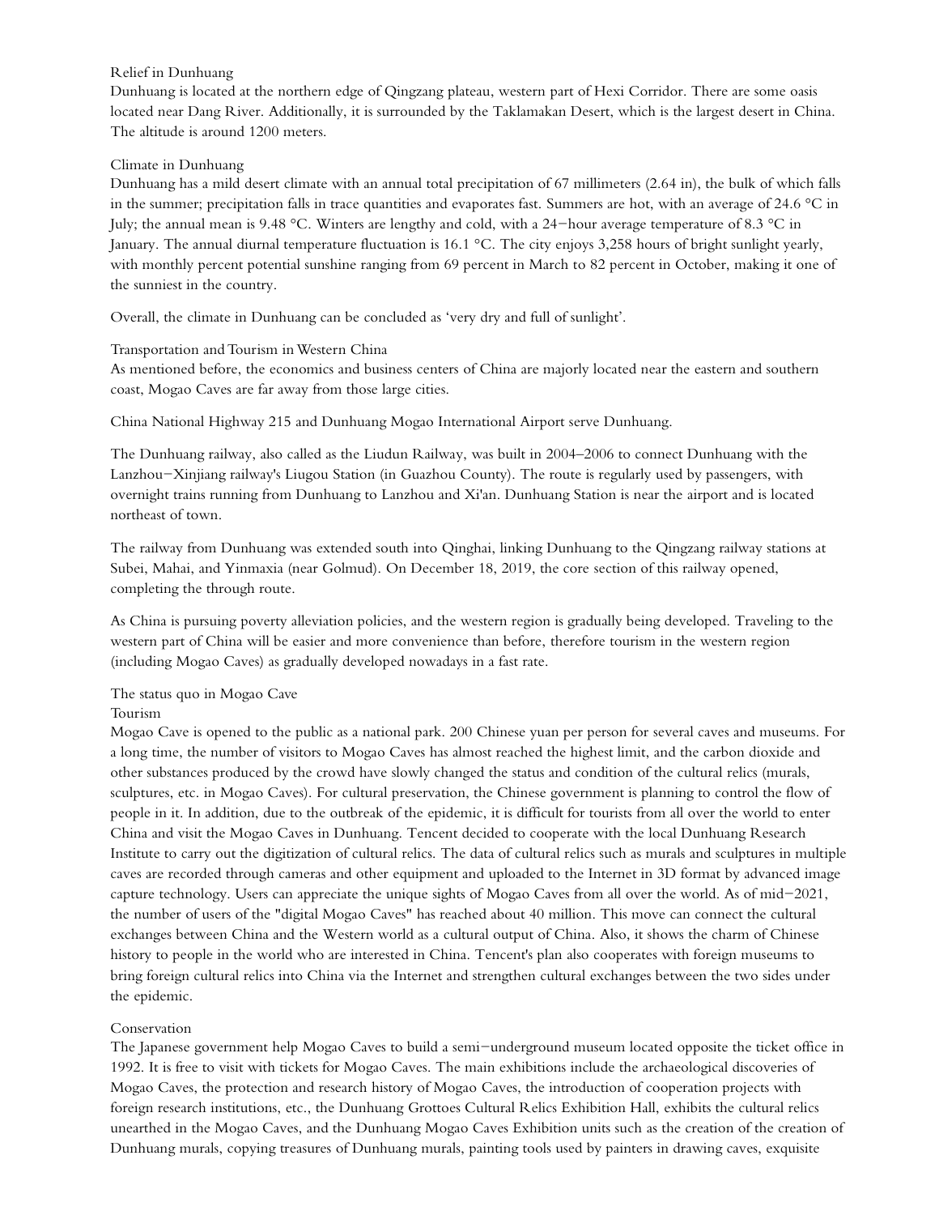## Relief in Dunhuang

Dunhuang is located at the northern edge of Qingzang plateau, western part of Hexi Corridor. There are some oasis located near Dang River. Additionally, it is surrounded by the Taklamakan Desert, which is the largest desert in China. The altitude is around 1200 meters.

## Climate in Dunhuang

Dunhuang has a mild desert climate with an annual total precipitation of 67 millimeters (2.64 in), the bulk of which falls in the summer; precipitation falls in trace quantities and evaporates fast. Summers are hot, with an average of 24.6 °C in July; the annual mean is 9.48 °C. Winters are lengthy and cold, with a 24−hour average temperature of 8.3 °C in January. The annual diurnal temperature fluctuation is 16.1 °C. The city enjoys 3,258 hours of bright sunlight yearly, with monthly percent potential sunshine ranging from 69 percent in March to 82 percent in October, making it one of the sunniest in the country.

Overall, the climate in Dunhuang can be concluded as 'very dry and full of sunlight'.

## Transportation and Tourism in Western China

As mentioned before, the economics and business centers of China are majorly located near the eastern and southern coast, Mogao Caves are far away from those large cities.

China National Highway 215 and Dunhuang Mogao International Airport serve Dunhuang.

The Dunhuang railway, also called as the Liudun Railway, was built in 2004–2006 to connect Dunhuang with the Lanzhou−Xinjiang railway's Liugou Station (in Guazhou County). The route is regularly used by passengers, with overnight trains running from Dunhuang to Lanzhou and Xi'an. Dunhuang Station is near the airport and is located northeast of town.

The railway from Dunhuang was extended south into Qinghai, linking Dunhuang to the Qingzang railway stations at Subei, Mahai, and Yinmaxia (near Golmud). On December 18, 2019, the core section of this railway opened, completing the through route.

As China is pursuing poverty alleviation policies, and the western region is gradually being developed. Traveling to the western part of China will be easier and more convenience than before, therefore tourism in the western region (including Mogao Caves) as gradually developed nowadays in a fast rate.

## The status quo in Mogao Cave

### Tourism

Mogao Cave is opened to the public as a national park. 200 Chinese yuan per person for several caves and museums. For a long time, the number of visitors to Mogao Caves has almost reached the highest limit, and the carbon dioxide and other substances produced by the crowd have slowly changed the status and condition of the cultural relics (murals, sculptures, etc. in Mogao Caves). For cultural preservation, the Chinese government is planning to control the flow of people in it. In addition, due to the outbreak of the epidemic, it is difficult for tourists from all over the world to enter China and visit the Mogao Caves in Dunhuang. Tencent decided to cooperate with the local Dunhuang Research Institute to carry out the digitization of cultural relics. The data of cultural relics such as murals and sculptures in multiple caves are recorded through cameras and other equipment and uploaded to the Internet in 3D format by advanced image capture technology. Users can appreciate the unique sights of Mogao Caves from all over the world. As of mid−2021, the number of users of the "digital Mogao Caves" has reached about 40 million. This move can connect the cultural exchanges between China and the Western world as a cultural output of China. Also, it shows the charm of Chinese history to people in the world who are interested in China. Tencent's plan also cooperates with foreign museums to bring foreign cultural relics into China via the Internet and strengthen cultural exchanges between the two sides under the epidemic.

### Conservation

The Japanese government help Mogao Caves to build a semi−underground museum located opposite the ticket office in 1992. It is free to visit with tickets for Mogao Caves. The main exhibitions include the archaeological discoveries of Mogao Caves, the protection and research history of Mogao Caves, the introduction of cooperation projects with foreign research institutions, etc., the Dunhuang Grottoes Cultural Relics Exhibition Hall, exhibits the cultural relics unearthed in the Mogao Caves, and the Dunhuang Mogao Caves Exhibition units such as the creation of the creation of Dunhuang murals, copying treasures of Dunhuang murals, painting tools used by painters in drawing caves, exquisite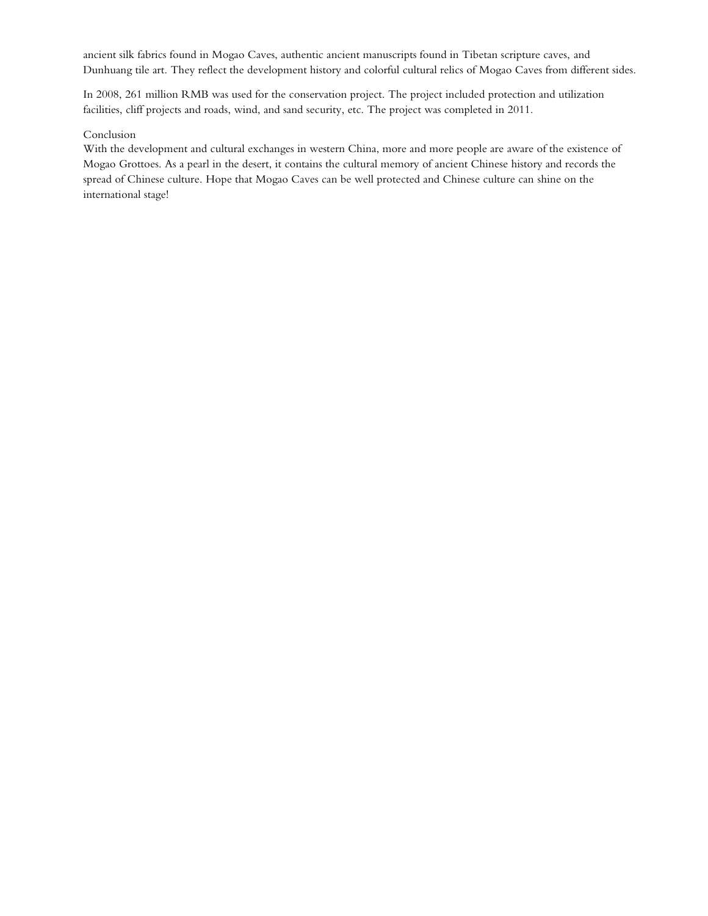ancient silk fabrics found in Mogao Caves, authentic ancient manuscripts found in Tibetan scripture caves, and Dunhuang tile art. They reflect the development history and colorful cultural relics of Mogao Caves from different sides.

In 2008, 261 million RMB was used for the conservation project. The project included protection and utilization facilities, cliff projects and roads, wind, and sand security, etc. The project was completed in 2011.

Conclusion

With the development and cultural exchanges in western China, more and more people are aware of the existence of Mogao Grottoes. As a pearl in the desert, it contains the cultural memory of ancient Chinese history and records the spread of Chinese culture. Hope that Mogao Caves can be well protected and Chinese culture can shine on the international stage!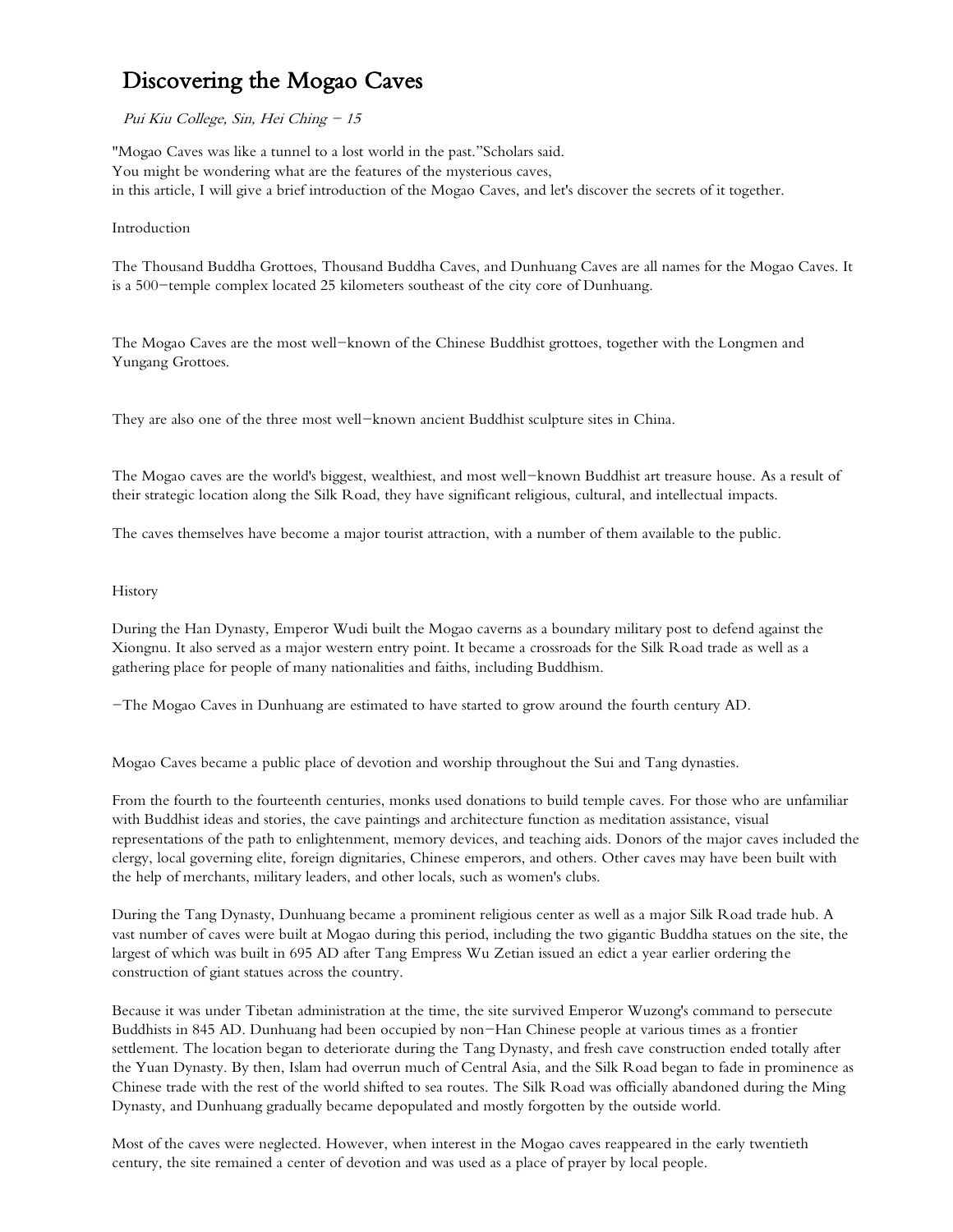# Discovering the Mogao Caves

*Pui Kiu College, Sin, Hei Ching – 15*

"Mogao Caves was like a tunnel to a lost world in the past."Scholars said.
You might be wondering what are the features of the mysterious caves,
in this article, I will give a brief introduction of the Mogao Caves, and let's discover the secrets of it together.

Introduction

The Thousand Buddha Grottoes, Thousand Buddha Caves, and Dunhuang Caves are all names for the Mogao Caves. It is a 500–temple complex located 25 kilometers southeast of the city core of Dunhuang.

The Mogao Caves are the most well–known of the Chinese Buddhist grottoes, together with the Longmen and Yungang Grottoes.

They are also one of the three most well–known ancient Buddhist sculpture sites in China.

The Mogao caves are the world's biggest, wealthiest, and most well–known Buddhist art treasure house. As a result of their strategic location along the Silk Road, they have significant religious, cultural, and intellectual impacts.

The caves themselves have become a major tourist attraction, with a number of them available to the public.

History

During the Han Dynasty, Emperor Wudi built the Mogao caverns as a boundary military post to defend against the Xiongnu. It also served as a major western entry point. It became a crossroads for the Silk Road trade as well as a gathering place for people of many nationalities and faiths, including Buddhism.

–The Mogao Caves in Dunhuang are estimated to have started to grow around the fourth century AD.

Mogao Caves became a public place of devotion and worship throughout the Sui and Tang dynasties.

From the fourth to the fourteenth centuries, monks used donations to build temple caves. For those who are unfamiliar with Buddhist ideas and stories, the cave paintings and architecture function as meditation assistance, visual representations of the path to enlightenment, memory devices, and teaching aids. Donors of the major caves included the clergy, local governing elite, foreign dignitaries, Chinese emperors, and others. Other caves may have been built with the help of merchants, military leaders, and other locals, such as women's clubs.

During the Tang Dynasty, Dunhuang became a prominent religious center as well as a major Silk Road trade hub. A vast number of caves were built at Mogao during this period, including the two gigantic Buddha statues on the site, the largest of which was built in 695 AD after Tang Empress Wu Zetian issued an edict a year earlier ordering the construction of giant statues across the country.

Because it was under Tibetan administration at the time, the site survived Emperor Wuzong's command to persecute Buddhists in 845 AD. Dunhuang had been occupied by non–Han Chinese people at various times as a frontier settlement. The location began to deteriorate during the Tang Dynasty, and fresh cave construction ended totally after the Yuan Dynasty. By then, Islam had overrun much of Central Asia, and the Silk Road began to fade in prominence as Chinese trade with the rest of the world shifted to sea routes. The Silk Road was officially abandoned during the Ming Dynasty, and Dunhuang gradually became depopulated and mostly forgotten by the outside world.

Most of the caves were neglected. However, when interest in the Mogao caves reappeared in the early twentieth century, the site remained a center of devotion and was used as a place of prayer by local people.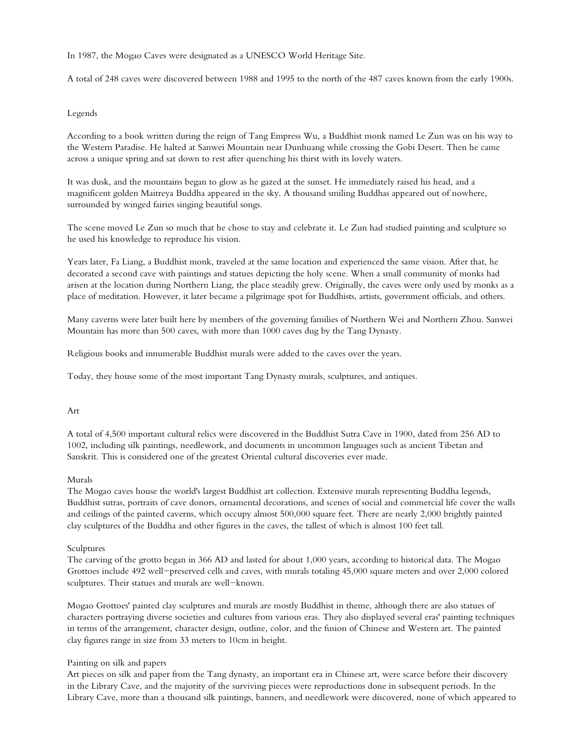In 1987, the Mogao Caves were designated as a UNESCO World Heritage Site.

A total of 248 caves were discovered between 1988 and 1995 to the north of the 487 caves known from the early 1900s.

## Legends

According to a book written during the reign of Tang Empress Wu, a Buddhist monk named Le Zun was on his way to the Western Paradise. He halted at Sanwei Mountain near Dunhuang while crossing the Gobi Desert. Then he came across a unique spring and sat down to rest after quenching his thirst with its lovely waters.

It was dusk, and the mountains began to glow as he gazed at the sunset. He immediately raised his head, and a magnificent golden Maitreya Buddha appeared in the sky. A thousand smiling Buddhas appeared out of nowhere, surrounded by winged fairies singing beautiful songs.

The scene moved Le Zun so much that he chose to stay and celebrate it. Le Zun had studied painting and sculpture so he used his knowledge to reproduce his vision.

Years later, Fa Liang, a Buddhist monk, traveled at the same location and experienced the same vision. After that, he decorated a second cave with paintings and statues depicting the holy scene. When a small community of monks had arisen at the location during Northern Liang, the place steadily grew. Originally, the caves were only used by monks as a place of meditation. However, it later became a pilgrimage spot for Buddhists, artists, government officials, and others.

Many caverns were later built here by members of the governing families of Northern Wei and Northern Zhou. Sanwei Mountain has more than 500 caves, with more than 1000 caves dug by the Tang Dynasty.

Religious books and innumerable Buddhist murals were added to the caves over the years.

Today, they house some of the most important Tang Dynasty murals, sculptures, and antiques.

## Art

A total of 4,500 important cultural relics were discovered in the Buddhist Sutra Cave in 1900, dated from 256 AD to 1002, including silk paintings, needlework, and documents in uncommon languages such as ancient Tibetan and Sanskrit. This is considered one of the greatest Oriental cultural discoveries ever made.

### Murals

The Mogao caves house the world's largest Buddhist art collection. Extensive murals representing Buddha legends, Buddhist sutras, portraits of cave donors, ornamental decorations, and scenes of social and commercial life cover the walls and ceilings of the painted caverns, which occupy almost 500,000 square feet. There are nearly 2,000 brightly painted clay sculptures of the Buddha and other figures in the caves, the tallest of which is almost 100 feet tall.

### Sculptures

The carving of the grotto began in 366 AD and lasted for about 1,000 years, according to historical data. The Mogao Grottoes include 492 well-preserved cells and caves, with murals totaling 45,000 square meters and over 2,000 colored sculptures. Their statues and murals are well-known.

Mogao Grottoes' painted clay sculptures and murals are mostly Buddhist in theme, although there are also statues of characters portraying diverse societies and cultures from various eras. They also displayed several eras' painting techniques in terms of the arrangement, character design, outline, color, and the fusion of Chinese and Western art. The painted clay figures range in size from 33 meters to 10cm in height.

### Painting on silk and papers

Art pieces on silk and paper from the Tang dynasty, an important era in Chinese art, were scarce before their discovery in the Library Cave, and the majority of the surviving pieces were reproductions done in subsequent periods. In the Library Cave, more than a thousand silk paintings, banners, and needlework were discovered, none of which appeared to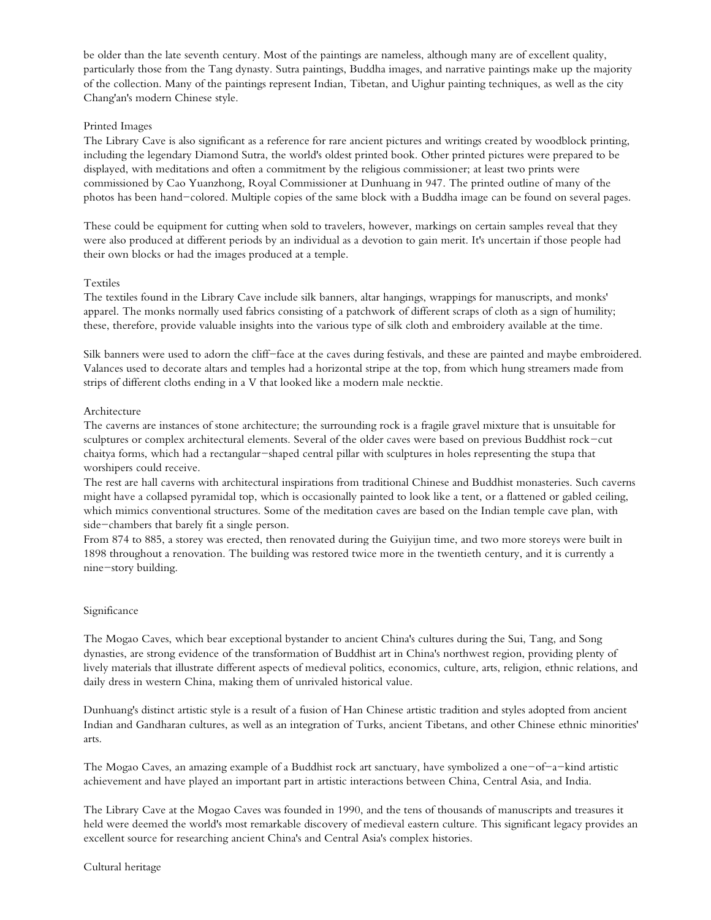be older than the late seventh century. Most of the paintings are nameless, although many are of excellent quality, particularly those from the Tang dynasty. Sutra paintings, Buddha images, and narrative paintings make up the majority of the collection. Many of the paintings represent Indian, Tibetan, and Uighur painting techniques, as well as the city Chang'an's modern Chinese style.

## Printed Images

The Library Cave is also significant as a reference for rare ancient pictures and writings created by woodblock printing, including the legendary Diamond Sutra, the world's oldest printed book. Other printed pictures were prepared to be displayed, with meditations and often a commitment by the religious commissioner; at least two prints were commissioned by Cao Yuanzhong, Royal Commissioner at Dunhuang in 947. The printed outline of many of the photos has been hand-colored. Multiple copies of the same block with a Buddha image can be found on several pages.

These could be equipment for cutting when sold to travelers, however, markings on certain samples reveal that they were also produced at different periods by an individual as a devotion to gain merit. It's uncertain if those people had their own blocks or had the images produced at a temple.

## Textiles

The textiles found in the Library Cave include silk banners, altar hangings, wrappings for manuscripts, and monks' apparel. The monks normally used fabrics consisting of a patchwork of different scraps of cloth as a sign of humility; these, therefore, provide valuable insights into the various type of silk cloth and embroidery available at the time.

Silk banners were used to adorn the cliff-face at the caves during festivals, and these are painted and maybe embroidered. Valances used to decorate altars and temples had a horizontal stripe at the top, from which hung streamers made from strips of different cloths ending in a V that looked like a modern male necktie.

## Architecture

The caverns are instances of stone architecture; the surrounding rock is a fragile gravel mixture that is unsuitable for sculptures or complex architectural elements. Several of the older caves were based on previous Buddhist rock-cut chaitya forms, which had a rectangular-shaped central pillar with sculptures in holes representing the stupa that worshipers could receive.

The rest are hall caverns with architectural inspirations from traditional Chinese and Buddhist monasteries. Such caverns might have a collapsed pyramidal top, which is occasionally painted to look like a tent, or a flattened or gabled ceiling, which mimics conventional structures. Some of the meditation caves are based on the Indian temple cave plan, with side-chambers that barely fit a single person.

From 874 to 885, a storey was erected, then renovated during the Guiyijun time, and two more storeys were built in 1898 throughout a renovation. The building was restored twice more in the twentieth century, and it is currently a nine-story building.

## Significance

The Mogao Caves, which bear exceptional bystander to ancient China's cultures during the Sui, Tang, and Song dynasties, are strong evidence of the transformation of Buddhist art in China's northwest region, providing plenty of lively materials that illustrate different aspects of medieval politics, economics, culture, arts, religion, ethnic relations, and daily dress in western China, making them of unrivaled historical value.

Dunhuang's distinct artistic style is a result of a fusion of Han Chinese artistic tradition and styles adopted from ancient Indian and Gandharan cultures, as well as an integration of Turks, ancient Tibetans, and other Chinese ethnic minorities' arts.

The Mogao Caves, an amazing example of a Buddhist rock art sanctuary, have symbolized a one-of-a-kind artistic achievement and have played an important part in artistic interactions between China, Central Asia, and India.

The Library Cave at the Mogao Caves was founded in 1990, and the tens of thousands of manuscripts and treasures it held were deemed the world's most remarkable discovery of medieval eastern culture. This significant legacy provides an excellent source for researching ancient China's and Central Asia's complex histories.

## Cultural heritage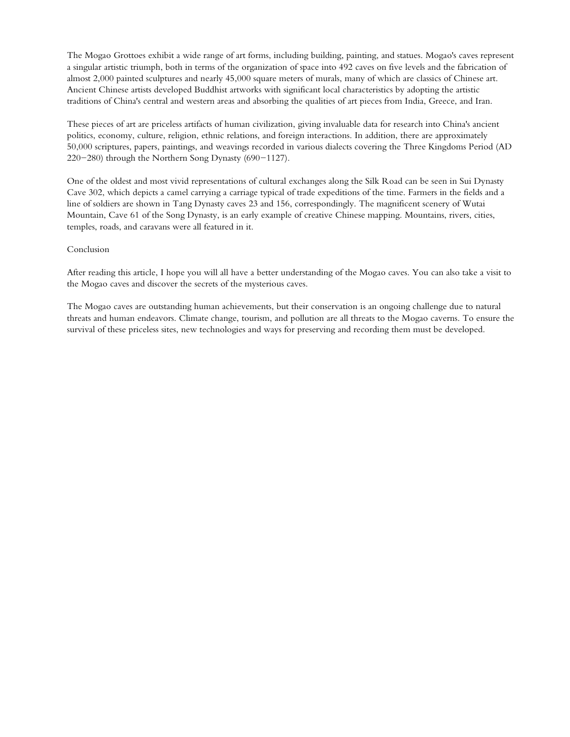The Mogao Grottoes exhibit a wide range of art forms, including building, painting, and statues. Mogao's caves represent a singular artistic triumph, both in terms of the organization of space into 492 caves on five levels and the fabrication of almost 2,000 painted sculptures and nearly 45,000 square meters of murals, many of which are classics of Chinese art. Ancient Chinese artists developed Buddhist artworks with significant local characteristics by adopting the artistic traditions of China's central and western areas and absorbing the qualities of art pieces from India, Greece, and Iran.

These pieces of art are priceless artifacts of human civilization, giving invaluable data for research into China's ancient politics, economy, culture, religion, ethnic relations, and foreign interactions. In addition, there are approximately 50,000 scriptures, papers, paintings, and weavings recorded in various dialects covering the Three Kingdoms Period (AD 220−280) through the Northern Song Dynasty (690−1127).

One of the oldest and most vivid representations of cultural exchanges along the Silk Road can be seen in Sui Dynasty Cave 302, which depicts a camel carrying a carriage typical of trade expeditions of the time. Farmers in the fields and a line of soldiers are shown in Tang Dynasty caves 23 and 156, correspondingly. The magnificent scenery of Wutai Mountain, Cave 61 of the Song Dynasty, is an early example of creative Chinese mapping. Mountains, rivers, cities, temples, roads, and caravans were all featured in it.

Conclusion

After reading this article, I hope you will all have a better understanding of the Mogao caves. You can also take a visit to the Mogao caves and discover the secrets of the mysterious caves.

The Mogao caves are outstanding human achievements, but their conservation is an ongoing challenge due to natural threats and human endeavors. Climate change, tourism, and pollution are all threats to the Mogao caverns. To ensure the survival of these priceless sites, new technologies and ways for preserving and recording them must be developed.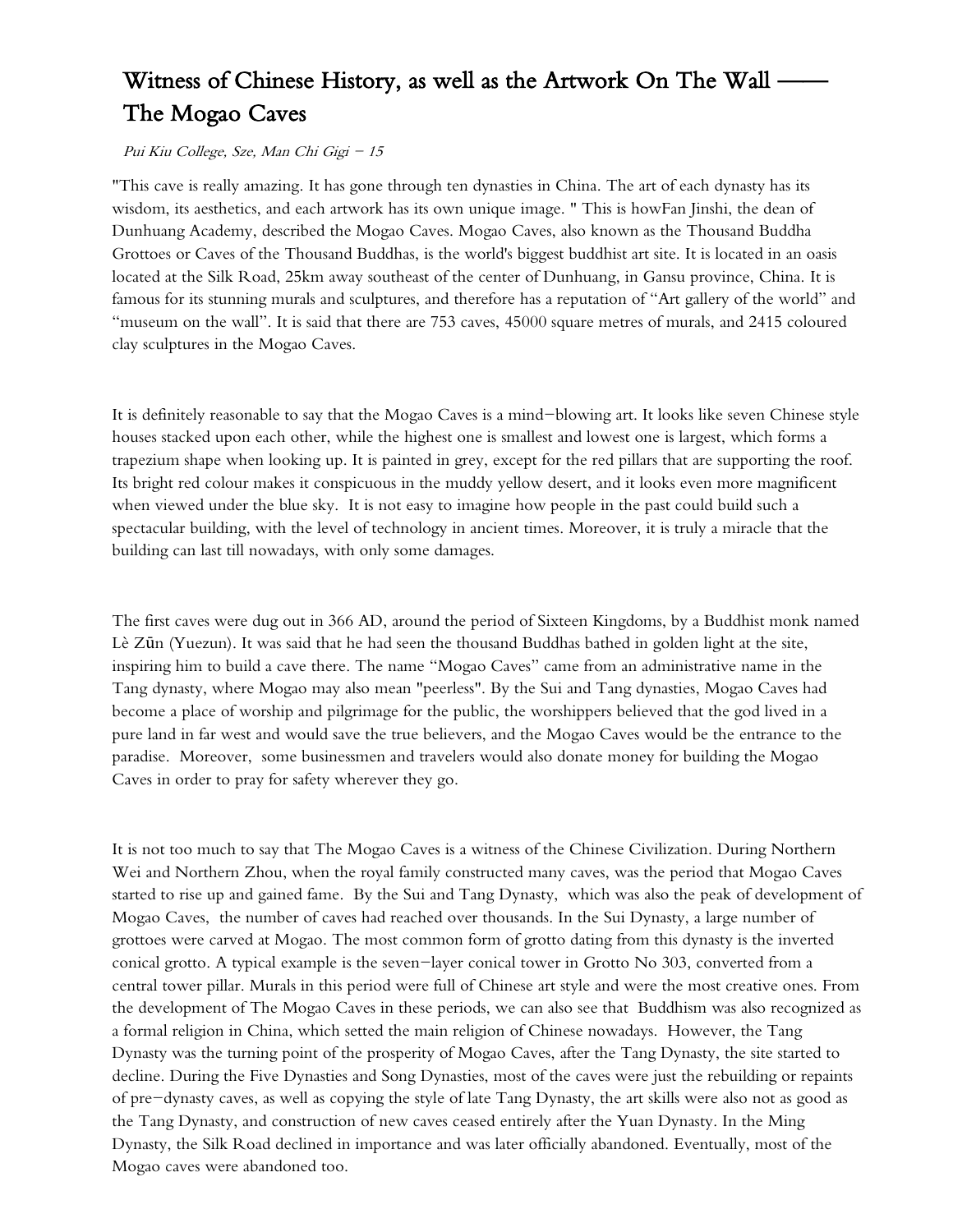# Witness of Chinese History, as well as the Artwork On The Wall —— The Mogao Caves

*Pui Kiu College, Sze, Man Chi Gigi – 15*

"This cave is really amazing. It has gone through ten dynasties in China. The art of each dynasty has its wisdom, its aesthetics, and each artwork has its own unique image. " This is howFan Jinshi, the dean of Dunhuang Academy, described the Mogao Caves. Mogao Caves, also known as the Thousand Buddha Grottoes or Caves of the Thousand Buddhas, is the world's biggest buddhist art site. It is located in an oasis located at the Silk Road, 25km away southeast of the center of Dunhuang, in Gansu province, China. It is famous for its stunning murals and sculptures, and therefore has a reputation of "Art gallery of the world" and "museum on the wall". It is said that there are 753 caves, 45000 square metres of murals, and 2415 coloured clay sculptures in the Mogao Caves.

It is definitely reasonable to say that the Mogao Caves is a mind–blowing art. It looks like seven Chinese style houses stacked upon each other, while the highest one is smallest and lowest one is largest, which forms a trapezium shape when looking up. It is painted in grey, except for the red pillars that are supporting the roof. Its bright red colour makes it conspicuous in the muddy yellow desert, and it looks even more magnificent when viewed under the blue sky. It is not easy to imagine how people in the past could build such a spectacular building, with the level of technology in ancient times. Moreover, it is truly a miracle that the building can last till nowadays, with only some damages.

The first caves were dug out in 366 AD, around the period of Sixteen Kingdoms, by a Buddhist monk named Lè Zūn (Yuezun). It was said that he had seen the thousand Buddhas bathed in golden light at the site, inspiring him to build a cave there. The name "Mogao Caves" came from an administrative name in the Tang dynasty, where Mogao may also mean "peerless". By the Sui and Tang dynasties, Mogao Caves had become a place of worship and pilgrimage for the public, the worshippers believed that the god lived in a pure land in far west and would save the true believers, and the Mogao Caves would be the entrance to the paradise. Moreover, some businessmen and travelers would also donate money for building the Mogao Caves in order to pray for safety wherever they go.

It is not too much to say that The Mogao Caves is a witness of the Chinese Civilization. During Northern Wei and Northern Zhou, when the royal family constructed many caves, was the period that Mogao Caves started to rise up and gained fame. By the Sui and Tang Dynasty, which was also the peak of development of Mogao Caves, the number of caves had reached over thousands. In the Sui Dynasty, a large number of grottoes were carved at Mogao. The most common form of grotto dating from this dynasty is the inverted conical grotto. A typical example is the seven–layer conical tower in Grotto No 303, converted from a central tower pillar. Murals in this period were full of Chinese art style and were the most creative ones. From the development of The Mogao Caves in these periods, we can also see that Buddhism was also recognized as a formal religion in China, which setted the main religion of Chinese nowadays. However, the Tang Dynasty was the turning point of the prosperity of Mogao Caves, after the Tang Dynasty, the site started to decline. During the Five Dynasties and Song Dynasties, most of the caves were just the rebuilding or repaints of pre–dynasty caves, as well as copying the style of late Tang Dynasty, the art skills were also not as good as the Tang Dynasty, and construction of new caves ceased entirely after the Yuan Dynasty. In the Ming Dynasty, the Silk Road declined in importance and was later officially abandoned. Eventually, most of the Mogao caves were abandoned too.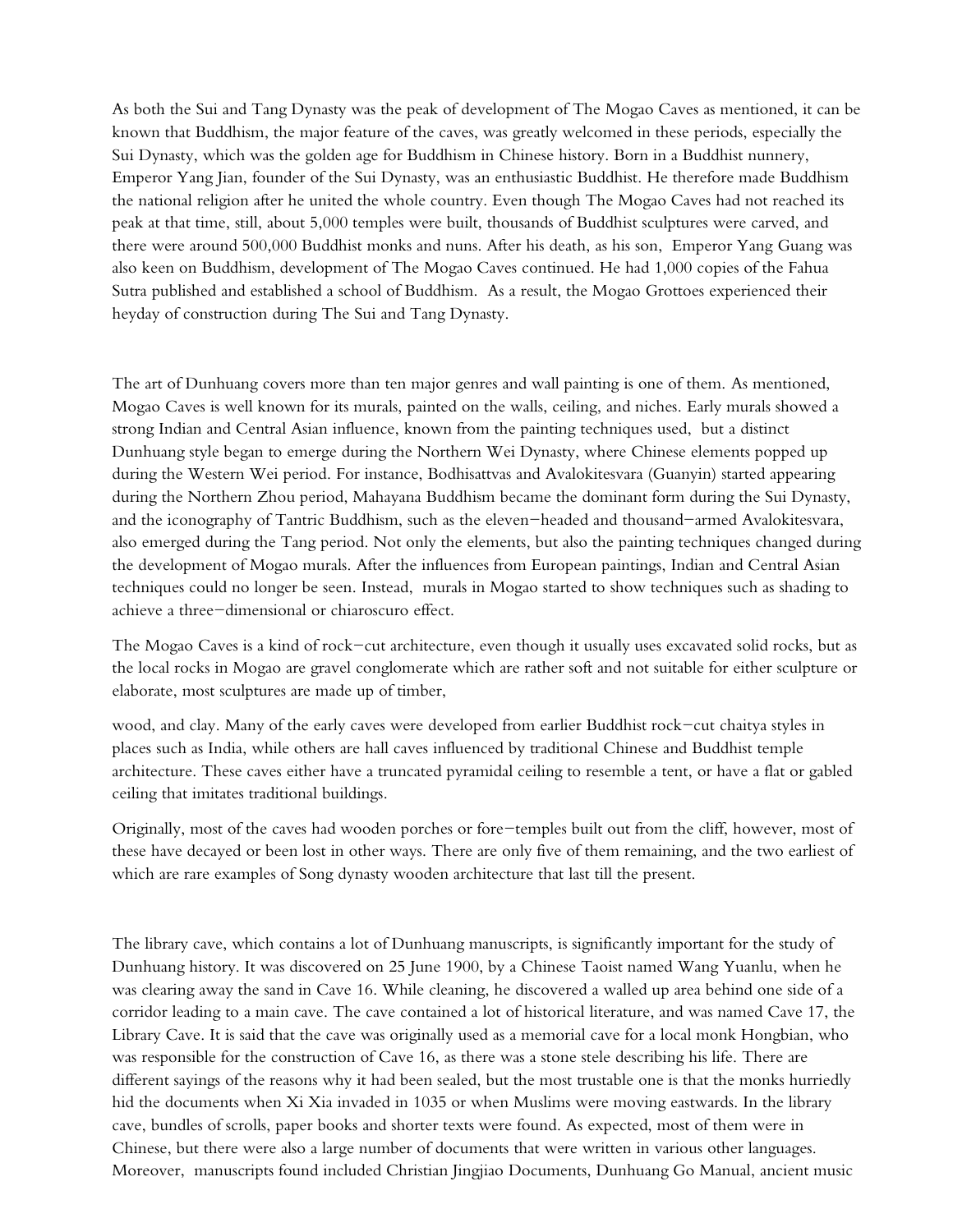As both the Sui and Tang Dynasty was the peak of development of The Mogao Caves as mentioned, it can be known that Buddhism, the major feature of the caves, was greatly welcomed in these periods, especially the Sui Dynasty, which was the golden age for Buddhism in Chinese history. Born in a Buddhist nunnery, Emperor Yang Jian, founder of the Sui Dynasty, was an enthusiastic Buddhist. He therefore made Buddhism the national religion after he united the whole country. Even though The Mogao Caves had not reached its peak at that time, still, about 5,000 temples were built, thousands of Buddhist sculptures were carved, and there were around 500,000 Buddhist monks and nuns. After his death, as his son, Emperor Yang Guang was also keen on Buddhism, development of The Mogao Caves continued. He had 1,000 copies of the Fahua Sutra published and established a school of Buddhism. As a result, the Mogao Grottoes experienced their heyday of construction during The Sui and Tang Dynasty.

The art of Dunhuang covers more than ten major genres and wall painting is one of them. As mentioned, Mogao Caves is well known for its murals, painted on the walls, ceiling, and niches. Early murals showed a strong Indian and Central Asian influence, known from the painting techniques used, but a distinct Dunhuang style began to emerge during the Northern Wei Dynasty, where Chinese elements popped up during the Western Wei period. For instance, Bodhisattvas and Avalokitesvara (Guanyin) started appearing during the Northern Zhou period, Mahayana Buddhism became the dominant form during the Sui Dynasty, and the iconography of Tantric Buddhism, such as the eleven–headed and thousand–armed Avalokitesvara, also emerged during the Tang period. Not only the elements, but also the painting techniques changed during the development of Mogao murals. After the influences from European paintings, Indian and Central Asian techniques could no longer be seen. Instead, murals in Mogao started to show techniques such as shading to achieve a three–dimensional or chiaroscuro effect.

The Mogao Caves is a kind of rock–cut architecture, even though it usually uses excavated solid rocks, but as the local rocks in Mogao are gravel conglomerate which are rather soft and not suitable for either sculpture or elaborate, most sculptures are made up of timber,

wood, and clay. Many of the early caves were developed from earlier Buddhist rock–cut chaitya styles in places such as India, while others are hall caves influenced by traditional Chinese and Buddhist temple architecture. These caves either have a truncated pyramidal ceiling to resemble a tent, or have a flat or gabled ceiling that imitates traditional buildings.

Originally, most of the caves had wooden porches or fore–temples built out from the cliff, however, most of these have decayed or been lost in other ways. There are only five of them remaining, and the two earliest of which are rare examples of Song dynasty wooden architecture that last till the present.

The library cave, which contains a lot of Dunhuang manuscripts, is significantly important for the study of Dunhuang history. It was discovered on 25 June 1900, by a Chinese Taoist named Wang Yuanlu, when he was clearing away the sand in Cave 16. While cleaning, he discovered a walled up area behind one side of a corridor leading to a main cave. The cave contained a lot of historical literature, and was named Cave 17, the Library Cave. It is said that the cave was originally used as a memorial cave for a local monk Hongbian, who was responsible for the construction of Cave 16, as there was a stone stele describing his life. There are different sayings of the reasons why it had been sealed, but the most trustable one is that the monks hurriedly hid the documents when Xi Xia invaded in 1035 or when Muslims were moving eastwards. In the library cave, bundles of scrolls, paper books and shorter texts were found. As expected, most of them were in Chinese, but there were also a large number of documents that were written in various other languages. Moreover, manuscripts found included Christian Jingjiao Documents, Dunhuang Go Manual, ancient music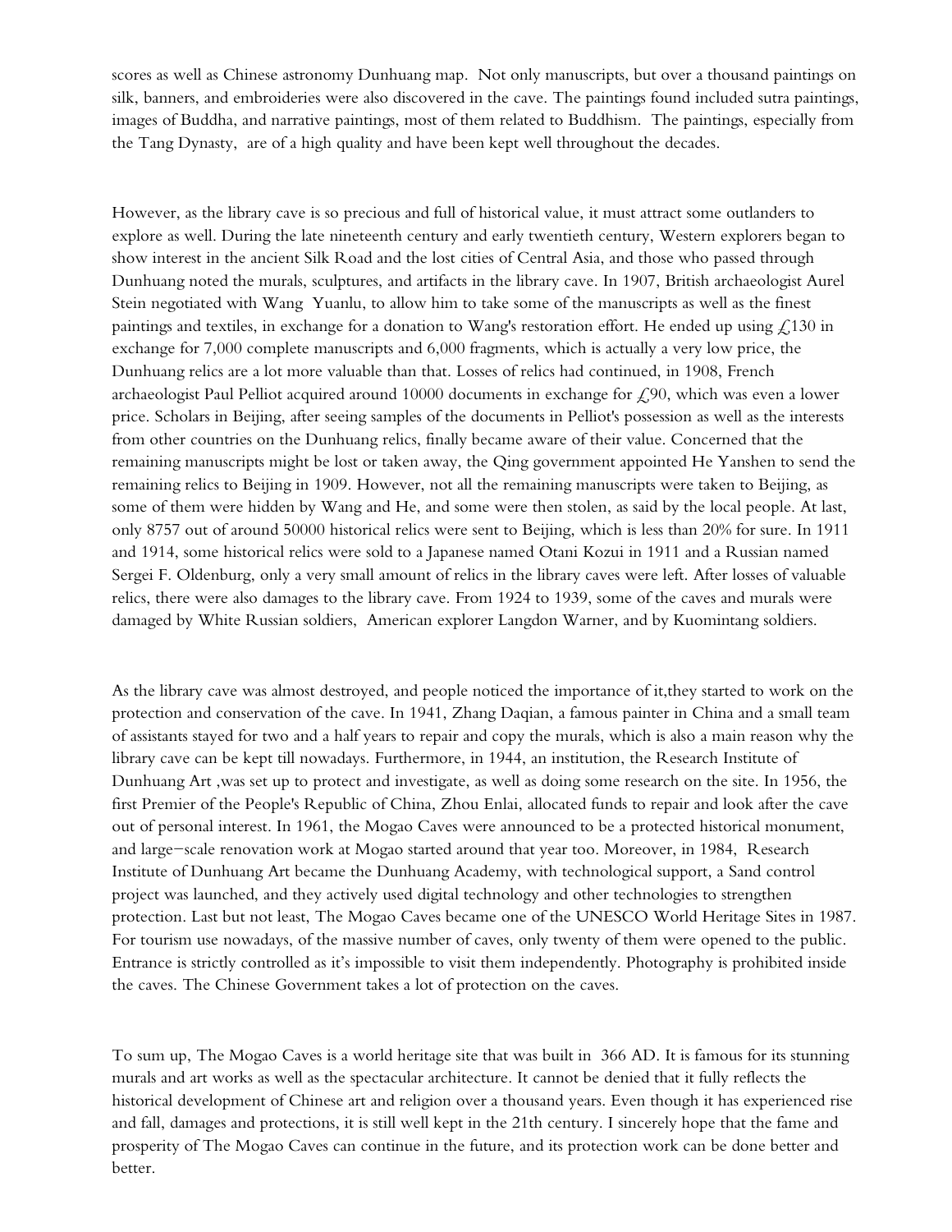scores as well as Chinese astronomy Dunhuang map. Not only manuscripts, but over a thousand paintings on silk, banners, and embroideries were also discovered in the cave. The paintings found included sutra paintings, images of Buddha, and narrative paintings, most of them related to Buddhism. The paintings, especially from the Tang Dynasty, are of a high quality and have been kept well throughout the decades.

However, as the library cave is so precious and full of historical value, it must attract some outlanders to explore as well. During the late nineteenth century and early twentieth century, Western explorers began to show interest in the ancient Silk Road and the lost cities of Central Asia, and those who passed through Dunhuang noted the murals, sculptures, and artifacts in the library cave. In 1907, British archaeologist Aurel Stein negotiated with Wang Yuanlu, to allow him to take some of the manuscripts as well as the finest paintings and textiles, in exchange for a donation to Wang's restoration effort. He ended up using £130 in exchange for 7,000 complete manuscripts and 6,000 fragments, which is actually a very low price, the Dunhuang relics are a lot more valuable than that. Losses of relics had continued, in 1908, French archaeologist Paul Pelliot acquired around 10000 documents in exchange for £90, which was even a lower price. Scholars in Beijing, after seeing samples of the documents in Pelliot's possession as well as the interests from other countries on the Dunhuang relics, finally became aware of their value. Concerned that the remaining manuscripts might be lost or taken away, the Qing government appointed He Yanshen to send the remaining relics to Beijing in 1909. However, not all the remaining manuscripts were taken to Beijing, as some of them were hidden by Wang and He, and some were then stolen, as said by the local people. At last, only 8757 out of around 50000 historical relics were sent to Beijing, which is less than 20% for sure. In 1911 and 1914, some historical relics were sold to a Japanese named Otani Kozui in 1911 and a Russian named Sergei F. Oldenburg, only a very small amount of relics in the library caves were left. After losses of valuable relics, there were also damages to the library cave. From 1924 to 1939, some of the caves and murals were damaged by White Russian soldiers, American explorer Langdon Warner, and by Kuomintang soldiers.

As the library cave was almost destroyed, and people noticed the importance of it,they started to work on the protection and conservation of the cave. In 1941, Zhang Daqian, a famous painter in China and a small team of assistants stayed for two and a half years to repair and copy the murals, which is also a main reason why the library cave can be kept till nowadays. Furthermore, in 1944, an institution, the Research Institute of Dunhuang Art ,was set up to protect and investigate, as well as doing some research on the site. In 1956, the first Premier of the People's Republic of China, Zhou Enlai, allocated funds to repair and look after the cave out of personal interest. In 1961, the Mogao Caves were announced to be a protected historical monument, and large-scale renovation work at Mogao started around that year too. Moreover, in 1984, Research Institute of Dunhuang Art became the Dunhuang Academy, with technological support, a Sand control project was launched, and they actively used digital technology and other technologies to strengthen protection. Last but not least, The Mogao Caves became one of the UNESCO World Heritage Sites in 1987. For tourism use nowadays, of the massive number of caves, only twenty of them were opened to the public. Entrance is strictly controlled as it's impossible to visit them independently. Photography is prohibited inside the caves. The Chinese Government takes a lot of protection on the caves.

To sum up, The Mogao Caves is a world heritage site that was built in 366 AD. It is famous for its stunning murals and art works as well as the spectacular architecture. It cannot be denied that it fully reflects the historical development of Chinese art and religion over a thousand years. Even though it has experienced rise and fall, damages and protections, it is still well kept in the 21th century. I sincerely hope that the fame and prosperity of The Mogao Caves can continue in the future, and its protection work can be done better and better.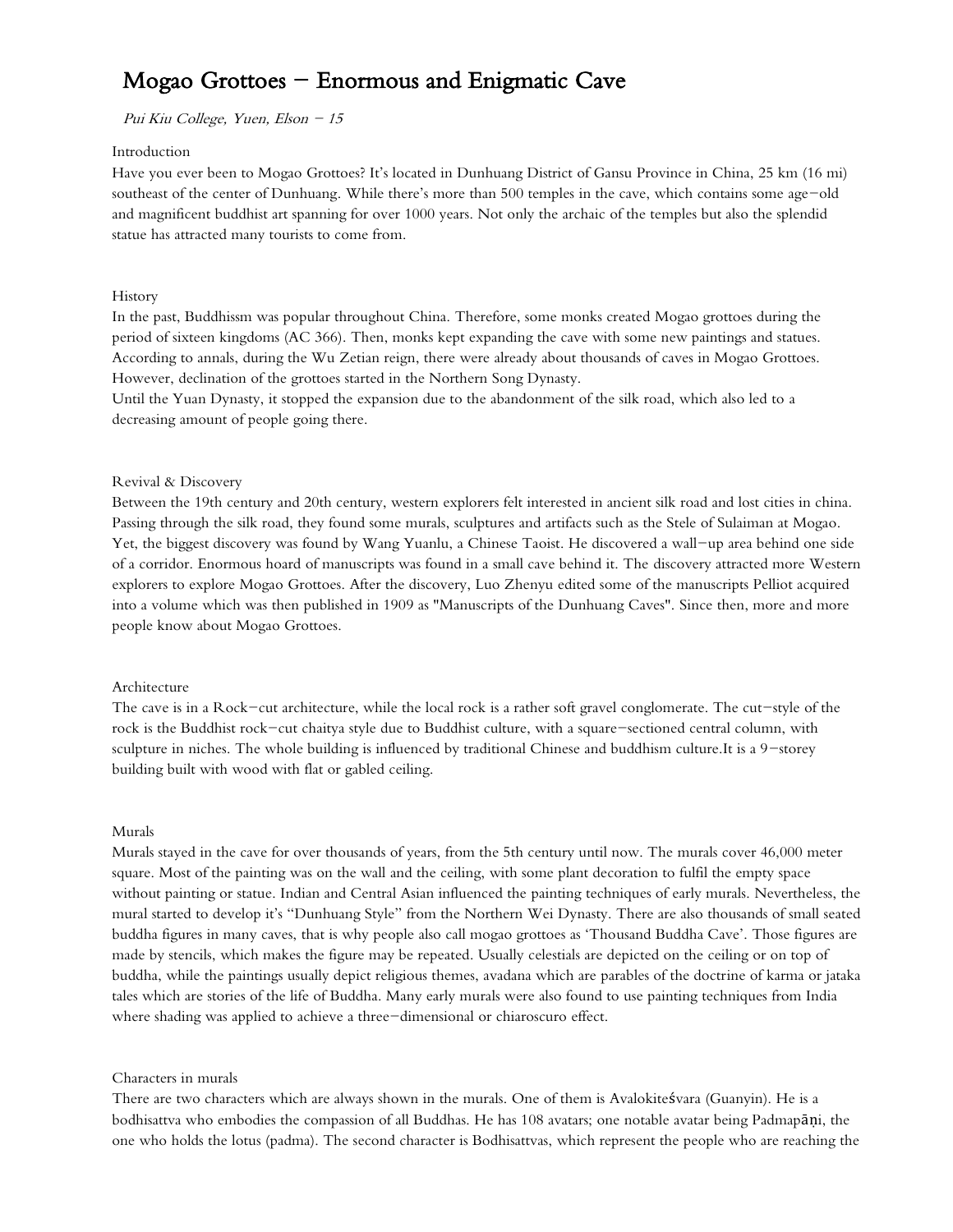# Mogao Grottoes – Enormous and Enigmatic Cave

*Pui Kiu College, Yuen, Elson – 15*

Introduction

Have you ever been to Mogao Grottoes? It's located in Dunhuang District of Gansu Province in China, 25 km (16 mi) southeast of the center of Dunhuang. While there's more than 500 temples in the cave, which contains some age–old and magnificent buddhist art spanning for over 1000 years. Not only the archaic of the temples but also the splendid statue has attracted many tourists to come from.

History

In the past, Buddhissm was popular throughout China. Therefore, some monks created Mogao grottoes during the period of sixteen kingdoms (AC 366). Then, monks kept expanding the cave with some new paintings and statues. According to annals, during the Wu Zetian reign, there were already about thousands of caves in Mogao Grottoes. However, declination of the grottoes started in the Northern Song Dynasty.

Until the Yuan Dynasty, it stopped the expansion due to the abandonment of the silk road, which also led to a decreasing amount of people going there.

Revival & Discovery

Between the 19th century and 20th century, western explorers felt interested in ancient silk road and lost cities in china. Passing through the silk road, they found some murals, sculptures and artifacts such as the Stele of Sulaiman at Mogao. Yet, the biggest discovery was found by Wang Yuanlu, a Chinese Taoist. He discovered a wall–up area behind one side of a corridor. Enormous hoard of manuscripts was found in a small cave behind it. The discovery attracted more Western explorers to explore Mogao Grottoes. After the discovery, Luo Zhenyu edited some of the manuscripts Pelliot acquired into a volume which was then published in 1909 as "Manuscripts of the Dunhuang Caves". Since then, more and more people know about Mogao Grottoes.

Architecture

The cave is in a Rock–cut architecture, while the local rock is a rather soft gravel conglomerate. The cut–style of the rock is the Buddhist rock–cut chaitya style due to Buddhist culture, with a square–sectioned central column, with sculpture in niches. The whole building is influenced by traditional Chinese and buddhism culture.It is a 9–storey building built with wood with flat or gabled ceiling.

Murals

Murals stayed in the cave for over thousands of years, from the 5th century until now. The murals cover 46,000 meter square. Most of the painting was on the wall and the ceiling, with some plant decoration to fulfil the empty space without painting or statue. Indian and Central Asian influenced the painting techniques of early murals. Nevertheless, the mural started to develop it's "Dunhuang Style" from the Northern Wei Dynasty. There are also thousands of small seated buddha figures in many caves, that is why people also call mogao grottoes as 'Thousand Buddha Cave'. Those figures are made by stencils, which makes the figure may be repeated. Usually celestials are depicted on the ceiling or on top of buddha, while the paintings usually depict religious themes, avadana which are parables of the doctrine of karma or jataka tales which are stories of the life of Buddha. Many early murals were also found to use painting techniques from India where shading was applied to achieve a three–dimensional or chiaroscuro effect.

Characters in murals

There are two characters which are always shown in the murals. One of them is Avalokiteśvara (Guanyin). He is a bodhisattva who embodies the compassion of all Buddhas. He has 108 avatars; one notable avatar being Padmapāṇi, the one who holds the lotus (padma). The second character is Bodhisattvas, which represent the people who are reaching the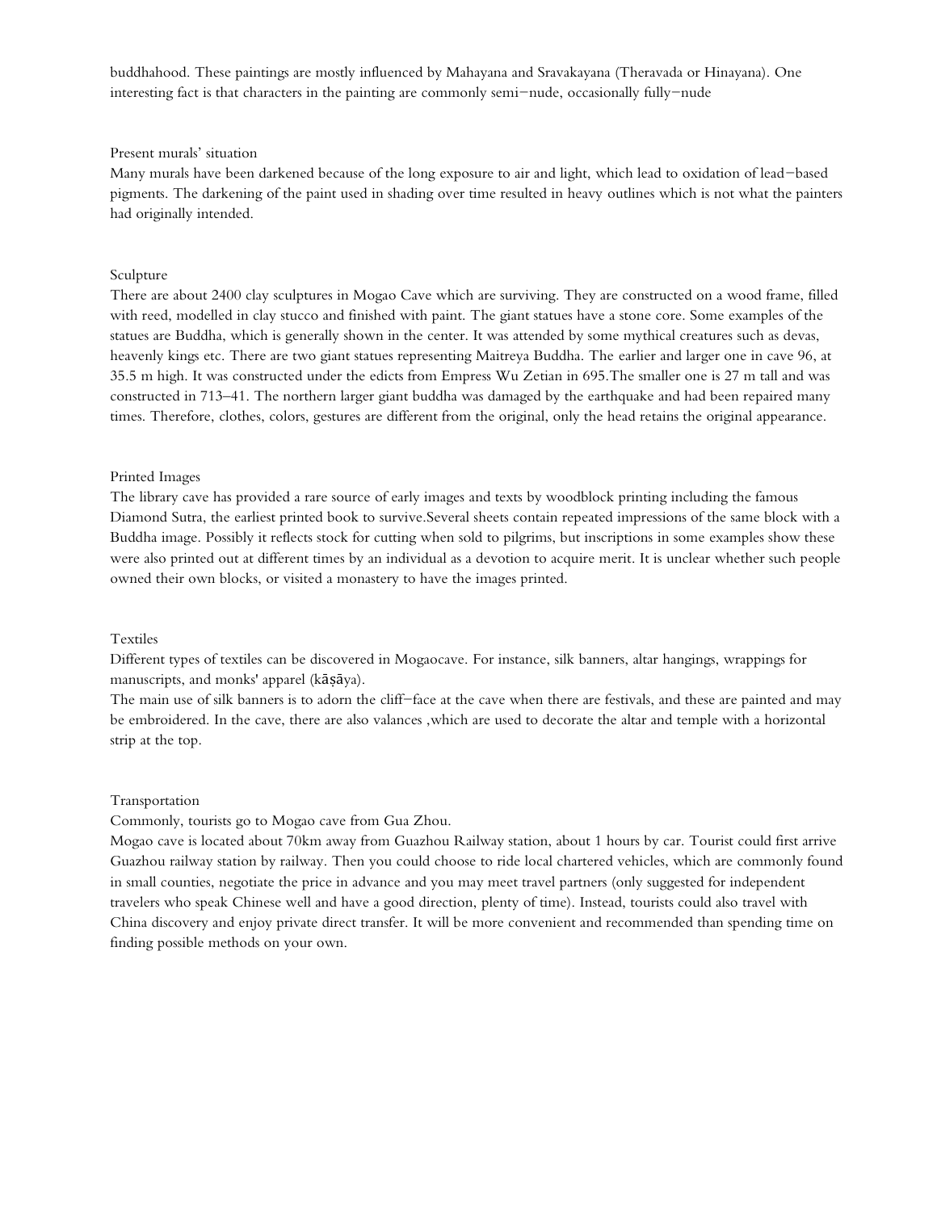buddhahood. These paintings are mostly influenced by Mahayana and Sravakayana (Theravada or Hinayana). One interesting fact is that characters in the painting are commonly semi–nude, occasionally fully–nude

## Present murals' situation

Many murals have been darkened because of the long exposure to air and light, which lead to oxidation of lead–based pigments. The darkening of the paint used in shading over time resulted in heavy outlines which is not what the painters had originally intended.

## Sculpture

There are about 2400 clay sculptures in Mogao Cave which are surviving. They are constructed on a wood frame, filled with reed, modelled in clay stucco and finished with paint. The giant statues have a stone core. Some examples of the statues are Buddha, which is generally shown in the center. It was attended by some mythical creatures such as devas, heavenly kings etc. There are two giant statues representing Maitreya Buddha. The earlier and larger one in cave 96, at 35.5 m high. It was constructed under the edicts from Empress Wu Zetian in 695.The smaller one is 27 m tall and was constructed in 713–41. The northern larger giant buddha was damaged by the earthquake and had been repaired many times. Therefore, clothes, colors, gestures are different from the original, only the head retains the original appearance.

## Printed Images

The library cave has provided a rare source of early images and texts by woodblock printing including the famous Diamond Sutra, the earliest printed book to survive.Several sheets contain repeated impressions of the same block with a Buddha image. Possibly it reflects stock for cutting when sold to pilgrims, but inscriptions in some examples show these were also printed out at different times by an individual as a devotion to acquire merit. It is unclear whether such people owned their own blocks, or visited a monastery to have the images printed.

## Textiles

Different types of textiles can be discovered in Mogaocave. For instance, silk banners, altar hangings, wrappings for manuscripts, and monks' apparel (kāṣāya).

The main use of silk banners is to adorn the cliff–face at the cave when there are festivals, and these are painted and may be embroidered. In the cave, there are also valances ,which are used to decorate the altar and temple with a horizontal strip at the top.

## Transportation

Commonly, tourists go to Mogao cave from Gua Zhou.

Mogao cave is located about 70km away from Guazhou Railway station, about 1 hours by car. Tourist could first arrive Guazhou railway station by railway. Then you could choose to ride local chartered vehicles, which are commonly found in small counties, negotiate the price in advance and you may meet travel partners (only suggested for independent travelers who speak Chinese well and have a good direction, plenty of time). Instead, tourists could also travel with China discovery and enjoy private direct transfer. It will be more convenient and recommended than spending time on finding possible methods on your own.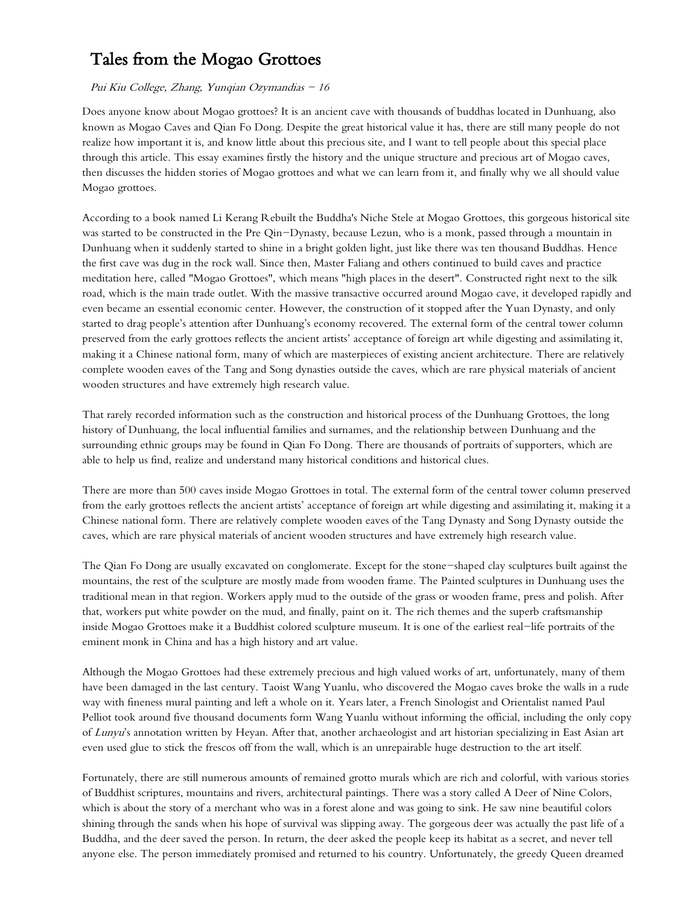# Tales from the Mogao Grottoes

*Pui Kiu College, Zhang, Yunqian Ozymandias – 16*

Does anyone know about Mogao grottoes? It is an ancient cave with thousands of buddhas located in Dunhuang, also known as Mogao Caves and Qian Fo Dong. Despite the great historical value it has, there are still many people do not realize how important it is, and know little about this precious site, and I want to tell people about this special place through this article. This essay examines firstly the history and the unique structure and precious art of Mogao caves, then discusses the hidden stories of Mogao grottoes and what we can learn from it, and finally why we all should value Mogao grottoes.

According to a book named Li Kerang Rebuilt the Buddha's Niche Stele at Mogao Grottoes, this gorgeous historical site was started to be constructed in the Pre Qin–Dynasty, because Lezun, who is a monk, passed through a mountain in Dunhuang when it suddenly started to shine in a bright golden light, just like there was ten thousand Buddhas. Hence the first cave was dug in the rock wall. Since then, Master Faliang and others continued to build caves and practice meditation here, called "Mogao Grottoes", which means "high places in the desert". Constructed right next to the silk road, which is the main trade outlet. With the massive transactive occurred around Mogao cave, it developed rapidly and even became an essential economic center. However, the construction of it stopped after the Yuan Dynasty, and only started to drag people's attention after Dunhuang's economy recovered. The external form of the central tower column preserved from the early grottoes reflects the ancient artists' acceptance of foreign art while digesting and assimilating it, making it a Chinese national form, many of which are masterpieces of existing ancient architecture. There are relatively complete wooden eaves of the Tang and Song dynasties outside the caves, which are rare physical materials of ancient wooden structures and have extremely high research value.

That rarely recorded information such as the construction and historical process of the Dunhuang Grottoes, the long history of Dunhuang, the local influential families and surnames, and the relationship between Dunhuang and the surrounding ethnic groups may be found in Qian Fo Dong. There are thousands of portraits of supporters, which are able to help us find, realize and understand many historical conditions and historical clues.

There are more than 500 caves inside Mogao Grottoes in total. The external form of the central tower column preserved from the early grottoes reflects the ancient artists' acceptance of foreign art while digesting and assimilating it, making it a Chinese national form. There are relatively complete wooden eaves of the Tang Dynasty and Song Dynasty outside the caves, which are rare physical materials of ancient wooden structures and have extremely high research value.

The Qian Fo Dong are usually excavated on conglomerate. Except for the stone–shaped clay sculptures built against the mountains, the rest of the sculpture are mostly made from wooden frame. The Painted sculptures in Dunhuang uses the traditional mean in that region. Workers apply mud to the outside of the grass or wooden frame, press and polish. After that, workers put white powder on the mud, and finally, paint on it. The rich themes and the superb craftsmanship inside Mogao Grottoes make it a Buddhist colored sculpture museum. It is one of the earliest real–life portraits of the eminent monk in China and has a high history and art value.

Although the Mogao Grottoes had these extremely precious and high valued works of art, unfortunately, many of them have been damaged in the last century. Taoist Wang Yuanlu, who discovered the Mogao caves broke the walls in a rude way with fineness mural painting and left a whole on it. Years later, a French Sinologist and Orientalist named Paul Pelliot took around five thousand documents form Wang Yuanlu without informing the official, including the only copy of *Lunyu*'s annotation written by Heyan. After that, another archaeologist and art historian specializing in East Asian art even used glue to stick the frescos off from the wall, which is an unrepairable huge destruction to the art itself.

Fortunately, there are still numerous amounts of remained grotto murals which are rich and colorful, with various stories of Buddhist scriptures, mountains and rivers, architectural paintings. There was a story called A Deer of Nine Colors, which is about the story of a merchant who was in a forest alone and was going to sink. He saw nine beautiful colors shining through the sands when his hope of survival was slipping away. The gorgeous deer was actually the past life of a Buddha, and the deer saved the person. In return, the deer asked the people keep its habitat as a secret, and never tell anyone else. The person immediately promised and returned to his country. Unfortunately, the greedy Queen dreamed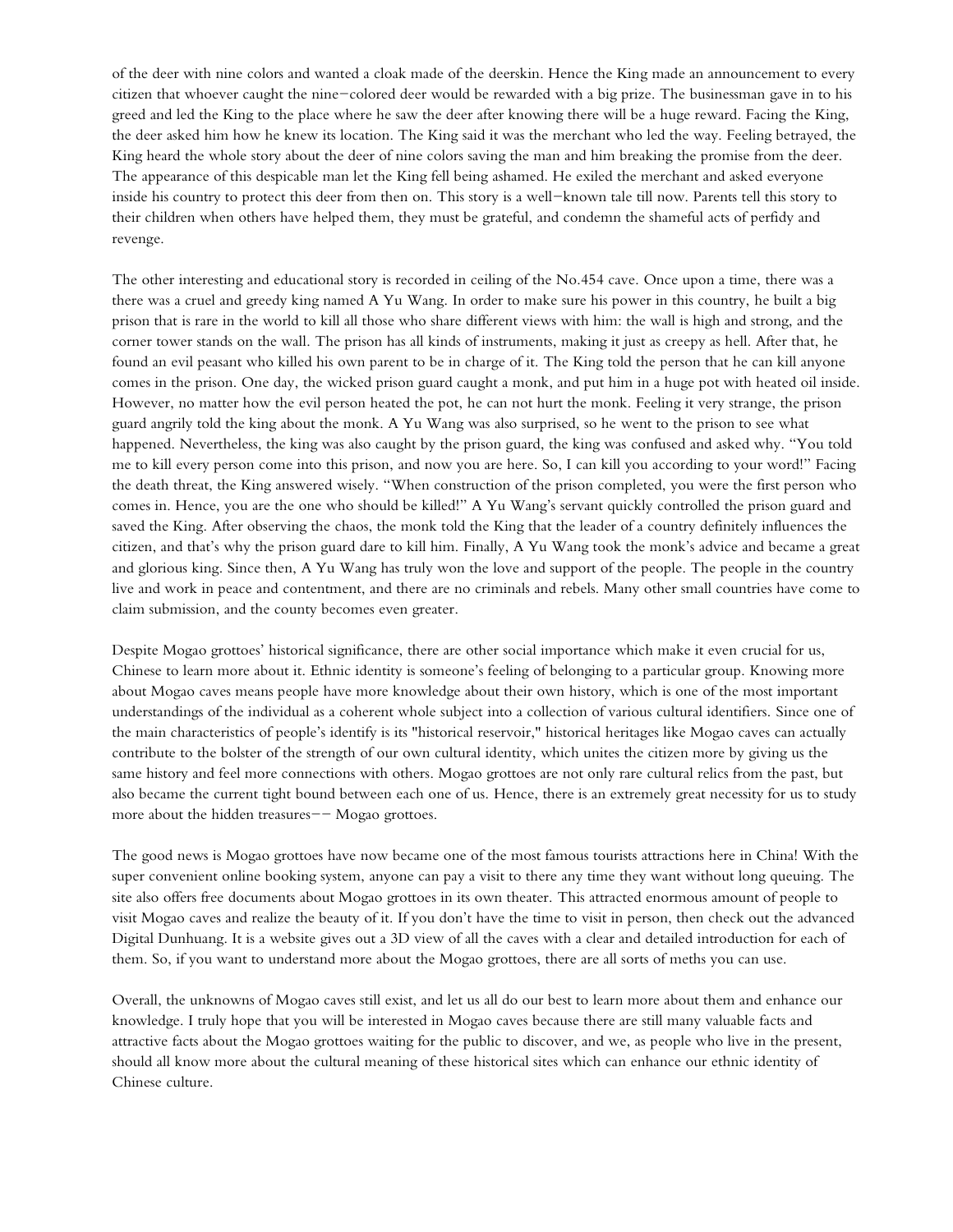of the deer with nine colors and wanted a cloak made of the deerskin. Hence the King made an announcement to every citizen that whoever caught the nine-colored deer would be rewarded with a big prize. The businessman gave in to his greed and led the King to the place where he saw the deer after knowing there will be a huge reward. Facing the King, the deer asked him how he knew its location. The King said it was the merchant who led the way. Feeling betrayed, the King heard the whole story about the deer of nine colors saving the man and him breaking the promise from the deer. The appearance of this despicable man let the King fell being ashamed. He exiled the merchant and asked everyone inside his country to protect this deer from then on. This story is a well-known tale till now. Parents tell this story to their children when others have helped them, they must be grateful, and condemn the shameful acts of perfidy and revenge.

The other interesting and educational story is recorded in ceiling of the No.454 cave. Once upon a time, there was a there was a cruel and greedy king named A Yu Wang. In order to make sure his power in this country, he built a big prison that is rare in the world to kill all those who share different views with him: the wall is high and strong, and the corner tower stands on the wall. The prison has all kinds of instruments, making it just as creepy as hell. After that, he found an evil peasant who killed his own parent to be in charge of it. The King told the person that he can kill anyone comes in the prison. One day, the wicked prison guard caught a monk, and put him in a huge pot with heated oil inside. However, no matter how the evil person heated the pot, he can not hurt the monk. Feeling it very strange, the prison guard angrily told the king about the monk. A Yu Wang was also surprised, so he went to the prison to see what happened. Nevertheless, the king was also caught by the prison guard, the king was confused and asked why. "You told me to kill every person come into this prison, and now you are here. So, I can kill you according to your word!" Facing the death threat, the King answered wisely. "When construction of the prison completed, you were the first person who comes in. Hence, you are the one who should be killed!" A Yu Wang's servant quickly controlled the prison guard and saved the King. After observing the chaos, the monk told the King that the leader of a country definitely influences the citizen, and that's why the prison guard dare to kill him. Finally, A Yu Wang took the monk's advice and became a great and glorious king. Since then, A Yu Wang has truly won the love and support of the people. The people in the country live and work in peace and contentment, and there are no criminals and rebels. Many other small countries have come to claim submission, and the county becomes even greater.

Despite Mogao grottoes' historical significance, there are other social importance which make it even crucial for us, Chinese to learn more about it. Ethnic identity is someone's feeling of belonging to a particular group. Knowing more about Mogao caves means people have more knowledge about their own history, which is one of the most important understandings of the individual as a coherent whole subject into a collection of various cultural identifiers. Since one of the main characteristics of people's identify is its "historical reservoir," historical heritages like Mogao caves can actually contribute to the bolster of the strength of our own cultural identity, which unites the citizen more by giving us the same history and feel more connections with others. Mogao grottoes are not only rare cultural relics from the past, but also became the current tight bound between each one of us. Hence, there is an extremely great necessity for us to study more about the hidden treasures-- Mogao grottoes.

The good news is Mogao grottoes have now became one of the most famous tourists attractions here in China! With the super convenient online booking system, anyone can pay a visit to there any time they want without long queuing. The site also offers free documents about Mogao grottoes in its own theater. This attracted enormous amount of people to visit Mogao caves and realize the beauty of it. If you don't have the time to visit in person, then check out the advanced Digital Dunhuang. It is a website gives out a 3D view of all the caves with a clear and detailed introduction for each of them. So, if you want to understand more about the Mogao grottoes, there are all sorts of meths you can use.

Overall, the unknowns of Mogao caves still exist, and let us all do our best to learn more about them and enhance our knowledge. I truly hope that you will be interested in Mogao caves because there are still many valuable facts and attractive facts about the Mogao grottoes waiting for the public to discover, and we, as people who live in the present, should all know more about the cultural meaning of these historical sites which can enhance our ethnic identity of Chinese culture.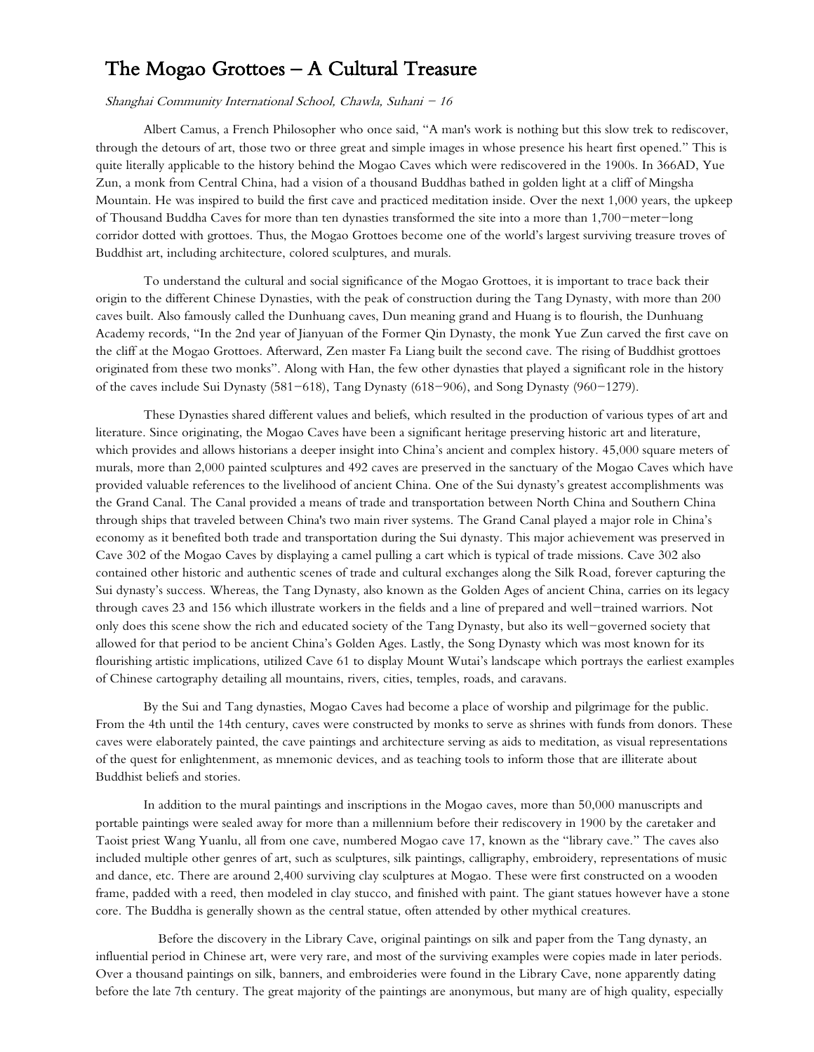# The Mogao Grottoes – A Cultural Treasure

*Shanghai Community International School, Chawla, Suhani – 16*

Albert Camus, a French Philosopher who once said, "A man's work is nothing but this slow trek to rediscover, through the detours of art, those two or three great and simple images in whose presence his heart first opened." This is quite literally applicable to the history behind the Mogao Caves which were rediscovered in the 1900s. In 366AD, Yue Zun, a monk from Central China, had a vision of a thousand Buddhas bathed in golden light at a cliff of Mingsha Mountain. He was inspired to build the first cave and practiced meditation inside. Over the next 1,000 years, the upkeep of Thousand Buddha Caves for more than ten dynasties transformed the site into a more than 1,700-meter-long corridor dotted with grottoes. Thus, the Mogao Grottoes become one of the world's largest surviving treasure troves of Buddhist art, including architecture, colored sculptures, and murals.

To understand the cultural and social significance of the Mogao Grottoes, it is important to trace back their origin to the different Chinese Dynasties, with the peak of construction during the Tang Dynasty, with more than 200 caves built. Also famously called the Dunhuang caves, Dun meaning grand and Huang is to flourish, the Dunhuang Academy records, "In the 2nd year of Jianyuan of the Former Qin Dynasty, the monk Yue Zun carved the first cave on the cliff at the Mogao Grottoes. Afterward, Zen master Fa Liang built the second cave. The rising of Buddhist grottoes originated from these two monks". Along with Han, the few other dynasties that played a significant role in the history of the caves include Sui Dynasty (581–618), Tang Dynasty (618–906), and Song Dynasty (960–1279).

These Dynasties shared different values and beliefs, which resulted in the production of various types of art and literature. Since originating, the Mogao Caves have been a significant heritage preserving historic art and literature, which provides and allows historians a deeper insight into China's ancient and complex history. 45,000 square meters of murals, more than 2,000 painted sculptures and 492 caves are preserved in the sanctuary of the Mogao Caves which have provided valuable references to the livelihood of ancient China. One of the Sui dynasty's greatest accomplishments was the Grand Canal. The Canal provided a means of trade and transportation between North China and Southern China through ships that traveled between China's two main river systems. The Grand Canal played a major role in China's economy as it benefited both trade and transportation during the Sui dynasty. This major achievement was preserved in Cave 302 of the Mogao Caves by displaying a camel pulling a cart which is typical of trade missions. Cave 302 also contained other historic and authentic scenes of trade and cultural exchanges along the Silk Road, forever capturing the Sui dynasty's success. Whereas, the Tang Dynasty, also known as the Golden Ages of ancient China, carries on its legacy through caves 23 and 156 which illustrate workers in the fields and a line of prepared and well-trained warriors. Not only does this scene show the rich and educated society of the Tang Dynasty, but also its well-governed society that allowed for that period to be ancient China's Golden Ages. Lastly, the Song Dynasty which was most known for its flourishing artistic implications, utilized Cave 61 to display Mount Wutai's landscape which portrays the earliest examples of Chinese cartography detailing all mountains, rivers, cities, temples, roads, and caravans.

By the Sui and Tang dynasties, Mogao Caves had become a place of worship and pilgrimage for the public. From the 4th until the 14th century, caves were constructed by monks to serve as shrines with funds from donors. These caves were elaborately painted, the cave paintings and architecture serving as aids to meditation, as visual representations of the quest for enlightenment, as mnemonic devices, and as teaching tools to inform those that are illiterate about Buddhist beliefs and stories.

In addition to the mural paintings and inscriptions in the Mogao caves, more than 50,000 manuscripts and portable paintings were sealed away for more than a millennium before their rediscovery in 1900 by the caretaker and Taoist priest Wang Yuanlu, all from one cave, numbered Mogao cave 17, known as the "library cave." The caves also included multiple other genres of art, such as sculptures, silk paintings, calligraphy, embroidery, representations of music and dance, etc. There are around 2,400 surviving clay sculptures at Mogao. These were first constructed on a wooden frame, padded with a reed, then modeled in clay stucco, and finished with paint. The giant statues however have a stone core. The Buddha is generally shown as the central statue, often attended by other mythical creatures.

Before the discovery in the Library Cave, original paintings on silk and paper from the Tang dynasty, an influential period in Chinese art, were very rare, and most of the surviving examples were copies made in later periods. Over a thousand paintings on silk, banners, and embroideries were found in the Library Cave, none apparently dating before the late 7th century. The great majority of the paintings are anonymous, but many are of high quality, especially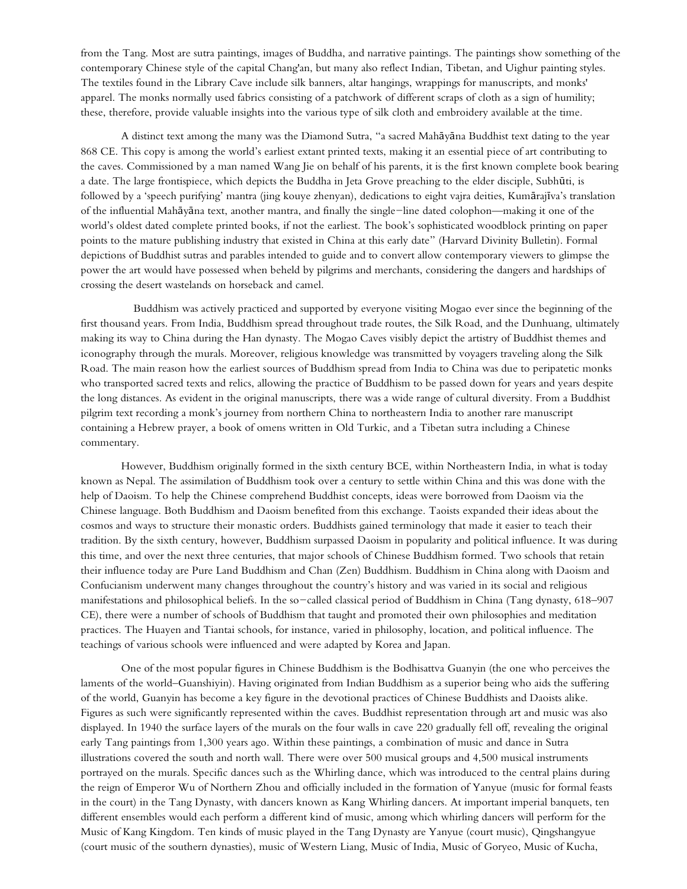from the Tang. Most are sutra paintings, images of Buddha, and narrative paintings. The paintings show something of the contemporary Chinese style of the capital Chang'an, but many also reflect Indian, Tibetan, and Uighur painting styles. The textiles found in the Library Cave include silk banners, altar hangings, wrappings for manuscripts, and monks' apparel. The monks normally used fabrics consisting of a patchwork of different scraps of cloth as a sign of humility; these, therefore, provide valuable insights into the various type of silk cloth and embroidery available at the time.

A distinct text among the many was the Diamond Sutra, "a sacred Mahāyāna Buddhist text dating to the year 868 CE. This copy is among the world's earliest extant printed texts, making it an essential piece of art contributing to the caves. Commissioned by a man named Wang Jie on behalf of his parents, it is the first known complete book bearing a date. The large frontispiece, which depicts the Buddha in Jeta Grove preaching to the elder disciple, Subhūti, is followed by a 'speech purifying' mantra (jing kouye zhenyan), dedications to eight vajra deities, Kumārajīva's translation of the influential Mahāyāna text, another mantra, and finally the single−line dated colophon—making it one of the world's oldest dated complete printed books, if not the earliest. The book's sophisticated woodblock printing on paper points to the mature publishing industry that existed in China at this early date" (Harvard Divinity Bulletin). Formal depictions of Buddhist sutras and parables intended to guide and to convert allow contemporary viewers to glimpse the power the art would have possessed when beheld by pilgrims and merchants, considering the dangers and hardships of crossing the desert wastelands on horseback and camel.

Buddhism was actively practiced and supported by everyone visiting Mogao ever since the beginning of the first thousand years. From India, Buddhism spread throughout trade routes, the Silk Road, and the Dunhuang, ultimately making its way to China during the Han dynasty. The Mogao Caves visibly depict the artistry of Buddhist themes and iconography through the murals. Moreover, religious knowledge was transmitted by voyagers traveling along the Silk Road. The main reason how the earliest sources of Buddhism spread from India to China was due to peripatetic monks who transported sacred texts and relics, allowing the practice of Buddhism to be passed down for years and years despite the long distances. As evident in the original manuscripts, there was a wide range of cultural diversity. From a Buddhist pilgrim text recording a monk's journey from northern China to northeastern India to another rare manuscript containing a Hebrew prayer, a book of omens written in Old Turkic, and a Tibetan sutra including a Chinese commentary.

However, Buddhism originally formed in the sixth century BCE, within Northeastern India, in what is today known as Nepal. The assimilation of Buddhism took over a century to settle within China and this was done with the help of Daoism. To help the Chinese comprehend Buddhist concepts, ideas were borrowed from Daoism via the Chinese language. Both Buddhism and Daoism benefited from this exchange. Taoists expanded their ideas about the cosmos and ways to structure their monastic orders. Buddhists gained terminology that made it easier to teach their tradition. By the sixth century, however, Buddhism surpassed Daoism in popularity and political influence. It was during this time, and over the next three centuries, that major schools of Chinese Buddhism formed. Two schools that retain their influence today are Pure Land Buddhism and Chan (Zen) Buddhism. Buddhism in China along with Daoism and Confucianism underwent many changes throughout the country's history and was varied in its social and religious manifestations and philosophical beliefs. In the so−called classical period of Buddhism in China (Tang dynasty, 618–907 CE), there were a number of schools of Buddhism that taught and promoted their own philosophies and meditation practices. The Huayen and Tiantai schools, for instance, varied in philosophy, location, and political influence. The teachings of various schools were influenced and were adapted by Korea and Japan.

One of the most popular figures in Chinese Buddhism is the Bodhisattva Guanyin (the one who perceives the laments of the world–Guanshiyin). Having originated from Indian Buddhism as a superior being who aids the suffering of the world, Guanyin has become a key figure in the devotional practices of Chinese Buddhists and Daoists alike. Figures as such were significantly represented within the caves. Buddhist representation through art and music was also displayed. In 1940 the surface layers of the murals on the four walls in cave 220 gradually fell off, revealing the original early Tang paintings from 1,300 years ago. Within these paintings, a combination of music and dance in Sutra illustrations covered the south and north wall. There were over 500 musical groups and 4,500 musical instruments portrayed on the murals. Specific dances such as the Whirling dance, which was introduced to the central plains during the reign of Emperor Wu of Northern Zhou and officially included in the formation of Yanyue (music for formal feasts in the court) in the Tang Dynasty, with dancers known as Kang Whirling dancers. At important imperial banquets, ten different ensembles would each perform a different kind of music, among which whirling dancers will perform for the Music of Kang Kingdom. Ten kinds of music played in the Tang Dynasty are Yanyue (court music), Qingshangyue (court music of the southern dynasties), music of Western Liang, Music of India, Music of Goryeo, Music of Kucha,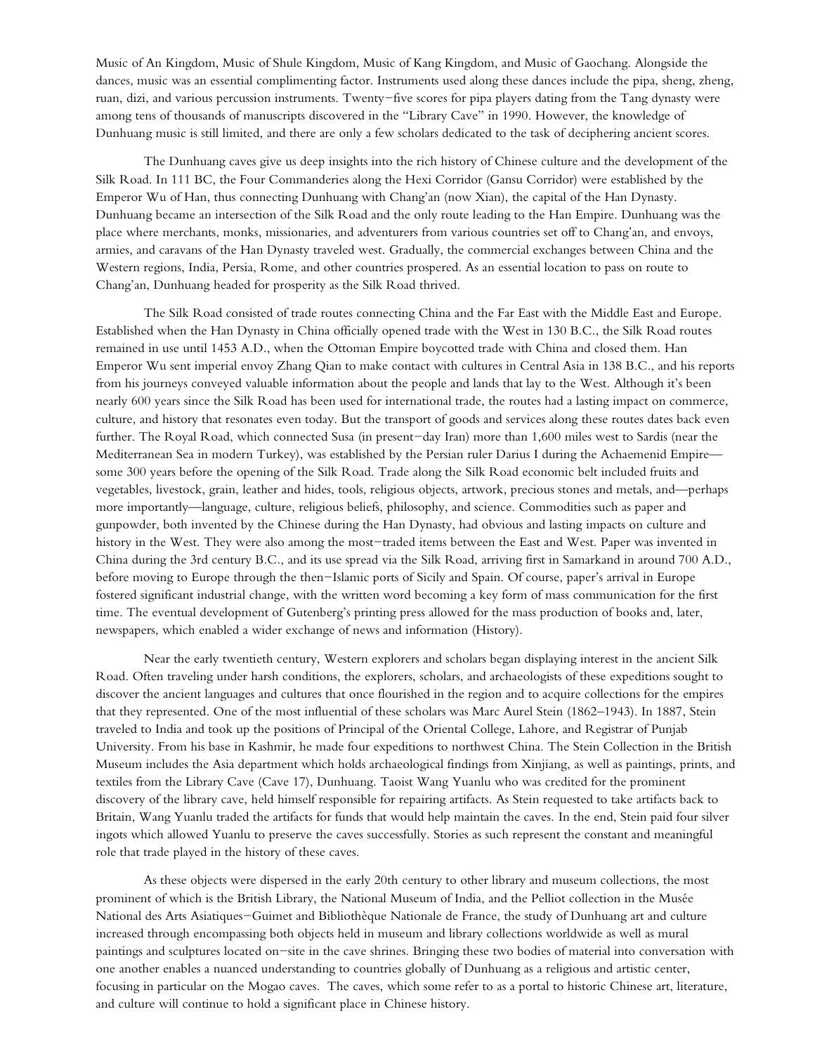Music of An Kingdom, Music of Shule Kingdom, Music of Kang Kingdom, and Music of Gaochang. Alongside the dances, music was an essential complimenting factor. Instruments used along these dances include the pipa, sheng, zheng, ruan, dizi, and various percussion instruments. Twenty-five scores for pipa players dating from the Tang dynasty were among tens of thousands of manuscripts discovered in the "Library Cave" in 1990. However, the knowledge of Dunhuang music is still limited, and there are only a few scholars dedicated to the task of deciphering ancient scores.

The Dunhuang caves give us deep insights into the rich history of Chinese culture and the development of the Silk Road. In 111 BC, the Four Commanderies along the Hexi Corridor (Gansu Corridor) were established by the Emperor Wu of Han, thus connecting Dunhuang with Chang'an (now Xian), the capital of the Han Dynasty. Dunhuang became an intersection of the Silk Road and the only route leading to the Han Empire. Dunhuang was the place where merchants, monks, missionaries, and adventurers from various countries set off to Chang'an, and envoys, armies, and caravans of the Han Dynasty traveled west. Gradually, the commercial exchanges between China and the Western regions, India, Persia, Rome, and other countries prospered. As an essential location to pass on route to Chang'an, Dunhuang headed for prosperity as the Silk Road thrived.

The Silk Road consisted of trade routes connecting China and the Far East with the Middle East and Europe. Established when the Han Dynasty in China officially opened trade with the West in 130 B.C., the Silk Road routes remained in use until 1453 A.D., when the Ottoman Empire boycotted trade with China and closed them. Han Emperor Wu sent imperial envoy Zhang Qian to make contact with cultures in Central Asia in 138 B.C., and his reports from his journeys conveyed valuable information about the people and lands that lay to the West. Although it's been nearly 600 years since the Silk Road has been used for international trade, the routes had a lasting impact on commerce, culture, and history that resonates even today. But the transport of goods and services along these routes dates back even further. The Royal Road, which connected Susa (in present-day Iran) more than 1,600 miles west to Sardis (near the Mediterranean Sea in modern Turkey), was established by the Persian ruler Darius I during the Achaemenid Empire—some 300 years before the opening of the Silk Road. Trade along the Silk Road economic belt included fruits and vegetables, livestock, grain, leather and hides, tools, religious objects, artwork, precious stones and metals, and—perhaps more importantly—language, culture, religious beliefs, philosophy, and science. Commodities such as paper and gunpowder, both invented by the Chinese during the Han Dynasty, had obvious and lasting impacts on culture and history in the West. They were also among the most-traded items between the East and West. Paper was invented in China during the 3rd century B.C., and its use spread via the Silk Road, arriving first in Samarkand in around 700 A.D., before moving to Europe through the then-Islamic ports of Sicily and Spain. Of course, paper's arrival in Europe fostered significant industrial change, with the written word becoming a key form of mass communication for the first time. The eventual development of Gutenberg's printing press allowed for the mass production of books and, later, newspapers, which enabled a wider exchange of news and information (History).

Near the early twentieth century, Western explorers and scholars began displaying interest in the ancient Silk Road. Often traveling under harsh conditions, the explorers, scholars, and archaeologists of these expeditions sought to discover the ancient languages and cultures that once flourished in the region and to acquire collections for the empires that they represented. One of the most influential of these scholars was Marc Aurel Stein (1862–1943). In 1887, Stein traveled to India and took up the positions of Principal of the Oriental College, Lahore, and Registrar of Punjab University. From his base in Kashmir, he made four expeditions to northwest China. The Stein Collection in the British Museum includes the Asia department which holds archaeological findings from Xinjiang, as well as paintings, prints, and textiles from the Library Cave (Cave 17), Dunhuang. Taoist Wang Yuanlu who was credited for the prominent discovery of the library cave, held himself responsible for repairing artifacts. As Stein requested to take artifacts back to Britain, Wang Yuanlu traded the artifacts for funds that would help maintain the caves. In the end, Stein paid four silver ingots which allowed Yuanlu to preserve the caves successfully. Stories as such represent the constant and meaningful role that trade played in the history of these caves.

As these objects were dispersed in the early 20th century to other library and museum collections, the most prominent of which is the British Library, the National Museum of India, and the Pelliot collection in the Musée National des Arts Asiatiques-Guimet and Bibliothèque Nationale de France, the study of Dunhuang art and culture increased through encompassing both objects held in museum and library collections worldwide as well as mural paintings and sculptures located on-site in the cave shrines. Bringing these two bodies of material into conversation with one another enables a nuanced understanding to countries globally of Dunhuang as a religious and artistic center, focusing in particular on the Mogao caves. The caves, which some refer to as a portal to historic Chinese art, literature, and culture will continue to hold a significant place in Chinese history.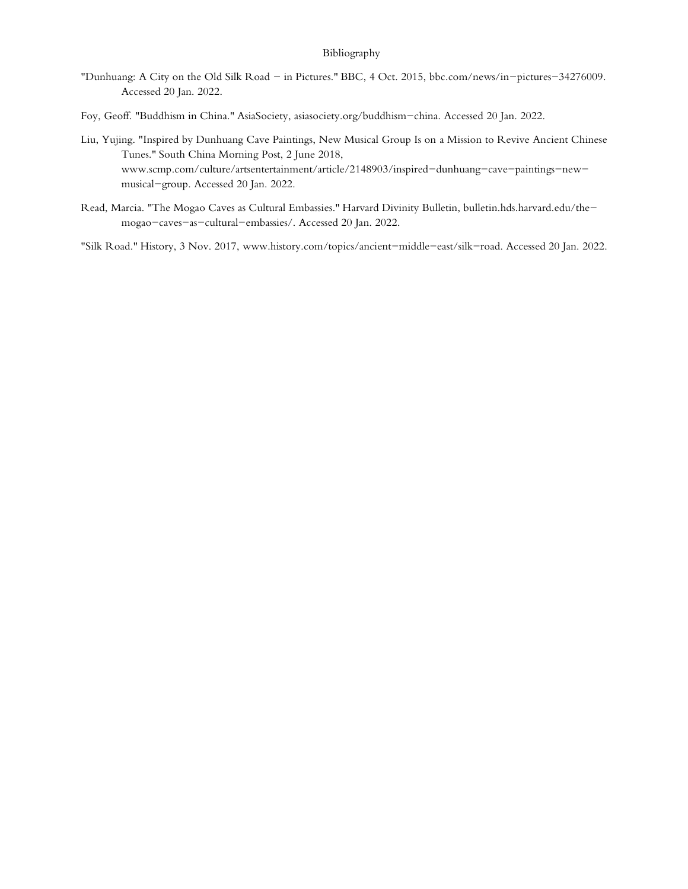# Bibliography

"Dunhuang: A City on the Old Silk Road – in Pictures." BBC, 4 Oct. 2015, bbc.com/news/in-pictures-34276009. Accessed 20 Jan. 2022.

Foy, Geoff. "Buddhism in China." AsiaSociety, asiasociety.org/buddhism-china. Accessed 20 Jan. 2022.

Liu, Yujing. "Inspired by Dunhuang Cave Paintings, New Musical Group Is on a Mission to Revive Ancient Chinese Tunes." South China Morning Post, 2 June 2018, www.scmp.com/culture/artsentertainment/article/2148903/inspired-dunhuang-cave-paintings-new-musical-group. Accessed 20 Jan. 2022.

Read, Marcia. "The Mogao Caves as Cultural Embassies." Harvard Divinity Bulletin, bulletin.hds.harvard.edu/the-mogao-caves-as-cultural-embassies/. Accessed 20 Jan. 2022.

"Silk Road." History, 3 Nov. 2017, www.history.com/topics/ancient-middle-east/silk-road. Accessed 20 Jan. 2022.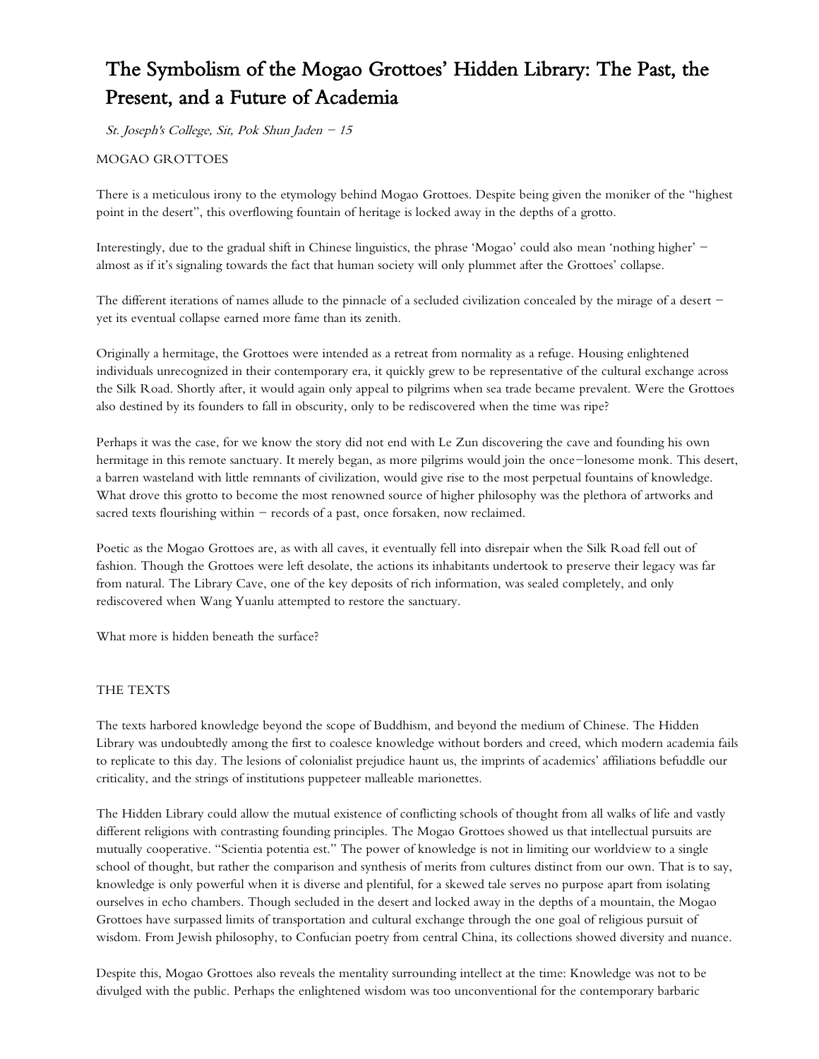# The Symbolism of the Mogao Grottoes' Hidden Library: The Past, the Present, and a Future of Academia

*St. Joseph's College, Sit, Pok Shun Jaden – 15*

MOGAO GROTTOES

There is a meticulous irony to the etymology behind Mogao Grottoes. Despite being given the moniker of the "highest point in the desert", this overflowing fountain of heritage is locked away in the depths of a grotto.

Interestingly, due to the gradual shift in Chinese linguistics, the phrase 'Mogao' could also mean 'nothing higher' – almost as if it's signaling towards the fact that human society will only plummet after the Grottoes' collapse.

The different iterations of names allude to the pinnacle of a secluded civilization concealed by the mirage of a desert – yet its eventual collapse earned more fame than its zenith.

Originally a hermitage, the Grottoes were intended as a retreat from normality as a refuge. Housing enlightened individuals unrecognized in their contemporary era, it quickly grew to be representative of the cultural exchange across the Silk Road. Shortly after, it would again only appeal to pilgrims when sea trade became prevalent. Were the Grottoes also destined by its founders to fall in obscurity, only to be rediscovered when the time was ripe?

Perhaps it was the case, for we know the story did not end with Le Zun discovering the cave and founding his own hermitage in this remote sanctuary. It merely began, as more pilgrims would join the once–lonesome monk. This desert, a barren wasteland with little remnants of civilization, would give rise to the most perpetual fountains of knowledge. What drove this grotto to become the most renowned source of higher philosophy was the plethora of artworks and sacred texts flourishing within – records of a past, once forsaken, now reclaimed.

Poetic as the Mogao Grottoes are, as with all caves, it eventually fell into disrepair when the Silk Road fell out of fashion. Though the Grottoes were left desolate, the actions its inhabitants undertook to preserve their legacy was far from natural. The Library Cave, one of the key deposits of rich information, was sealed completely, and only rediscovered when Wang Yuanlu attempted to restore the sanctuary.

What more is hidden beneath the surface?

THE TEXTS

The texts harbored knowledge beyond the scope of Buddhism, and beyond the medium of Chinese. The Hidden Library was undoubtedly among the first to coalesce knowledge without borders and creed, which modern academia fails to replicate to this day. The lesions of colonialist prejudice haunt us, the imprints of academics' affiliations befuddle our criticality, and the strings of institutions puppeteer malleable marionettes.

The Hidden Library could allow the mutual existence of conflicting schools of thought from all walks of life and vastly different religions with contrasting founding principles. The Mogao Grottoes showed us that intellectual pursuits are mutually cooperative. "Scientia potentia est." The power of knowledge is not in limiting our worldview to a single school of thought, but rather the comparison and synthesis of merits from cultures distinct from our own. That is to say, knowledge is only powerful when it is diverse and plentiful, for a skewed tale serves no purpose apart from isolating ourselves in echo chambers. Though secluded in the desert and locked away in the depths of a mountain, the Mogao Grottoes have surpassed limits of transportation and cultural exchange through the one goal of religious pursuit of wisdom. From Jewish philosophy, to Confucian poetry from central China, its collections showed diversity and nuance.

Despite this, Mogao Grottoes also reveals the mentality surrounding intellect at the time: Knowledge was not to be divulged with the public. Perhaps the enlightened wisdom was too unconventional for the contemporary barbaric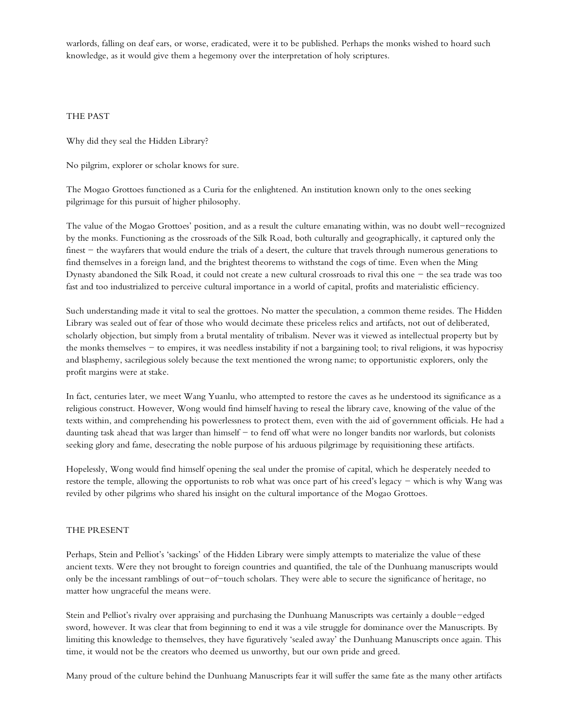warlords, falling on deaf ears, or worse, eradicated, were it to be published. Perhaps the monks wished to hoard such knowledge, as it would give them a hegemony over the interpretation of holy scriptures.

## THE PAST

Why did they seal the Hidden Library?

No pilgrim, explorer or scholar knows for sure.

The Mogao Grottoes functioned as a Curia for the enlightened. An institution known only to the ones seeking pilgrimage for this pursuit of higher philosophy.

The value of the Mogao Grottoes' position, and as a result the culture emanating within, was no doubt well-recognized by the monks. Functioning as the crossroads of the Silk Road, both culturally and geographically, it captured only the finest – the wayfarers that would endure the trials of a desert, the culture that travels through numerous generations to find themselves in a foreign land, and the brightest theorems to withstand the cogs of time. Even when the Ming Dynasty abandoned the Silk Road, it could not create a new cultural crossroads to rival this one – the sea trade was too fast and too industrialized to perceive cultural importance in a world of capital, profits and materialistic efficiency.

Such understanding made it vital to seal the grottoes. No matter the speculation, a common theme resides. The Hidden Library was sealed out of fear of those who would decimate these priceless relics and artifacts, not out of deliberated, scholarly objection, but simply from a brutal mentality of tribalism. Never was it viewed as intellectual property but by the monks themselves – to empires, it was needless instability if not a bargaining tool; to rival religions, it was hypocrisy and blasphemy, sacrilegious solely because the text mentioned the wrong name; to opportunistic explorers, only the profit margins were at stake.

In fact, centuries later, we meet Wang Yuanlu, who attempted to restore the caves as he understood its significance as a religious construct. However, Wong would find himself having to reseal the library cave, knowing of the value of the texts within, and comprehending his powerlessness to protect them, even with the aid of government officials. He had a daunting task ahead that was larger than himself – to fend off what were no longer bandits nor warlords, but colonists seeking glory and fame, desecrating the noble purpose of his arduous pilgrimage by requisitioning these artifacts.

Hopelessly, Wong would find himself opening the seal under the promise of capital, which he desperately needed to restore the temple, allowing the opportunists to rob what was once part of his creed's legacy – which is why Wang was reviled by other pilgrims who shared his insight on the cultural importance of the Mogao Grottoes.

## THE PRESENT

Perhaps, Stein and Pelliot's 'sackings' of the Hidden Library were simply attempts to materialize the value of these ancient texts. Were they not brought to foreign countries and quantified, the tale of the Dunhuang manuscripts would only be the incessant ramblings of out-of-touch scholars. They were able to secure the significance of heritage, no matter how ungraceful the means were.

Stein and Pelliot's rivalry over appraising and purchasing the Dunhuang Manuscripts was certainly a double-edged sword, however. It was clear that from beginning to end it was a vile struggle for dominance over the Manuscripts. By limiting this knowledge to themselves, they have figuratively 'sealed away' the Dunhuang Manuscripts once again. This time, it would not be the creators who deemed us unworthy, but our own pride and greed.

Many proud of the culture behind the Dunhuang Manuscripts fear it will suffer the same fate as the many other artifacts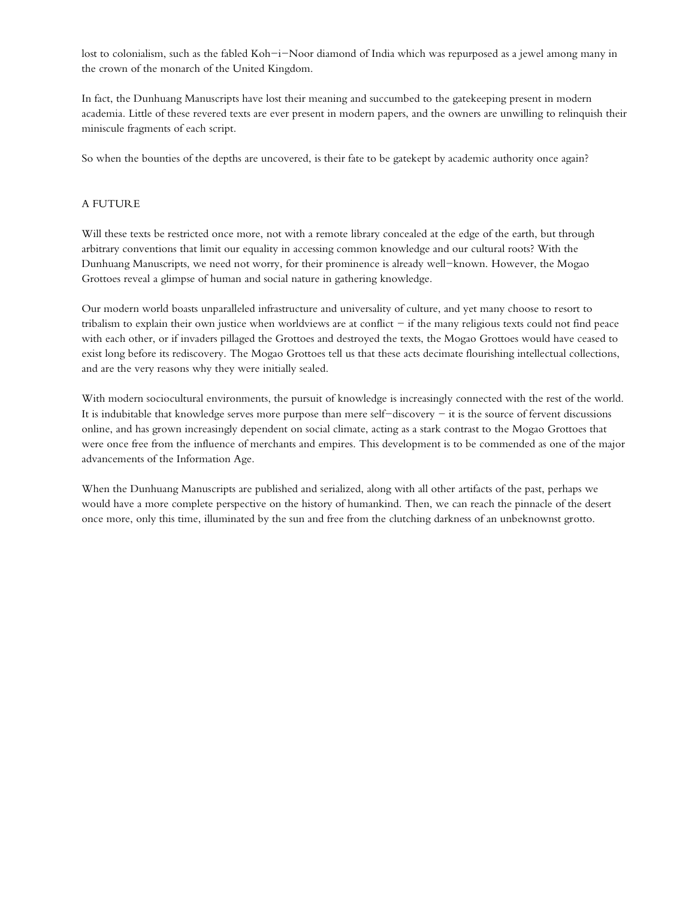lost to colonialism, such as the fabled Koh–i–Noor diamond of India which was repurposed as a jewel among many in the crown of the monarch of the United Kingdom.

In fact, the Dunhuang Manuscripts have lost their meaning and succumbed to the gatekeeping present in modern academia. Little of these revered texts are ever present in modern papers, and the owners are unwilling to relinquish their miniscule fragments of each script.

So when the bounties of the depths are uncovered, is their fate to be gatekept by academic authority once again?

## A FUTURE

Will these texts be restricted once more, not with a remote library concealed at the edge of the earth, but through arbitrary conventions that limit our equality in accessing common knowledge and our cultural roots? With the Dunhuang Manuscripts, we need not worry, for their prominence is already well–known. However, the Mogao Grottoes reveal a glimpse of human and social nature in gathering knowledge.

Our modern world boasts unparalleled infrastructure and universality of culture, and yet many choose to resort to tribalism to explain their own justice when worldviews are at conflict – if the many religious texts could not find peace with each other, or if invaders pillaged the Grottoes and destroyed the texts, the Mogao Grottoes would have ceased to exist long before its rediscovery. The Mogao Grottoes tell us that these acts decimate flourishing intellectual collections, and are the very reasons why they were initially sealed.

With modern sociocultural environments, the pursuit of knowledge is increasingly connected with the rest of the world. It is indubitable that knowledge serves more purpose than mere self–discovery – it is the source of fervent discussions online, and has grown increasingly dependent on social climate, acting as a stark contrast to the Mogao Grottoes that were once free from the influence of merchants and empires. This development is to be commended as one of the major advancements of the Information Age.

When the Dunhuang Manuscripts are published and serialized, along with all other artifacts of the past, perhaps we would have a more complete perspective on the history of humankind. Then, we can reach the pinnacle of the desert once more, only this time, illuminated by the sun and free from the clutching darkness of an unbeknownst grotto.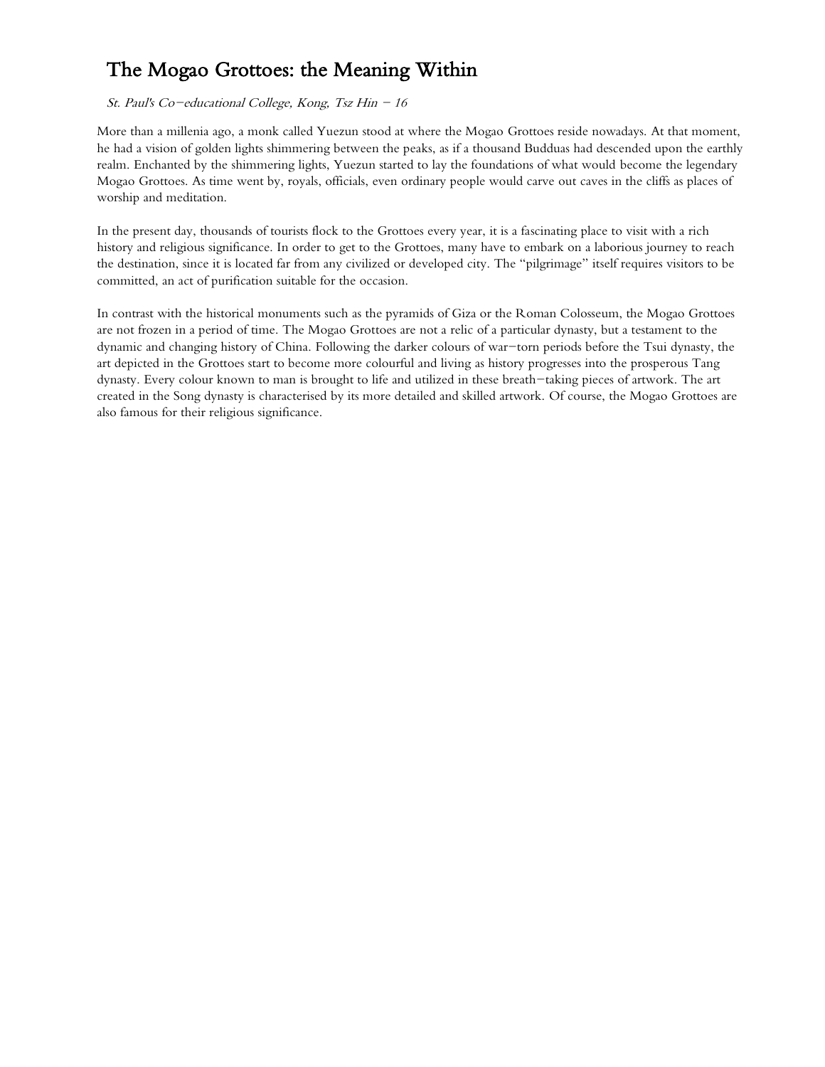# The Mogao Grottoes: the Meaning Within

*St. Paul's Co-educational College, Kong, Tsz Hin – 16*

More than a millenia ago, a monk called Yuezun stood at where the Mogao Grottoes reside nowadays. At that moment, he had a vision of golden lights shimmering between the peaks, as if a thousand Budduas had descended upon the earthly realm. Enchanted by the shimmering lights, Yuezun started to lay the foundations of what would become the legendary Mogao Grottoes. As time went by, royals, officials, even ordinary people would carve out caves in the cliffs as places of worship and meditation.

In the present day, thousands of tourists flock to the Grottoes every year, it is a fascinating place to visit with a rich history and religious significance. In order to get to the Grottoes, many have to embark on a laborious journey to reach the destination, since it is located far from any civilized or developed city. The "pilgrimage" itself requires visitors to be committed, an act of purification suitable for the occasion.

In contrast with the historical monuments such as the pyramids of Giza or the Roman Colosseum, the Mogao Grottoes are not frozen in a period of time. The Mogao Grottoes are not a relic of a particular dynasty, but a testament to the dynamic and changing history of China. Following the darker colours of war-torn periods before the Tsui dynasty, the art depicted in the Grottoes start to become more colourful and living as history progresses into the prosperous Tang dynasty. Every colour known to man is brought to life and utilized in these breath-taking pieces of artwork. The art created in the Song dynasty is characterised by its more detailed and skilled artwork. Of course, the Mogao Grottoes are also famous for their religious significance.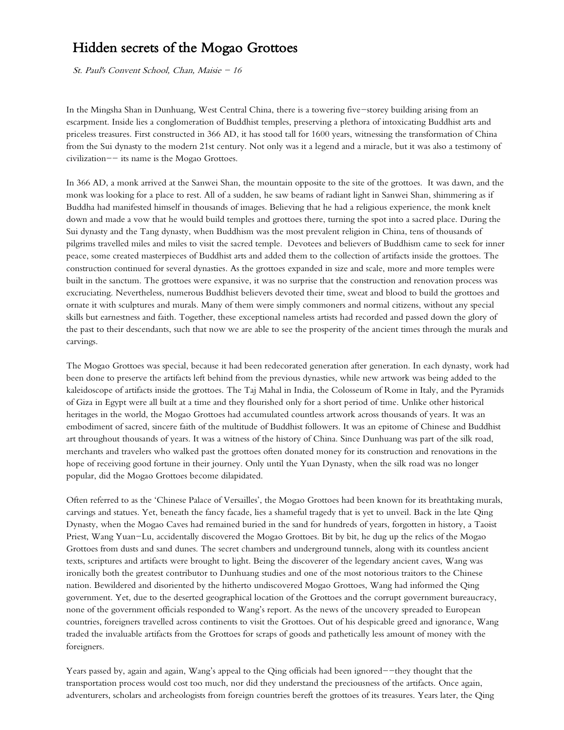# Hidden secrets of the Mogao Grottoes

*St. Paul's Convent School, Chan, Maisie – 16*

In the Mingsha Shan in Dunhuang, West Central China, there is a towering five–storey building arising from an escarpment. Inside lies a conglomeration of Buddhist temples, preserving a plethora of intoxicating Buddhist arts and priceless treasures. First constructed in 366 AD, it has stood tall for 1600 years, witnessing the transformation of China from the Sui dynasty to the modern 21st century. Not only was it a legend and a miracle, but it was also a testimony of civilization–– its name is the Mogao Grottoes.

In 366 AD, a monk arrived at the Sanwei Shan, the mountain opposite to the site of the grottoes. It was dawn, and the monk was looking for a place to rest. All of a sudden, he saw beams of radiant light in Sanwei Shan, shimmering as if Buddha had manifested himself in thousands of images. Believing that he had a religious experience, the monk knelt down and made a vow that he would build temples and grottoes there, turning the spot into a sacred place. During the Sui dynasty and the Tang dynasty, when Buddhism was the most prevalent religion in China, tens of thousands of pilgrims travelled miles and miles to visit the sacred temple. Devotees and believers of Buddhism came to seek for inner peace, some created masterpieces of Buddhist arts and added them to the collection of artifacts inside the grottoes. The construction continued for several dynasties. As the grottoes expanded in size and scale, more and more temples were built in the sanctum. The grottoes were expansive, it was no surprise that the construction and renovation process was excruciating. Nevertheless, numerous Buddhist believers devoted their time, sweat and blood to build the grottoes and ornate it with sculptures and murals. Many of them were simply commoners and normal citizens, without any special skills but earnestness and faith. Together, these exceptional nameless artists had recorded and passed down the glory of the past to their descendants, such that now we are able to see the prosperity of the ancient times through the murals and carvings.

The Mogao Grottoes was special, because it had been redecorated generation after generation. In each dynasty, work had been done to preserve the artifacts left behind from the previous dynasties, while new artwork was being added to the kaleidoscope of artifacts inside the grottoes. The Taj Mahal in India, the Colosseum of Rome in Italy, and the Pyramids of Giza in Egypt were all built at a time and they flourished only for a short period of time. Unlike other historical heritages in the world, the Mogao Grottoes had accumulated countless artwork across thousands of years. It was an embodiment of sacred, sincere faith of the multitude of Buddhist followers. It was an epitome of Chinese and Buddhist art throughout thousands of years. It was a witness of the history of China. Since Dunhuang was part of the silk road, merchants and travelers who walked past the grottoes often donated money for its construction and renovations in the hope of receiving good fortune in their journey. Only until the Yuan Dynasty, when the silk road was no longer popular, did the Mogao Grottoes become dilapidated.

Often referred to as the 'Chinese Palace of Versailles', the Mogao Grottoes had been known for its breathtaking murals, carvings and statues. Yet, beneath the fancy facade, lies a shameful tragedy that is yet to unveil. Back in the late Qing Dynasty, when the Mogao Caves had remained buried in the sand for hundreds of years, forgotten in history, a Taoist Priest, Wang Yuan–Lu, accidentally discovered the Mogao Grottoes. Bit by bit, he dug up the relics of the Mogao Grottoes from dusts and sand dunes. The secret chambers and underground tunnels, along with its countless ancient texts, scriptures and artifacts were brought to light. Being the discoverer of the legendary ancient caves, Wang was ironically both the greatest contributor to Dunhuang studies and one of the most notorious traitors to the Chinese nation. Bewildered and disoriented by the hitherto undiscovered Mogao Grottoes, Wang had informed the Qing government. Yet, due to the deserted geographical location of the Grottoes and the corrupt government bureaucracy, none of the government officials responded to Wang's report. As the news of the uncovery spreaded to European countries, foreigners travelled across continents to visit the Grottoes. Out of his despicable greed and ignorance, Wang traded the invaluable artifacts from the Grottoes for scraps of goods and pathetically less amount of money with the foreigners.

Years passed by, again and again, Wang's appeal to the Qing officials had been ignored––they thought that the transportation process would cost too much, nor did they understand the preciousness of the artifacts. Once again, adventurers, scholars and archeologists from foreign countries bereft the grottoes of its treasures. Years later, the Qing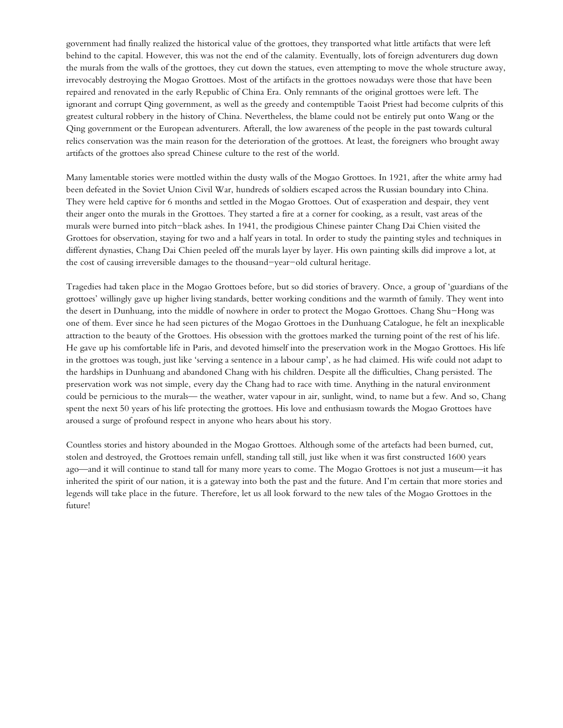government had finally realized the historical value of the grottoes, they transported what little artifacts that were left behind to the capital. However, this was not the end of the calamity. Eventually, lots of foreign adventurers dug down the murals from the walls of the grottoes, they cut down the statues, even attempting to move the whole structure away, irrevocably destroying the Mogao Grottoes. Most of the artifacts in the grottoes nowadays were those that have been repaired and renovated in the early Republic of China Era. Only remnants of the original grottoes were left. The ignorant and corrupt Qing government, as well as the greedy and contemptible Taoist Priest had become culprits of this greatest cultural robbery in the history of China. Nevertheless, the blame could not be entirely put onto Wang or the Qing government or the European adventurers. Afterall, the low awareness of the people in the past towards cultural relics conservation was the main reason for the deterioration of the grottoes. At least, the foreigners who brought away artifacts of the grottoes also spread Chinese culture to the rest of the world.

Many lamentable stories were mottled within the dusty walls of the Mogao Grottoes. In 1921, after the white army had been defeated in the Soviet Union Civil War, hundreds of soldiers escaped across the Russian boundary into China. They were held captive for 6 months and settled in the Mogao Grottoes. Out of exasperation and despair, they vent their anger onto the murals in the Grottoes. They started a fire at a corner for cooking, as a result, vast areas of the murals were burned into pitch−black ashes. In 1941, the prodigious Chinese painter Chang Dai Chien visited the Grottoes for observation, staying for two and a half years in total. In order to study the painting styles and techniques in different dynasties, Chang Dai Chien peeled off the murals layer by layer. His own painting skills did improve a lot, at the cost of causing irreversible damages to the thousand−year−old cultural heritage.

Tragedies had taken place in the Mogao Grottoes before, but so did stories of bravery. Once, a group of 'guardians of the grottoes' willingly gave up higher living standards, better working conditions and the warmth of family. They went into the desert in Dunhuang, into the middle of nowhere in order to protect the Mogao Grottoes. Chang Shu−Hong was one of them. Ever since he had seen pictures of the Mogao Grottoes in the Dunhuang Catalogue, he felt an inexplicable attraction to the beauty of the Grottoes. His obsession with the grottoes marked the turning point of the rest of his life. He gave up his comfortable life in Paris, and devoted himself into the preservation work in the Mogao Grottoes. His life in the grottoes was tough, just like 'serving a sentence in a labour camp', as he had claimed. His wife could not adapt to the hardships in Dunhuang and abandoned Chang with his children. Despite all the difficulties, Chang persisted. The preservation work was not simple, every day the Chang had to race with time. Anything in the natural environment could be pernicious to the murals— the weather, water vapour in air, sunlight, wind, to name but a few. And so, Chang spent the next 50 years of his life protecting the grottoes. His love and enthusiasm towards the Mogao Grottoes have aroused a surge of profound respect in anyone who hears about his story.

Countless stories and history abounded in the Mogao Grottoes. Although some of the artefacts had been burned, cut, stolen and destroyed, the Grottoes remain unfell, standing tall still, just like when it was first constructed 1600 years ago—and it will continue to stand tall for many more years to come. The Mogao Grottoes is not just a museum—it has inherited the spirit of our nation, it is a gateway into both the past and the future. And I'm certain that more stories and legends will take place in the future. Therefore, let us all look forward to the new tales of the Mogao Grottoes in the future!